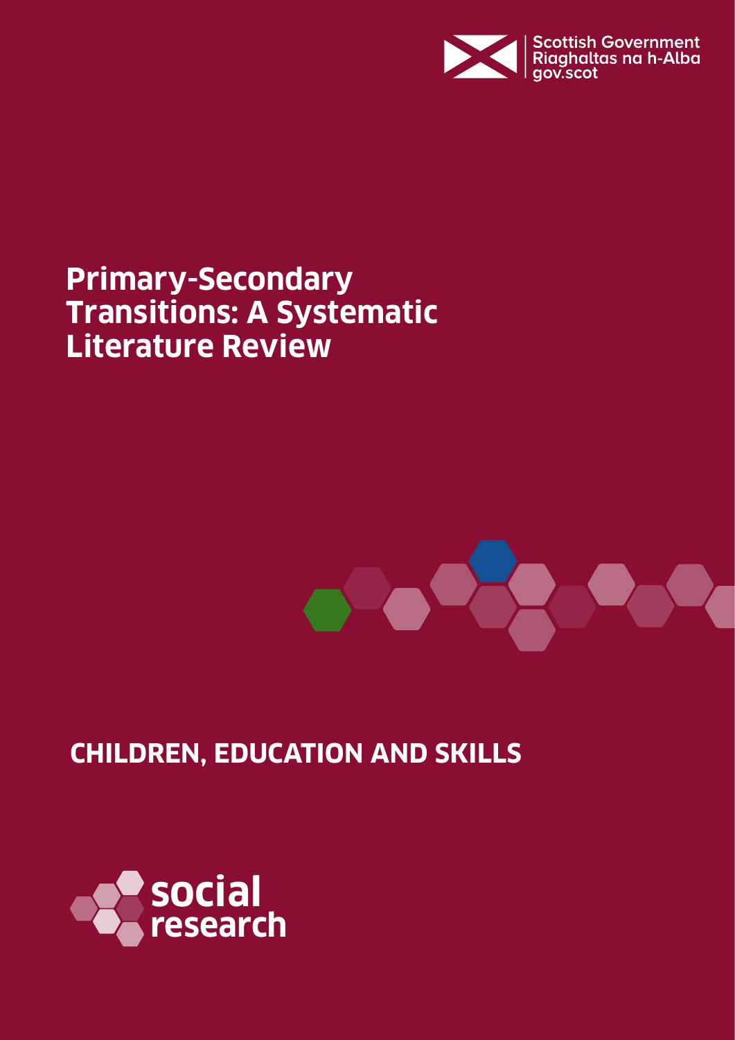Scottish Government
Riaghaltas na h-Alba
gov.scot

# Primary-Secondary Transitions: A Systematic Literature Review

## CHILDREN, EDUCATION AND SKILLS

social research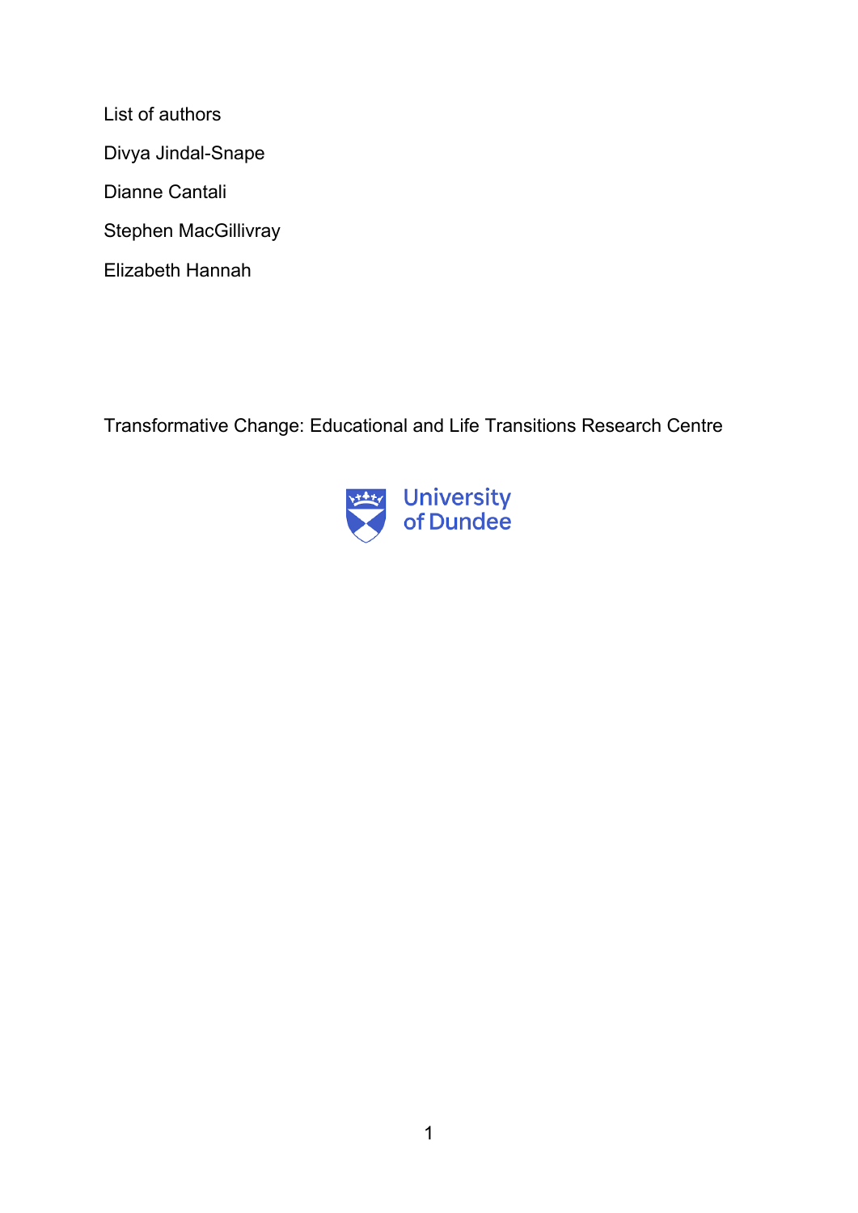List of authors

Divya Jindal-Snape

Dianne Cantali

Stephen MacGillivray

Elizabeth Hannah

Transformative Change: Educational and Life Transitions Research Centre

University of Dundee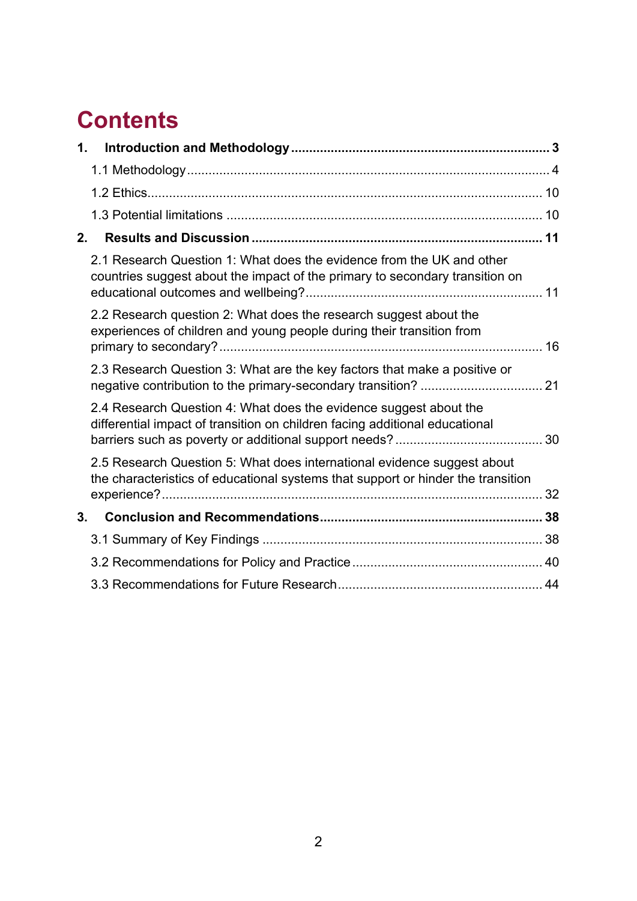# Contents

**1. Introduction and Methodology ... 3**

1.1 Methodology ... 4

1.2 Ethics ... 10

1.3 Potential limitations ... 10

**2. Results and Discussion ... 11**

2.1 Research Question 1: What does the evidence from the UK and other countries suggest about the impact of the primary to secondary transition on educational outcomes and wellbeing? ... 11

2.2 Research question 2: What does the research suggest about the experiences of children and young people during their transition from primary to secondary? ... 16

2.3 Research Question 3: What are the key factors that make a positive or negative contribution to the primary-secondary transition? ... 21

2.4 Research Question 4: What does the evidence suggest about the differential impact of transition on children facing additional educational barriers such as poverty or additional support needs? ... 30

2.5 Research Question 5: What does international evidence suggest about the characteristics of educational systems that support or hinder the transition experience? ... 32

**3. Conclusion and Recommendations ... 38**

3.1 Summary of Key Findings ... 38

3.2 Recommendations for Policy and Practice ... 40

3.3 Recommendations for Future Research ... 44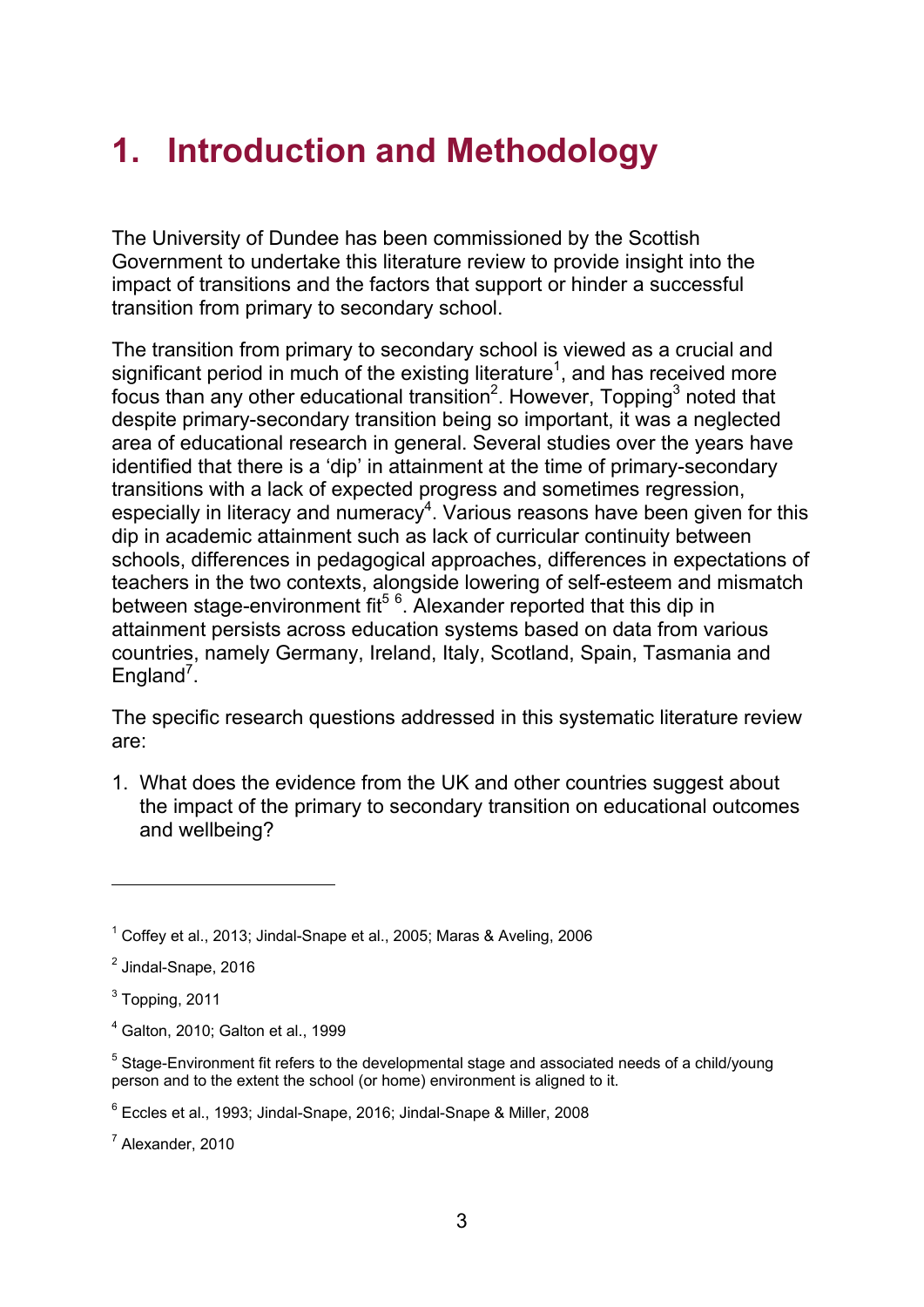# 1. Introduction and Methodology

The University of Dundee has been commissioned by the Scottish Government to undertake this literature review to provide insight into the impact of transitions and the factors that support or hinder a successful transition from primary to secondary school.

The transition from primary to secondary school is viewed as a crucial and significant period in much of the existing literature[1], and has received more focus than any other educational transition[2]. However, Topping[3] noted that despite primary-secondary transition being so important, it was a neglected area of educational research in general. Several studies over the years have identified that there is a 'dip' in attainment at the time of primary-secondary transitions with a lack of expected progress and sometimes regression, especially in literacy and numeracy[4]. Various reasons have been given for this dip in academic attainment such as lack of curricular continuity between schools, differences in pedagogical approaches, differences in expectations of teachers in the two contexts, alongside lowering of self-esteem and mismatch between stage-environment fit[5] [6]. Alexander reported that this dip in attainment persists across education systems based on data from various countries, namely Germany, Ireland, Italy, Scotland, Spain, Tasmania and England[7].

The specific research questions addressed in this systematic literature review are:

1. What does the evidence from the UK and other countries suggest about the impact of the primary to secondary transition on educational outcomes and wellbeing?

---

[1] Coffey et al., 2013; Jindal-Snape et al., 2005; Maras & Aveling, 2006

[2] Jindal-Snape, 2016

[3] Topping, 2011

[4] Galton, 2010; Galton et al., 1999

[5] Stage-Environment fit refers to the developmental stage and associated needs of a child/young person and to the extent the school (or home) environment is aligned to it.

[6] Eccles et al., 1993; Jindal-Snape, 2016; Jindal-Snape & Miller, 2008

[7] Alexander, 2010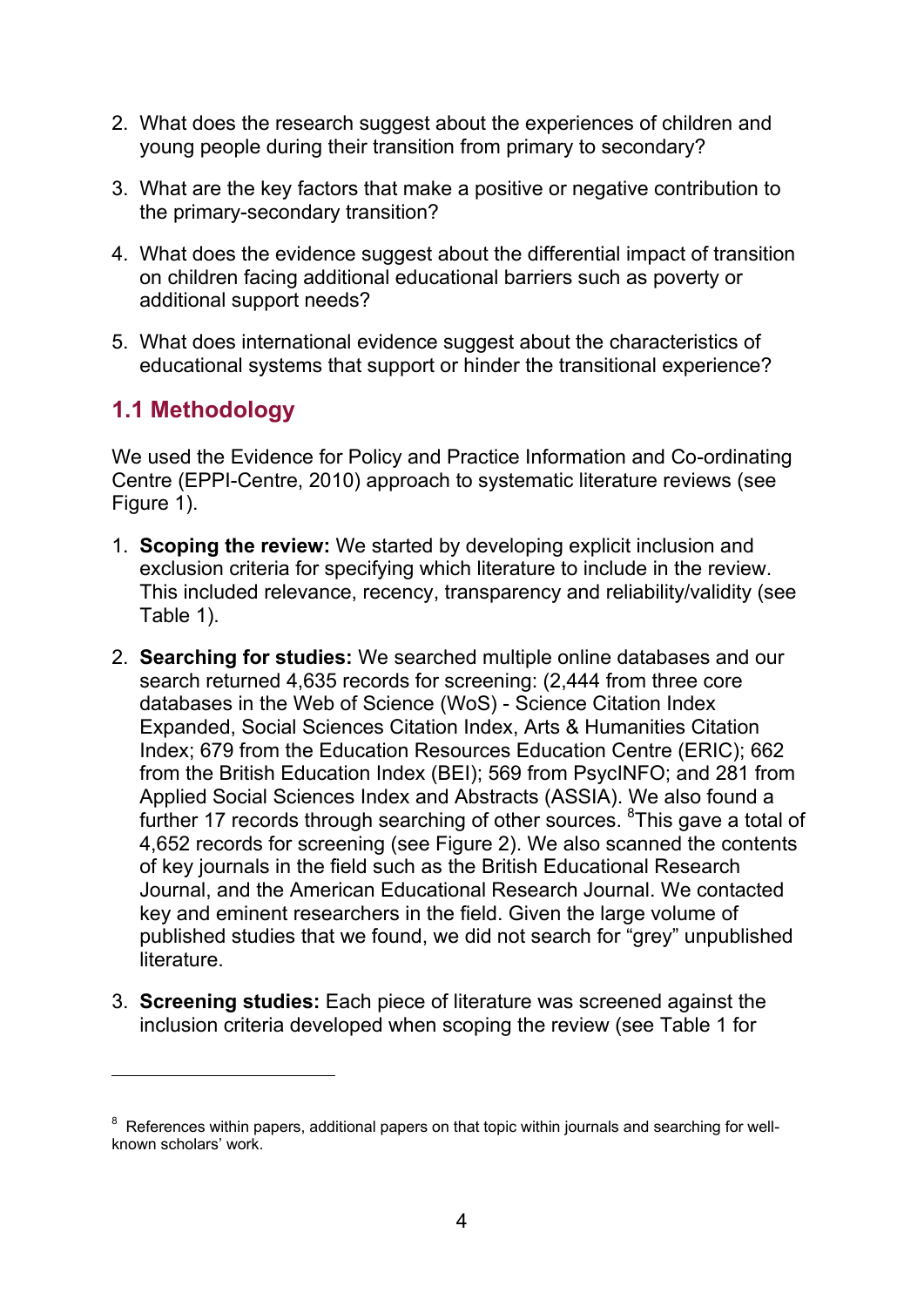2. What does the research suggest about the experiences of children and young people during their transition from primary to secondary?

3. What are the key factors that make a positive or negative contribution to the primary-secondary transition?

4. What does the evidence suggest about the differential impact of transition on children facing additional educational barriers such as poverty or additional support needs?

5. What does international evidence suggest about the characteristics of educational systems that support or hinder the transitional experience?

## 1.1 Methodology

We used the Evidence for Policy and Practice Information and Co-ordinating Centre (EPPI-Centre, 2010) approach to systematic literature reviews (see Figure 1).

1. **Scoping the review:** We started by developing explicit inclusion and exclusion criteria for specifying which literature to include in the review. This included relevance, recency, transparency and reliability/validity (see Table 1).

2. **Searching for studies:** We searched multiple online databases and our search returned 4,635 records for screening: (2,444 from three core databases in the Web of Science (WoS) - Science Citation Index Expanded, Social Sciences Citation Index, Arts & Humanities Citation Index; 679 from the Education Resources Education Centre (ERIC); 662 from the British Education Index (BEI); 569 from PsycINFO; and 281 from Applied Social Sciences Index and Abstracts (ASSIA). We also found a further 17 records through searching of other sources. [8]This gave a total of 4,652 records for screening (see Figure 2). We also scanned the contents of key journals in the field such as the British Educational Research Journal, and the American Educational Research Journal. We contacted key and eminent researchers in the field. Given the large volume of published studies that we found, we did not search for "grey" unpublished literature.

3. **Screening studies:** Each piece of literature was screened against the inclusion criteria developed when scoping the review (see Table 1 for

---

[8] References within papers, additional papers on that topic within journals and searching for well-known scholars' work.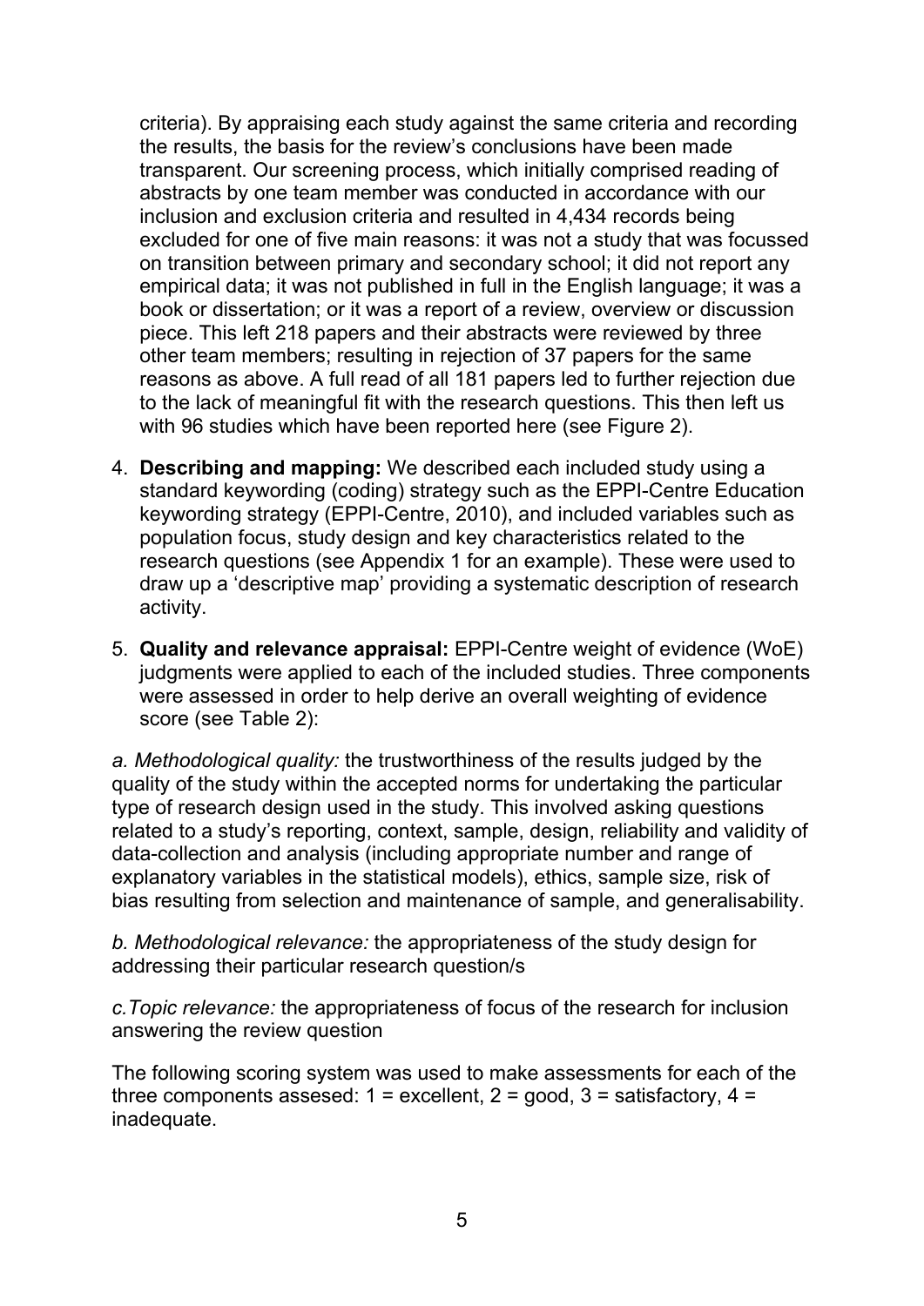criteria). By appraising each study against the same criteria and recording the results, the basis for the review's conclusions have been made transparent. Our screening process, which initially comprised reading of abstracts by one team member was conducted in accordance with our inclusion and exclusion criteria and resulted in 4,434 records being excluded for one of five main reasons: it was not a study that was focussed on transition between primary and secondary school; it did not report any empirical data; it was not published in full in the English language; it was a book or dissertation; or it was a report of a review, overview or discussion piece. This left 218 papers and their abstracts were reviewed by three other team members; resulting in rejection of 37 papers for the same reasons as above. A full read of all 181 papers led to further rejection due to the lack of meaningful fit with the research questions. This then left us with 96 studies which have been reported here (see Figure 2).

4. **Describing and mapping:** We described each included study using a standard keywording (coding) strategy such as the EPPI-Centre Education keywording strategy (EPPI-Centre, 2010), and included variables such as population focus, study design and key characteristics related to the research questions (see Appendix 1 for an example). These were used to draw up a 'descriptive map' providing a systematic description of research activity.

5. **Quality and relevance appraisal:** EPPI-Centre weight of evidence (WoE) judgments were applied to each of the included studies. Three components were assessed in order to help derive an overall weighting of evidence score (see Table 2):

*a. Methodological quality:* the trustworthiness of the results judged by the quality of the study within the accepted norms for undertaking the particular type of research design used in the study. This involved asking questions related to a study's reporting, context, sample, design, reliability and validity of data-collection and analysis (including appropriate number and range of explanatory variables in the statistical models), ethics, sample size, risk of bias resulting from selection and maintenance of sample, and generalisability.

*b. Methodological relevance:* the appropriateness of the study design for addressing their particular research question/s

*c.Topic relevance:* the appropriateness of focus of the research for inclusion answering the review question

The following scoring system was used to make assessments for each of the three components assesed: 1 = excellent, 2 = good, 3 = satisfactory, 4 = inadequate.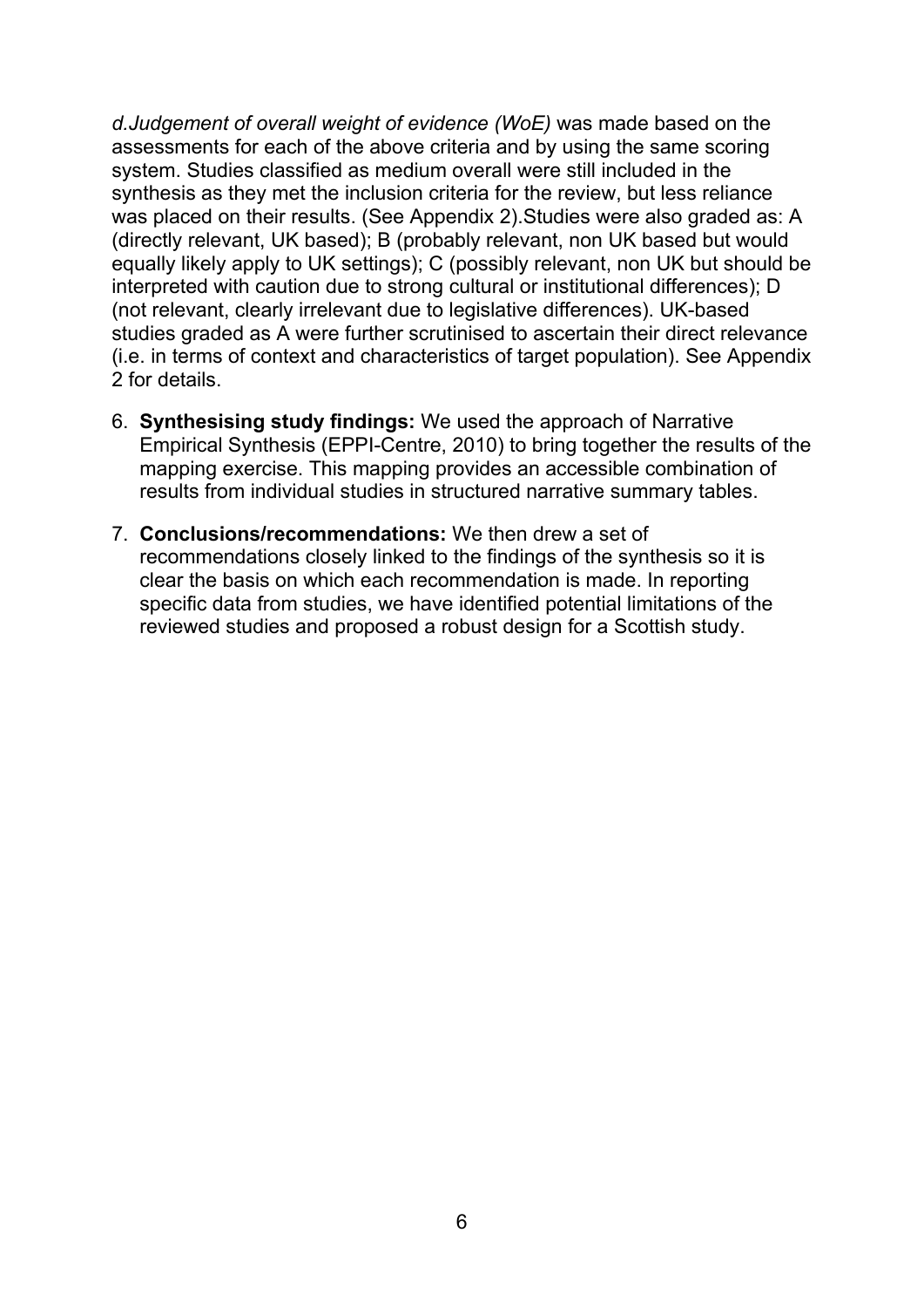*d.Judgement of overall weight of evidence (WoE)* was made based on the assessments for each of the above criteria and by using the same scoring system. Studies classified as medium overall were still included in the synthesis as they met the inclusion criteria for the review, but less reliance was placed on their results. (See Appendix 2).Studies were also graded as: A (directly relevant, UK based); B (probably relevant, non UK based but would equally likely apply to UK settings); C (possibly relevant, non UK but should be interpreted with caution due to strong cultural or institutional differences); D (not relevant, clearly irrelevant due to legislative differences). UK-based studies graded as A were further scrutinised to ascertain their direct relevance (i.e. in terms of context and characteristics of target population). See Appendix 2 for details.

6. **Synthesising study findings:** We used the approach of Narrative Empirical Synthesis (EPPI-Centre, 2010) to bring together the results of the mapping exercise. This mapping provides an accessible combination of results from individual studies in structured narrative summary tables.

7. **Conclusions/recommendations:** We then drew a set of recommendations closely linked to the findings of the synthesis so it is clear the basis on which each recommendation is made. In reporting specific data from studies, we have identified potential limitations of the reviewed studies and proposed a robust design for a Scottish study.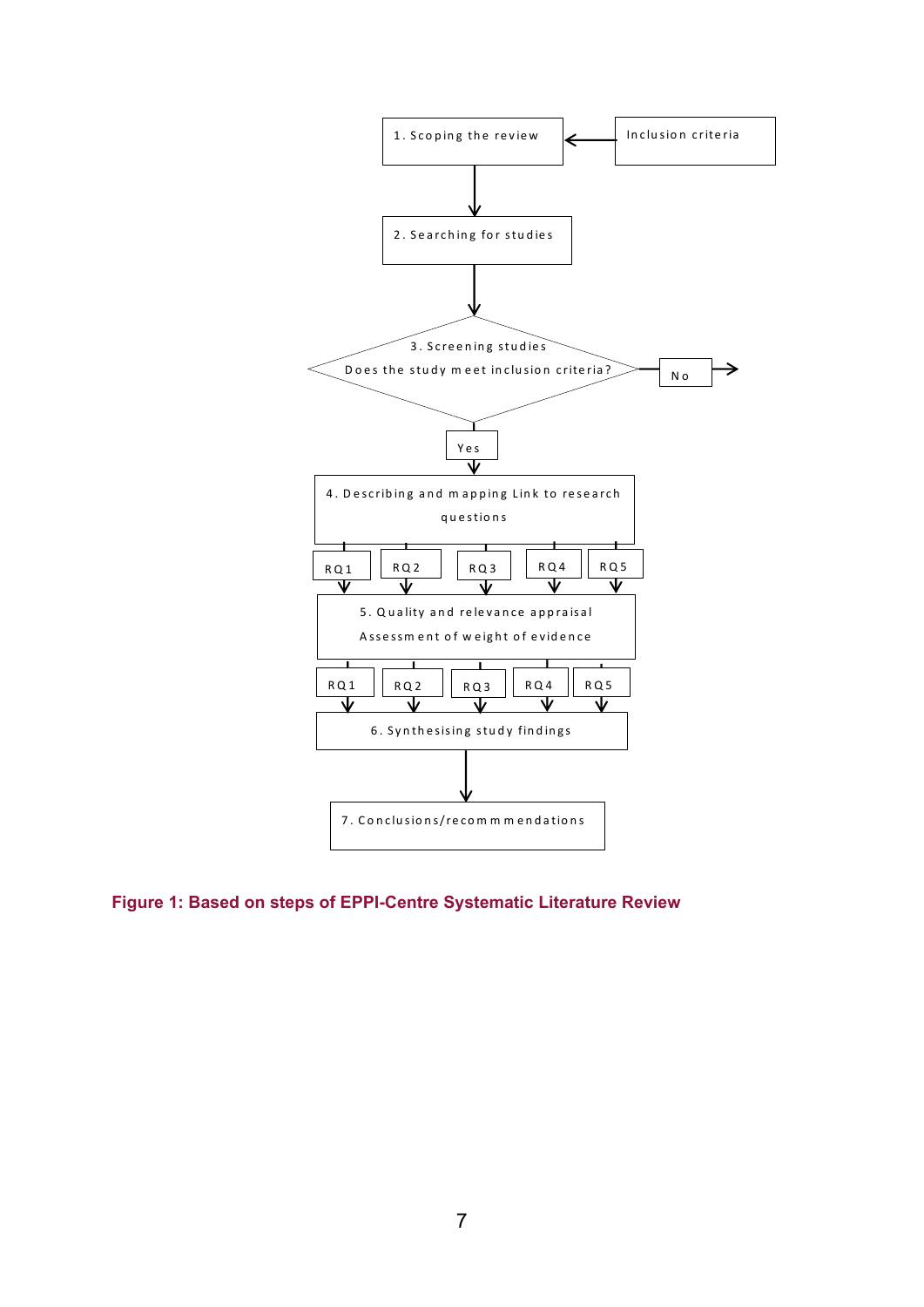1. Scoping the review ← Inclusion criteria

↓

2. Searching for studies

↓

3. Screening studies
Does the study meet inclusion criteria? → No →

↓ Yes

4. Describing and mapping Link to research questions

RQ1 | RQ2 | RQ3 | RQ4 | RQ5

↓

5. Quality and relevance appraisal
Assessment of weight of evidence

RQ1 | RQ2 | RQ3 | RQ4 | RQ5

↓

6. Synthesising study findings

↓

7. Conclusions/recommmendations

**Figure 1: Based on steps of EPPI-Centre Systematic Literature Review**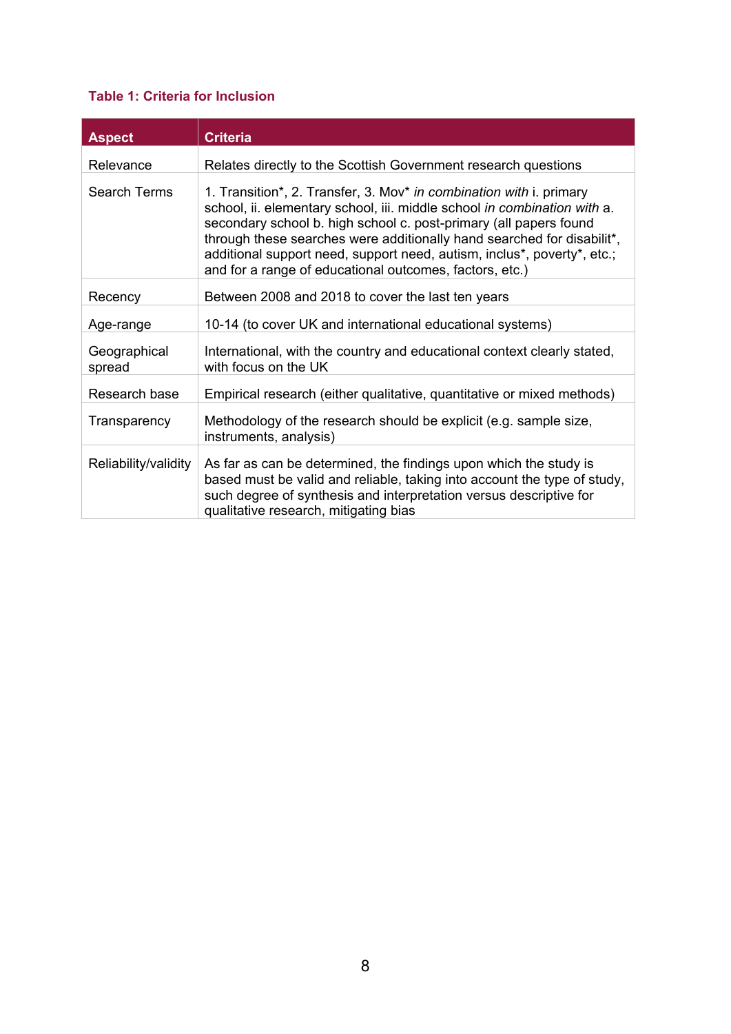**Table 1: Criteria for Inclusion**

| Aspect | Criteria |
|---|---|
| Relevance | Relates directly to the Scottish Government research questions |
| Search Terms | 1. Transition*, 2. Transfer, 3. Mov* *in combination with* i. primary school, ii. elementary school, iii. middle school *in combination with* a. secondary school b. high school c. post-primary (all papers found through these searches were additionally hand searched for disabilit*, additional support need, support need, autism, inclus*, poverty*, etc.; and for a range of educational outcomes, factors, etc.) |
| Recency | Between 2008 and 2018 to cover the last ten years |
| Age-range | 10-14 (to cover UK and international educational systems) |
| Geographical spread | International, with the country and educational context clearly stated, with focus on the UK |
| Research base | Empirical research (either qualitative, quantitative or mixed methods) |
| Transparency | Methodology of the research should be explicit (e.g. sample size, instruments, analysis) |
| Reliability/validity | As far as can be determined, the findings upon which the study is based must be valid and reliable, taking into account the type of study, such degree of synthesis and interpretation versus descriptive for qualitative research, mitigating bias |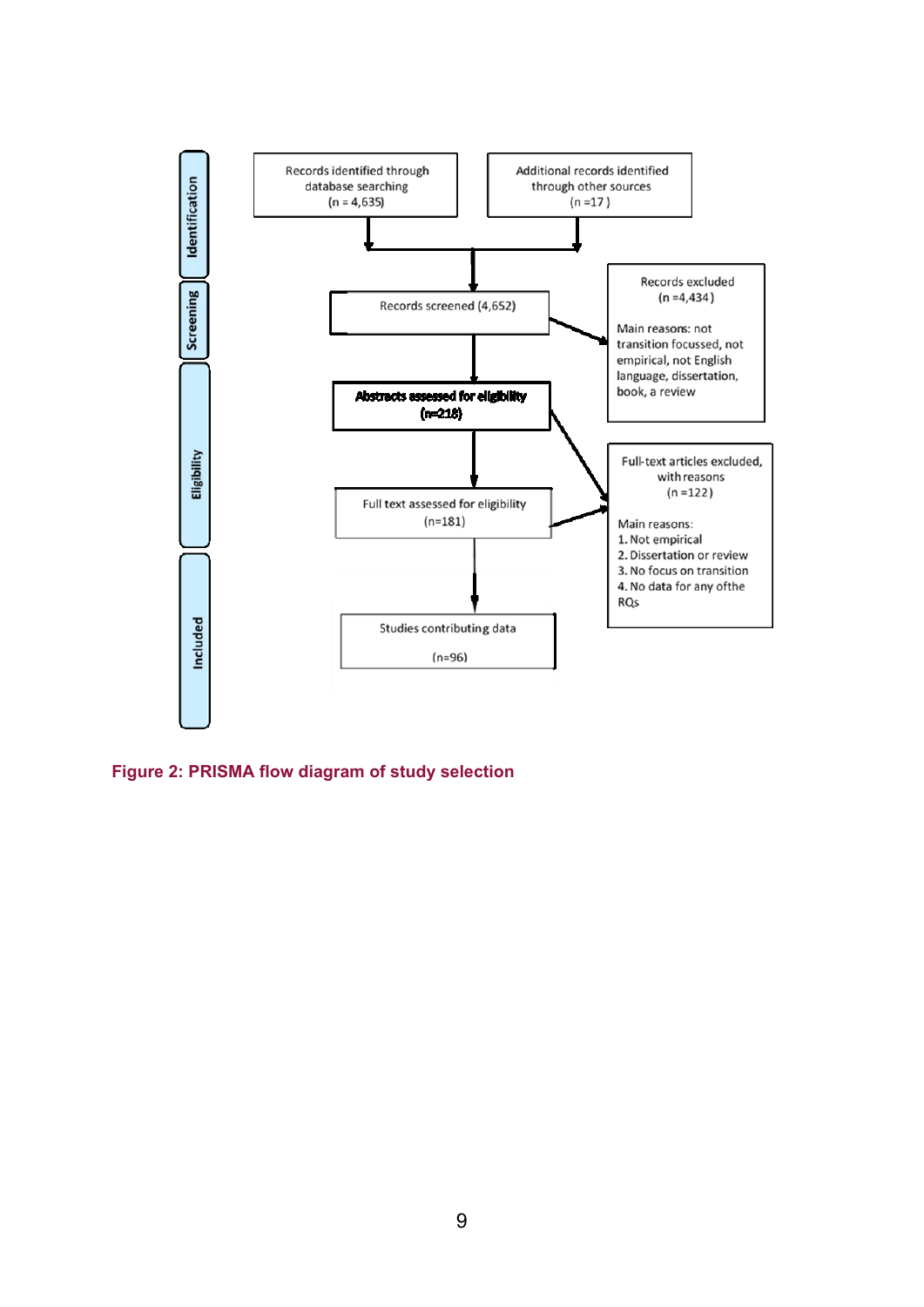Identification

Records identified through database searching (n = 4,635)

Additional records identified through other sources (n =17 )

Screening

Records screened (4,652)

Records excluded (n =4,434 )

Main reasons: not transition focussed, not empirical, not English language, dissertation, book, a review

Eligibility

**Abstracts assessed for eligibility (n=218)**

Full text assessed for eligibility (n=181)

Full-text articles excluded, with reasons (n =122 )

Main reasons:
1. Not empirical
2. Dissertation or review
3. No focus on transition
4. No data for any ofthe RQs

Included

Studies contributing data (n=96)

**Figure 2: PRISMA flow diagram of study selection**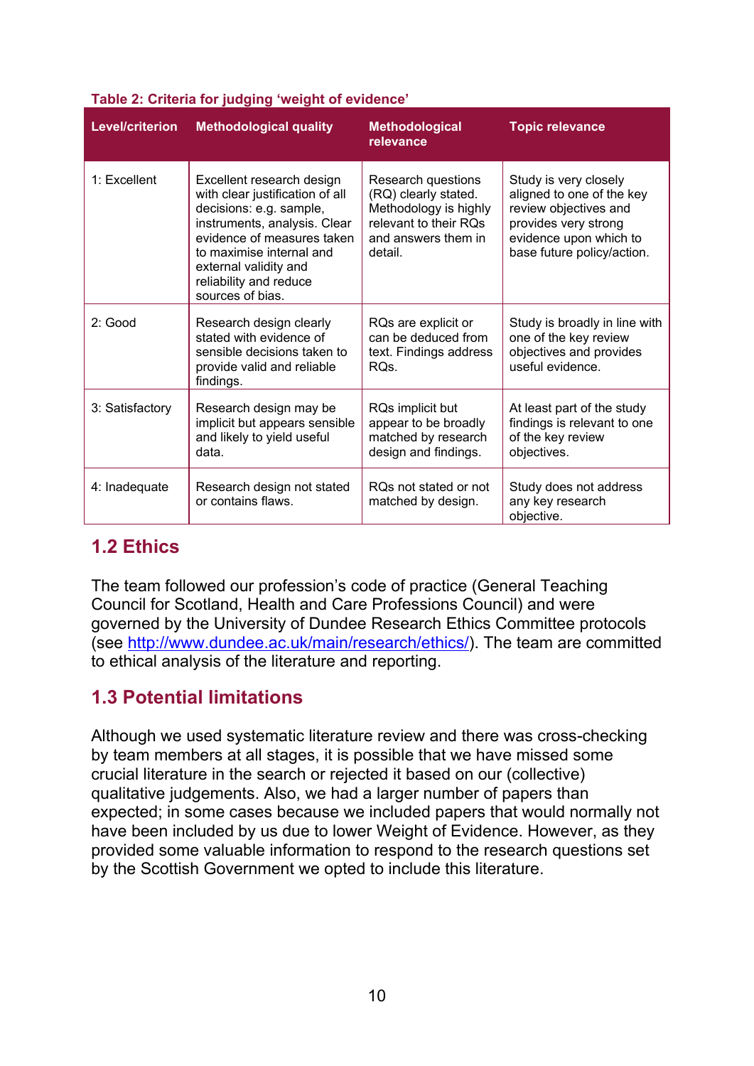**Table 2: Criteria for judging 'weight of evidence'**

| Level/criterion | Methodological quality | Methodological relevance | Topic relevance |
|---|---|---|---|
| 1: Excellent | Excellent research design with clear justification of all decisions: e.g. sample, instruments, analysis. Clear evidence of measures taken to maximise internal and external validity and reliability and reduce sources of bias. | Research questions (RQ) clearly stated. Methodology is highly relevant to their RQs and answers them in detail. | Study is very closely aligned to one of the key review objectives and provides very strong evidence upon which to base future policy/action. |
| 2: Good | Research design clearly stated with evidence of sensible decisions taken to provide valid and reliable findings. | RQs are explicit or can be deduced from text. Findings address RQs. | Study is broadly in line with one of the key review objectives and provides useful evidence. |
| 3: Satisfactory | Research design may be implicit but appears sensible and likely to yield useful data. | RQs implicit but appear to be broadly matched by research design and findings. | At least part of the study findings is relevant to one of the key review objectives. |
| 4: Inadequate | Research design not stated or contains flaws. | RQs not stated or not matched by design. | Study does not address any key research objective. |

## 1.2 Ethics

The team followed our profession's code of practice (General Teaching Council for Scotland, Health and Care Professions Council) and were governed by the University of Dundee Research Ethics Committee protocols (see http://www.dundee.ac.uk/main/research/ethics/). The team are committed to ethical analysis of the literature and reporting.

## 1.3 Potential limitations

Although we used systematic literature review and there was cross-checking by team members at all stages, it is possible that we have missed some crucial literature in the search or rejected it based on our (collective) qualitative judgements. Also, we had a larger number of papers than expected; in some cases because we included papers that would normally not have been included by us due to lower Weight of Evidence. However, as they provided some valuable information to respond to the research questions set by the Scottish Government we opted to include this literature.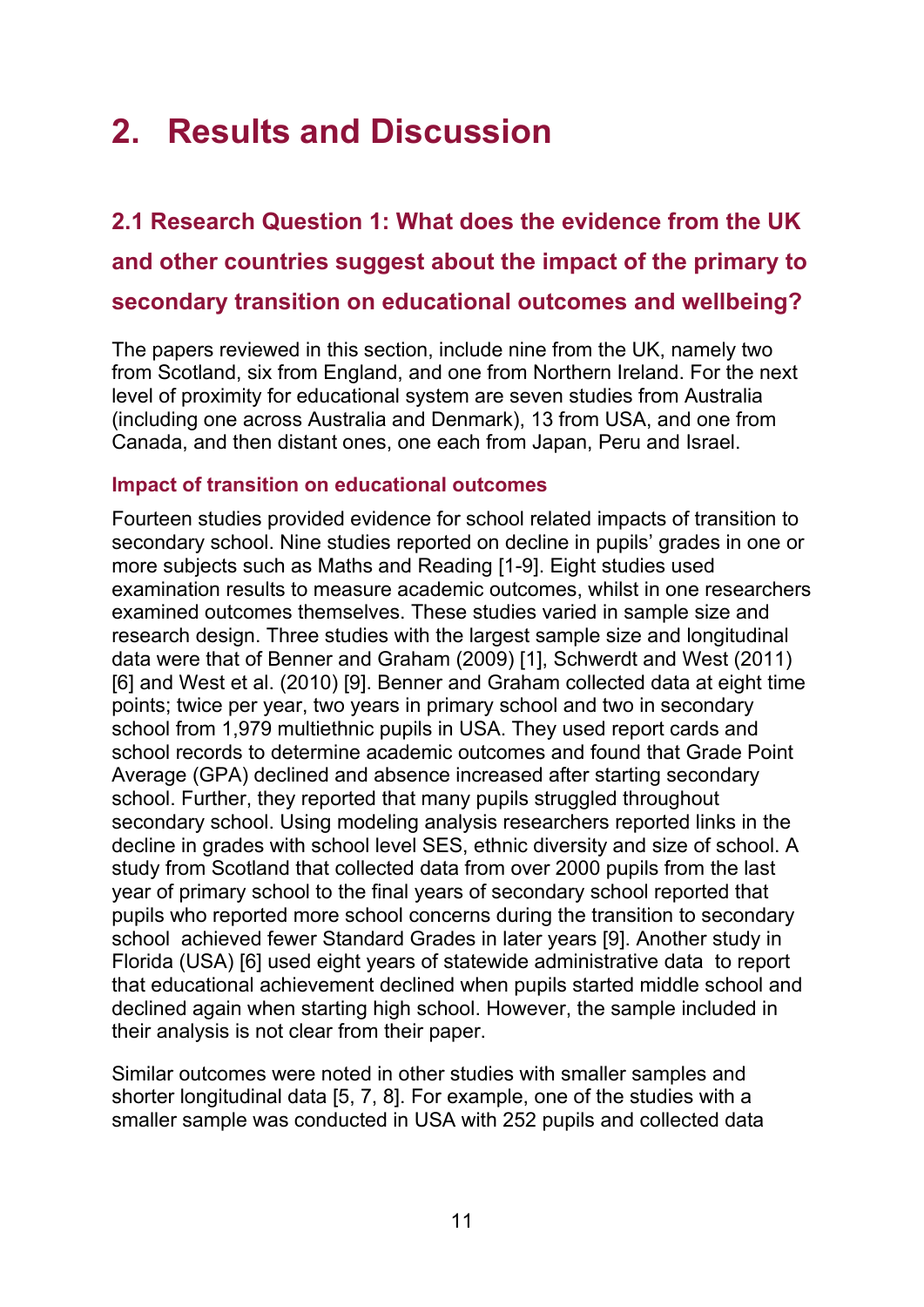# 2. Results and Discussion

## 2.1 Research Question 1: What does the evidence from the UK and other countries suggest about the impact of the primary to secondary transition on educational outcomes and wellbeing?

The papers reviewed in this section, include nine from the UK, namely two from Scotland, six from England, and one from Northern Ireland. For the next level of proximity for educational system are seven studies from Australia (including one across Australia and Denmark), 13 from USA, and one from Canada, and then distant ones, one each from Japan, Peru and Israel.

### Impact of transition on educational outcomes

Fourteen studies provided evidence for school related impacts of transition to secondary school. Nine studies reported on decline in pupils' grades in one or more subjects such as Maths and Reading [1-9]. Eight studies used examination results to measure academic outcomes, whilst in one researchers examined outcomes themselves. These studies varied in sample size and research design. Three studies with the largest sample size and longitudinal data were that of Benner and Graham (2009) [1], Schwerdt and West (2011) [6] and West et al. (2010) [9]. Benner and Graham collected data at eight time points; twice per year, two years in primary school and two in secondary school from 1,979 multiethnic pupils in USA. They used report cards and school records to determine academic outcomes and found that Grade Point Average (GPA) declined and absence increased after starting secondary school. Further, they reported that many pupils struggled throughout secondary school. Using modeling analysis researchers reported links in the decline in grades with school level SES, ethnic diversity and size of school. A study from Scotland that collected data from over 2000 pupils from the last year of primary school to the final years of secondary school reported that pupils who reported more school concerns during the transition to secondary school achieved fewer Standard Grades in later years [9]. Another study in Florida (USA) [6] used eight years of statewide administrative data to report that educational achievement declined when pupils started middle school and declined again when starting high school. However, the sample included in their analysis is not clear from their paper.

Similar outcomes were noted in other studies with smaller samples and shorter longitudinal data [5, 7, 8]. For example, one of the studies with a smaller sample was conducted in USA with 252 pupils and collected data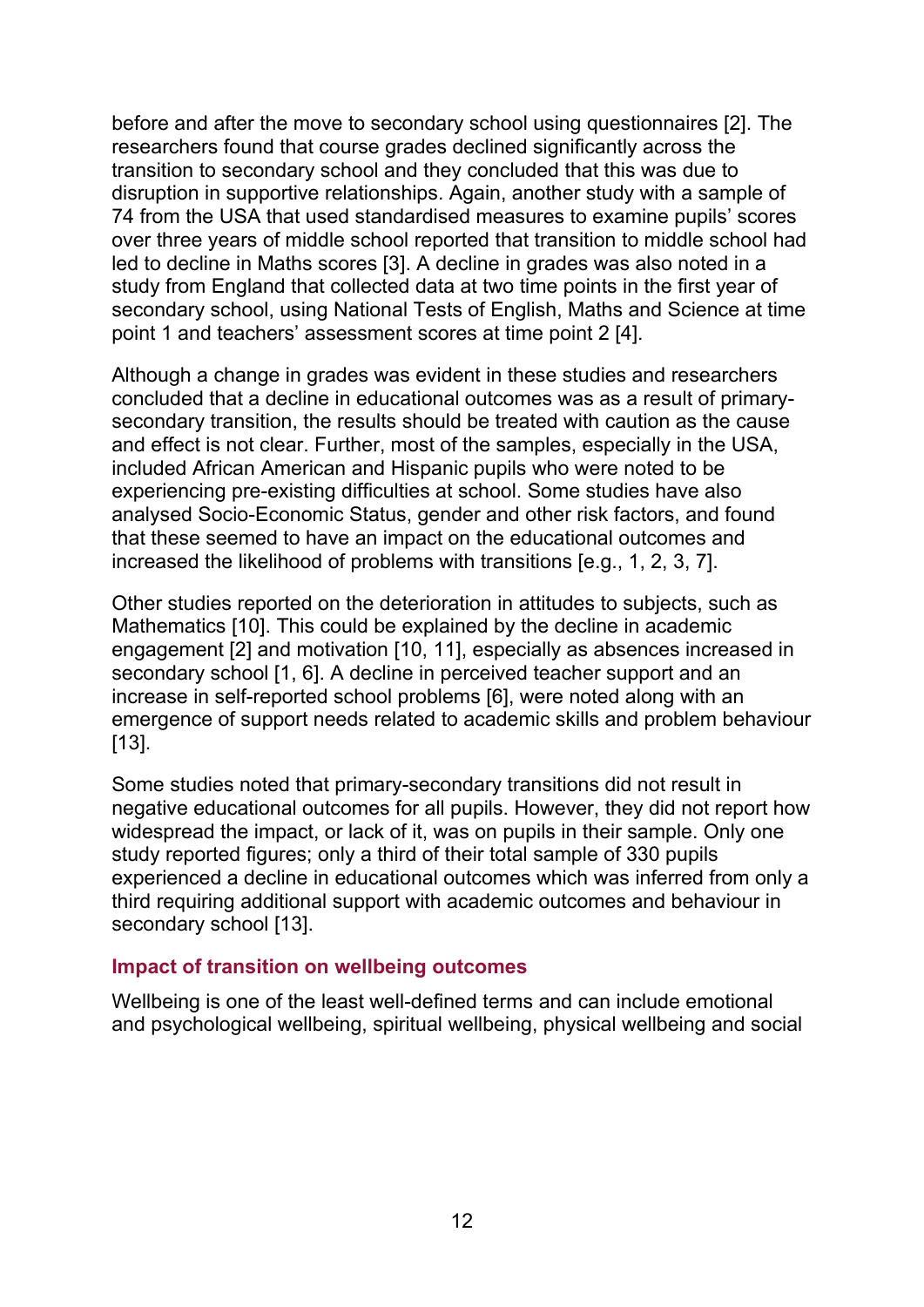before and after the move to secondary school using questionnaires [2]. The researchers found that course grades declined significantly across the transition to secondary school and they concluded that this was due to disruption in supportive relationships. Again, another study with a sample of 74 from the USA that used standardised measures to examine pupils' scores over three years of middle school reported that transition to middle school had led to decline in Maths scores [3]. A decline in grades was also noted in a study from England that collected data at two time points in the first year of secondary school, using National Tests of English, Maths and Science at time point 1 and teachers' assessment scores at time point 2 [4].

Although a change in grades was evident in these studies and researchers concluded that a decline in educational outcomes was as a result of primary-secondary transition, the results should be treated with caution as the cause and effect is not clear. Further, most of the samples, especially in the USA, included African American and Hispanic pupils who were noted to be experiencing pre-existing difficulties at school. Some studies have also analysed Socio-Economic Status, gender and other risk factors, and found that these seemed to have an impact on the educational outcomes and increased the likelihood of problems with transitions [e.g., 1, 2, 3, 7].

Other studies reported on the deterioration in attitudes to subjects, such as Mathematics [10]. This could be explained by the decline in academic engagement [2] and motivation [10, 11], especially as absences increased in secondary school [1, 6]. A decline in perceived teacher support and an increase in self-reported school problems [6], were noted along with an emergence of support needs related to academic skills and problem behaviour [13].

Some studies noted that primary-secondary transitions did not result in negative educational outcomes for all pupils. However, they did not report how widespread the impact, or lack of it, was on pupils in their sample. Only one study reported figures; only a third of their total sample of 330 pupils experienced a decline in educational outcomes which was inferred from only a third requiring additional support with academic outcomes and behaviour in secondary school [13].

### Impact of transition on wellbeing outcomes

Wellbeing is one of the least well-defined terms and can include emotional and psychological wellbeing, spiritual wellbeing, physical wellbeing and social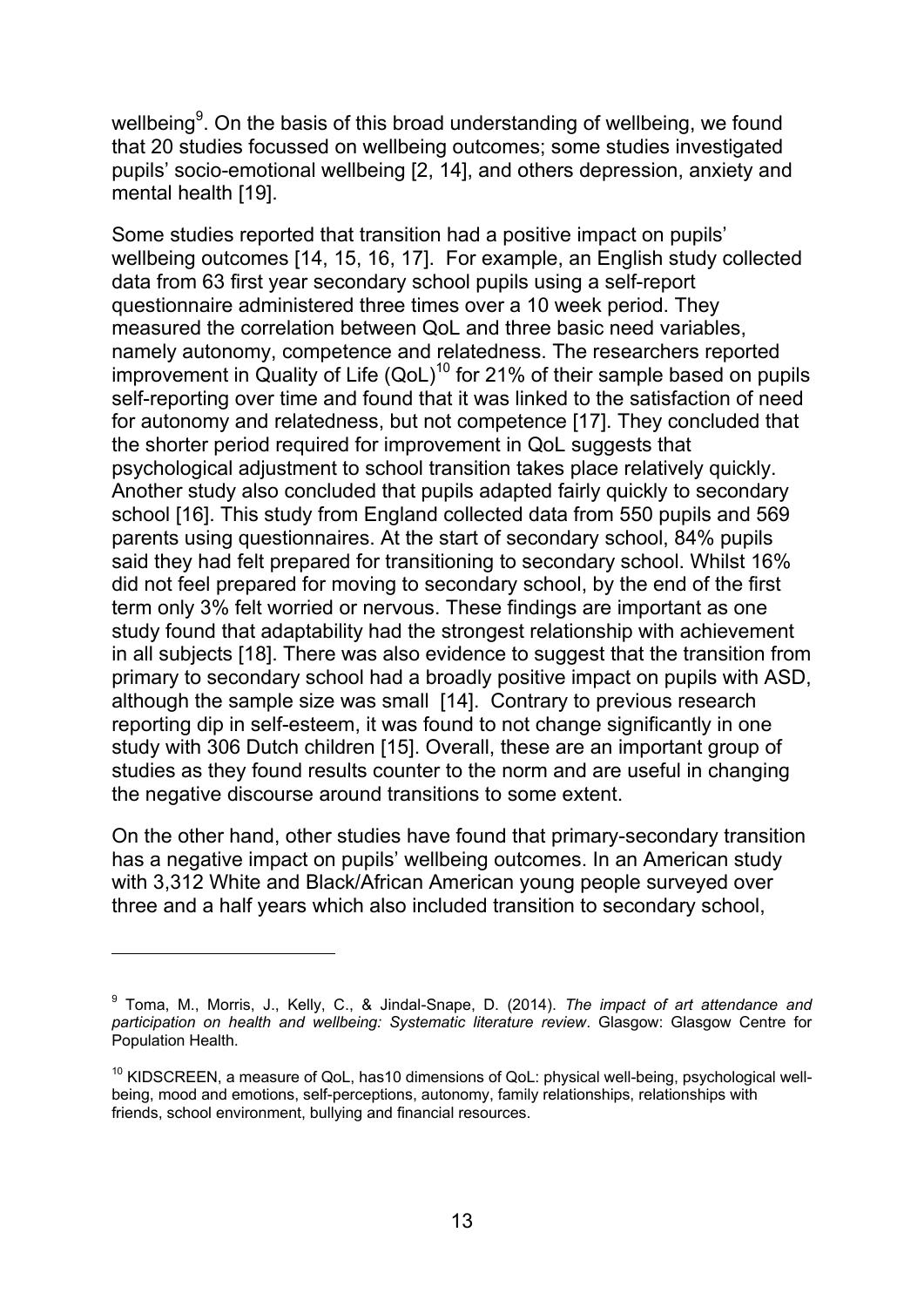wellbeing[9]. On the basis of this broad understanding of wellbeing, we found that 20 studies focussed on wellbeing outcomes; some studies investigated pupils' socio-emotional wellbeing [2, 14], and others depression, anxiety and mental health [19].

Some studies reported that transition had a positive impact on pupils' wellbeing outcomes [14, 15, 16, 17]. For example, an English study collected data from 63 first year secondary school pupils using a self-report questionnaire administered three times over a 10 week period. They measured the correlation between QoL and three basic need variables, namely autonomy, competence and relatedness. The researchers reported improvement in Quality of Life (QoL)[10] for 21% of their sample based on pupils self-reporting over time and found that it was linked to the satisfaction of need for autonomy and relatedness, but not competence [17]. They concluded that the shorter period required for improvement in QoL suggests that psychological adjustment to school transition takes place relatively quickly. Another study also concluded that pupils adapted fairly quickly to secondary school [16]. This study from England collected data from 550 pupils and 569 parents using questionnaires. At the start of secondary school, 84% pupils said they had felt prepared for transitioning to secondary school. Whilst 16% did not feel prepared for moving to secondary school, by the end of the first term only 3% felt worried or nervous. These findings are important as one study found that adaptability had the strongest relationship with achievement in all subjects [18]. There was also evidence to suggest that the transition from primary to secondary school had a broadly positive impact on pupils with ASD, although the sample size was small [14]. Contrary to previous research reporting dip in self-esteem, it was found to not change significantly in one study with 306 Dutch children [15]. Overall, these are an important group of studies as they found results counter to the norm and are useful in changing the negative discourse around transitions to some extent.

On the other hand, other studies have found that primary-secondary transition has a negative impact on pupils' wellbeing outcomes. In an American study with 3,312 White and Black/African American young people surveyed over three and a half years which also included transition to secondary school,

---

[9] Toma, M., Morris, J., Kelly, C., & Jindal-Snape, D. (2014). *The impact of art attendance and participation on health and wellbeing: Systematic literature review*. Glasgow: Glasgow Centre for Population Health.

[10] KIDSCREEN, a measure of QoL, has10 dimensions of QoL: physical well-being, psychological well-being, mood and emotions, self-perceptions, autonomy, family relationships, relationships with friends, school environment, bullying and financial resources.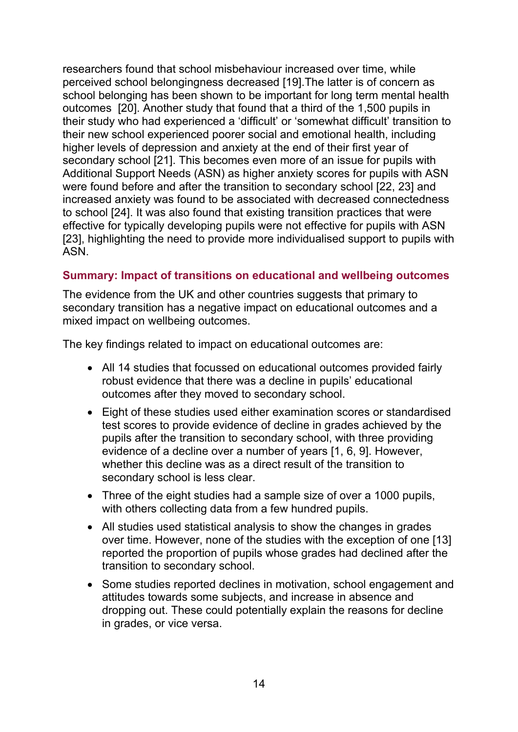researchers found that school misbehaviour increased over time, while perceived school belongingness decreased [19].The latter is of concern as school belonging has been shown to be important for long term mental health outcomes  [20]. Another study that found that a third of the 1,500 pupils in their study who had experienced a 'difficult' or 'somewhat difficult' transition to their new school experienced poorer social and emotional health, including higher levels of depression and anxiety at the end of their first year of secondary school [21]. This becomes even more of an issue for pupils with Additional Support Needs (ASN) as higher anxiety scores for pupils with ASN were found before and after the transition to secondary school [22, 23] and increased anxiety was found to be associated with decreased connectedness to school [24]. It was also found that existing transition practices that were effective for typically developing pupils were not effective for pupils with ASN [23], highlighting the need to provide more individualised support to pupils with ASN.

### Summary: Impact of transitions on educational and wellbeing outcomes

The evidence from the UK and other countries suggests that primary to secondary transition has a negative impact on educational outcomes and a mixed impact on wellbeing outcomes.

The key findings related to impact on educational outcomes are:

- All 14 studies that focussed on educational outcomes provided fairly robust evidence that there was a decline in pupils' educational outcomes after they moved to secondary school.
- Eight of these studies used either examination scores or standardised test scores to provide evidence of decline in grades achieved by the pupils after the transition to secondary school, with three providing evidence of a decline over a number of years [1, 6, 9]. However, whether this decline was as a direct result of the transition to secondary school is less clear.
- Three of the eight studies had a sample size of over a 1000 pupils, with others collecting data from a few hundred pupils.
- All studies used statistical analysis to show the changes in grades over time. However, none of the studies with the exception of one [13] reported the proportion of pupils whose grades had declined after the transition to secondary school.
- Some studies reported declines in motivation, school engagement and attitudes towards some subjects, and increase in absence and dropping out. These could potentially explain the reasons for decline in grades, or vice versa.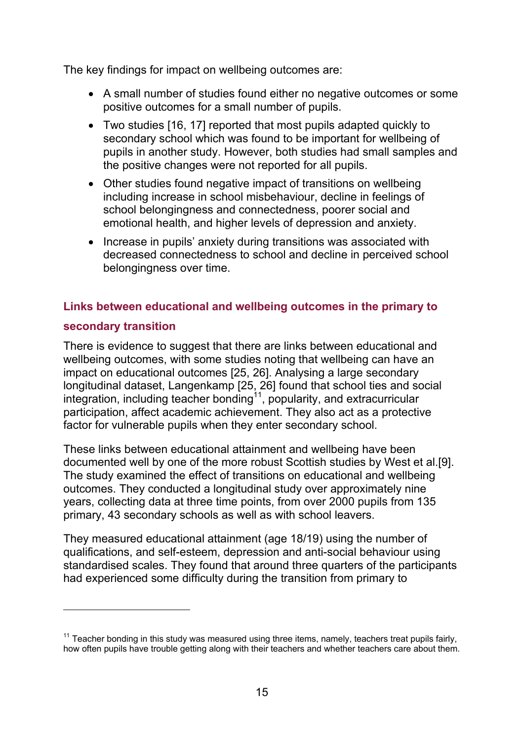The key findings for impact on wellbeing outcomes are:

- A small number of studies found either no negative outcomes or some positive outcomes for a small number of pupils.
- Two studies [16, 17] reported that most pupils adapted quickly to secondary school which was found to be important for wellbeing of pupils in another study. However, both studies had small samples and the positive changes were not reported for all pupils.
- Other studies found negative impact of transitions on wellbeing including increase in school misbehaviour, decline in feelings of school belongingness and connectedness, poorer social and emotional health, and higher levels of depression and anxiety.
- Increase in pupils' anxiety during transitions was associated with decreased connectedness to school and decline in perceived school belongingness over time.

### Links between educational and wellbeing outcomes in the primary to secondary transition

There is evidence to suggest that there are links between educational and wellbeing outcomes, with some studies noting that wellbeing can have an impact on educational outcomes [25, 26]. Analysing a large secondary longitudinal dataset, Langenkamp [25, 26] found that school ties and social integration, including teacher bonding[11], popularity, and extracurricular participation, affect academic achievement. They also act as a protective factor for vulnerable pupils when they enter secondary school.

These links between educational attainment and wellbeing have been documented well by one of the more robust Scottish studies by West et al.[9]. The study examined the effect of transitions on educational and wellbeing outcomes. They conducted a longitudinal study over approximately nine years, collecting data at three time points, from over 2000 pupils from 135 primary, 43 secondary schools as well as with school leavers.

They measured educational attainment (age 18/19) using the number of qualifications, and self-esteem, depression and anti-social behaviour using standardised scales. They found that around three quarters of the participants had experienced some difficulty during the transition from primary to

---

[11] Teacher bonding in this study was measured using three items, namely, teachers treat pupils fairly, how often pupils have trouble getting along with their teachers and whether teachers care about them.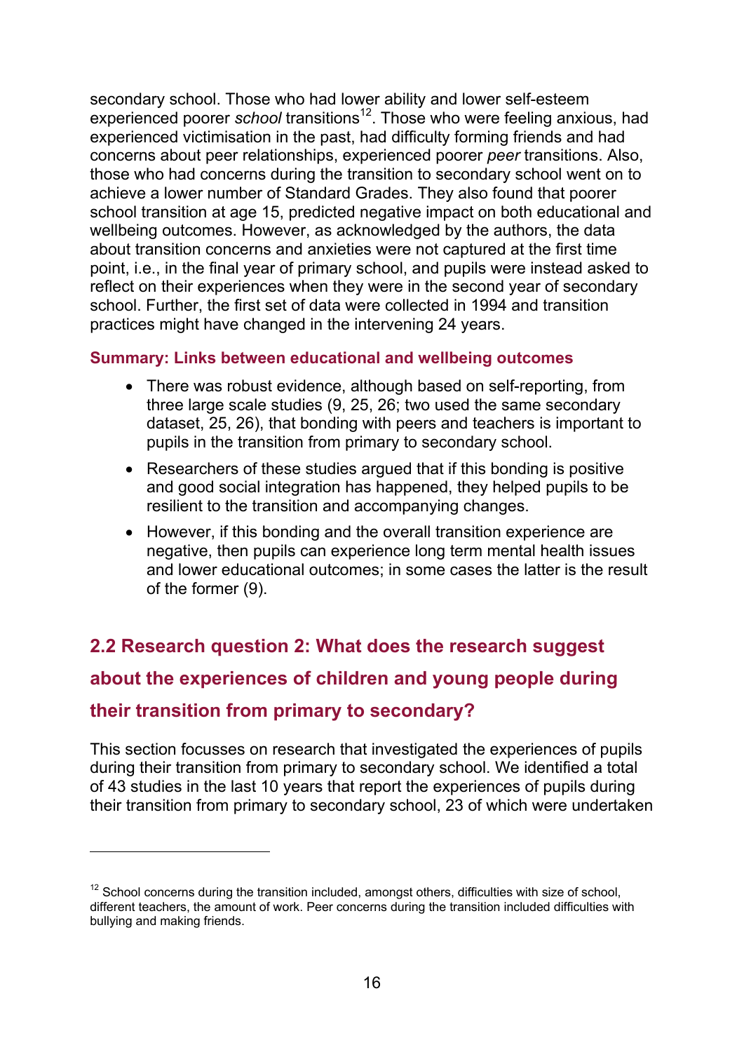secondary school. Those who had lower ability and lower self-esteem experienced poorer *school* transitions[12]. Those who were feeling anxious, had experienced victimisation in the past, had difficulty forming friends and had concerns about peer relationships, experienced poorer *peer* transitions. Also, those who had concerns during the transition to secondary school went on to achieve a lower number of Standard Grades. They also found that poorer school transition at age 15, predicted negative impact on both educational and wellbeing outcomes. However, as acknowledged by the authors, the data about transition concerns and anxieties were not captured at the first time point, i.e., in the final year of primary school, and pupils were instead asked to reflect on their experiences when they were in the second year of secondary school. Further, the first set of data were collected in 1994 and transition practices might have changed in the intervening 24 years.

#### Summary: Links between educational and wellbeing outcomes

- There was robust evidence, although based on self-reporting, from three large scale studies (9, 25, 26; two used the same secondary dataset, 25, 26), that bonding with peers and teachers is important to pupils in the transition from primary to secondary school.
- Researchers of these studies argued that if this bonding is positive and good social integration has happened, they helped pupils to be resilient to the transition and accompanying changes.
- However, if this bonding and the overall transition experience are negative, then pupils can experience long term mental health issues and lower educational outcomes; in some cases the latter is the result of the former (9).

## 2.2 Research question 2: What does the research suggest about the experiences of children and young people during their transition from primary to secondary?

This section focusses on research that investigated the experiences of pupils during their transition from primary to secondary school. We identified a total of 43 studies in the last 10 years that report the experiences of pupils during their transition from primary to secondary school, 23 of which were undertaken

[12] School concerns during the transition included, amongst others, difficulties with size of school, different teachers, the amount of work. Peer concerns during the transition included difficulties with bullying and making friends.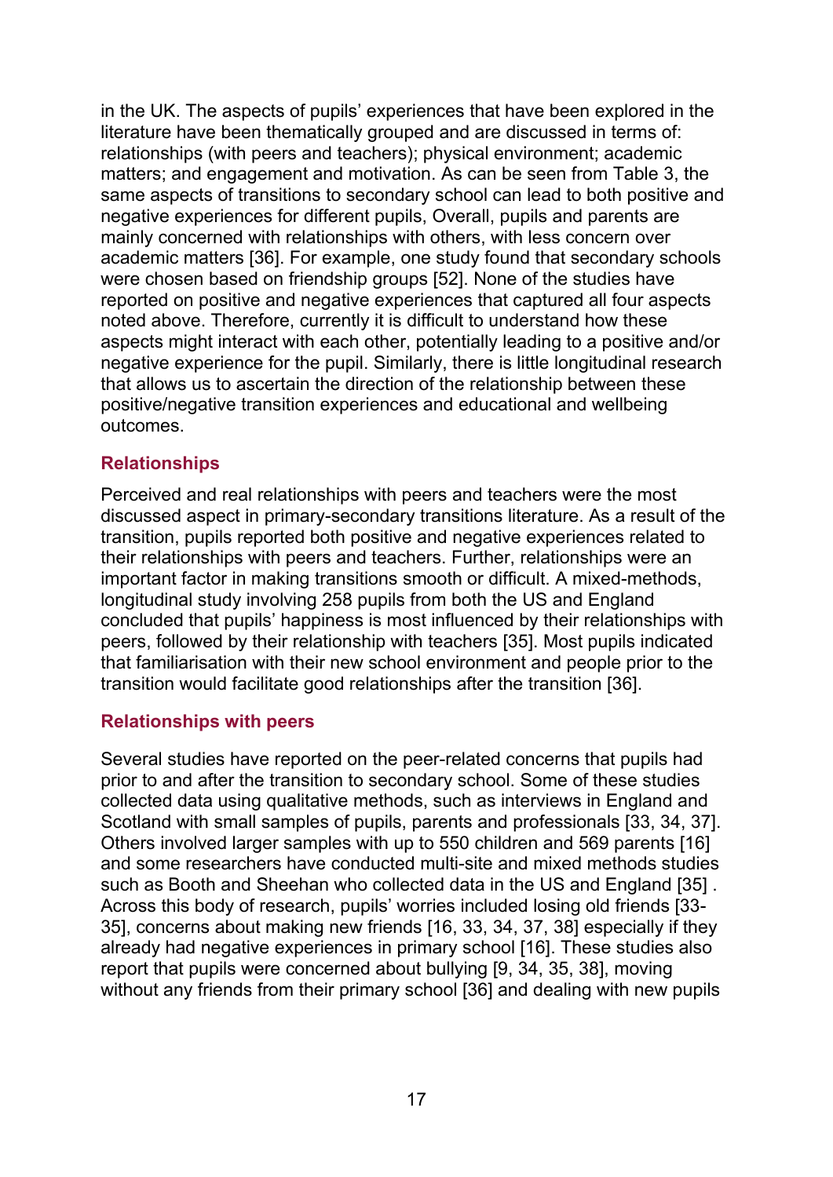in the UK. The aspects of pupils' experiences that have been explored in the literature have been thematically grouped and are discussed in terms of: relationships (with peers and teachers); physical environment; academic matters; and engagement and motivation. As can be seen from Table 3, the same aspects of transitions to secondary school can lead to both positive and negative experiences for different pupils, Overall, pupils and parents are mainly concerned with relationships with others, with less concern over academic matters [36]. For example, one study found that secondary schools were chosen based on friendship groups [52]. None of the studies have reported on positive and negative experiences that captured all four aspects noted above. Therefore, currently it is difficult to understand how these aspects might interact with each other, potentially leading to a positive and/or negative experience for the pupil. Similarly, there is little longitudinal research that allows us to ascertain the direction of the relationship between these positive/negative transition experiences and educational and wellbeing outcomes.

### Relationships

Perceived and real relationships with peers and teachers were the most discussed aspect in primary-secondary transitions literature. As a result of the transition, pupils reported both positive and negative experiences related to their relationships with peers and teachers. Further, relationships were an important factor in making transitions smooth or difficult. A mixed-methods, longitudinal study involving 258 pupils from both the US and England concluded that pupils' happiness is most influenced by their relationships with peers, followed by their relationship with teachers [35]. Most pupils indicated that familiarisation with their new school environment and people prior to the transition would facilitate good relationships after the transition [36].

#### Relationships with peers

Several studies have reported on the peer-related concerns that pupils had prior to and after the transition to secondary school. Some of these studies collected data using qualitative methods, such as interviews in England and Scotland with small samples of pupils, parents and professionals [33, 34, 37]. Others involved larger samples with up to 550 children and 569 parents [16] and some researchers have conducted multi-site and mixed methods studies such as Booth and Sheehan who collected data in the US and England [35] . Across this body of research, pupils' worries included losing old friends [33-35], concerns about making new friends [16, 33, 34, 37, 38] especially if they already had negative experiences in primary school [16]. These studies also report that pupils were concerned about bullying [9, 34, 35, 38], moving without any friends from their primary school [36] and dealing with new pupils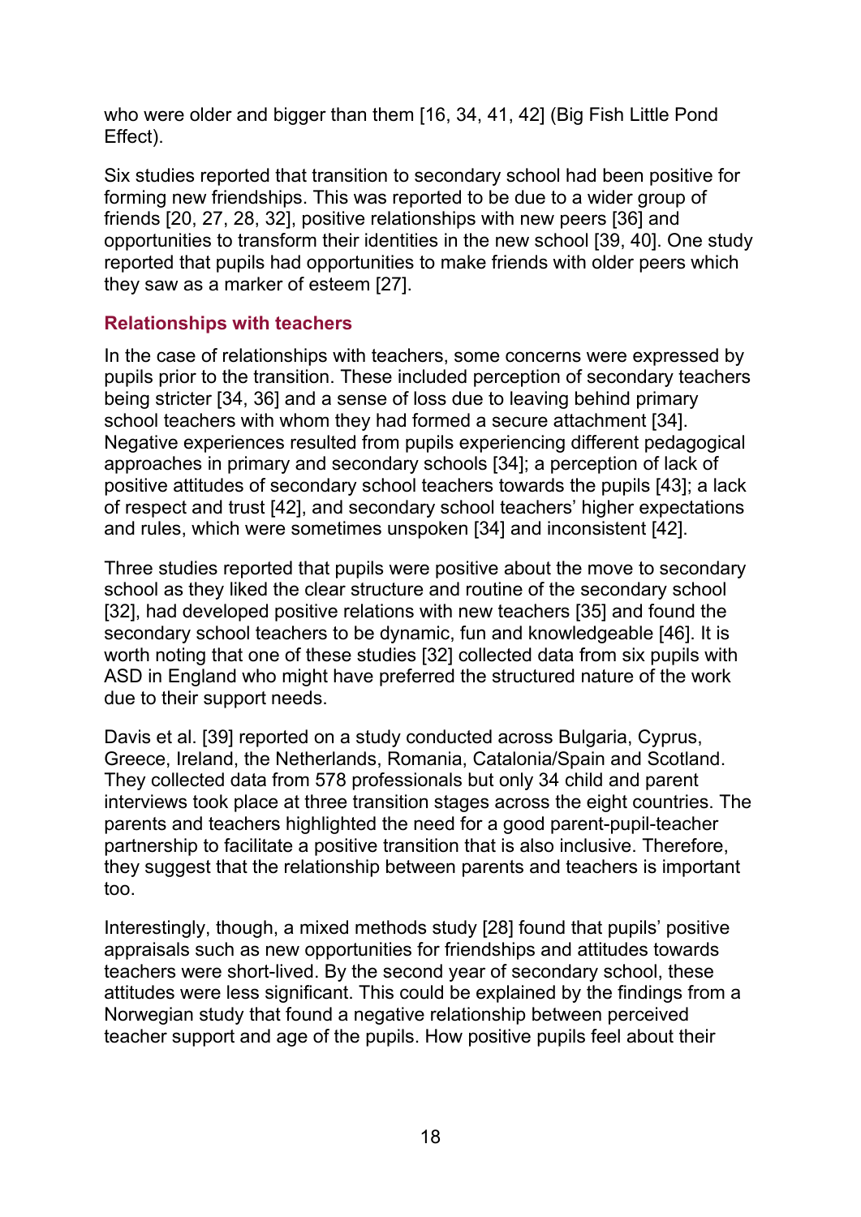who were older and bigger than them [16, 34, 41, 42] (Big Fish Little Pond Effect).

Six studies reported that transition to secondary school had been positive for forming new friendships. This was reported to be due to a wider group of friends [20, 27, 28, 32], positive relationships with new peers [36] and opportunities to transform their identities in the new school [39, 40]. One study reported that pupils had opportunities to make friends with older peers which they saw as a marker of esteem [27].

### Relationships with teachers

In the case of relationships with teachers, some concerns were expressed by pupils prior to the transition. These included perception of secondary teachers being stricter [34, 36] and a sense of loss due to leaving behind primary school teachers with whom they had formed a secure attachment [34]. Negative experiences resulted from pupils experiencing different pedagogical approaches in primary and secondary schools [34]; a perception of lack of positive attitudes of secondary school teachers towards the pupils [43]; a lack of respect and trust [42], and secondary school teachers' higher expectations and rules, which were sometimes unspoken [34] and inconsistent [42].

Three studies reported that pupils were positive about the move to secondary school as they liked the clear structure and routine of the secondary school [32], had developed positive relations with new teachers [35] and found the secondary school teachers to be dynamic, fun and knowledgeable [46]. It is worth noting that one of these studies [32] collected data from six pupils with ASD in England who might have preferred the structured nature of the work due to their support needs.

Davis et al. [39] reported on a study conducted across Bulgaria, Cyprus, Greece, Ireland, the Netherlands, Romania, Catalonia/Spain and Scotland. They collected data from 578 professionals but only 34 child and parent interviews took place at three transition stages across the eight countries. The parents and teachers highlighted the need for a good parent-pupil-teacher partnership to facilitate a positive transition that is also inclusive. Therefore, they suggest that the relationship between parents and teachers is important too.

Interestingly, though, a mixed methods study [28] found that pupils' positive appraisals such as new opportunities for friendships and attitudes towards teachers were short-lived. By the second year of secondary school, these attitudes were less significant. This could be explained by the findings from a Norwegian study that found a negative relationship between perceived teacher support and age of the pupils. How positive pupils feel about their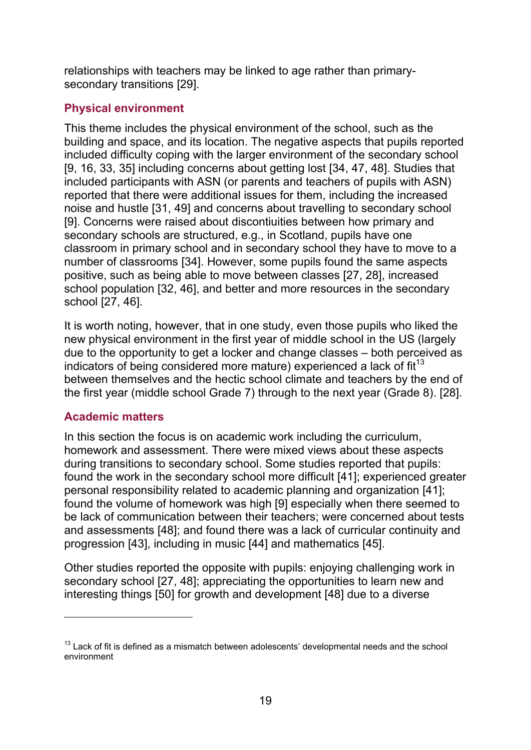relationships with teachers may be linked to age rather than primary-secondary transitions [29].

### Physical environment

This theme includes the physical environment of the school, such as the building and space, and its location. The negative aspects that pupils reported included difficulty coping with the larger environment of the secondary school [9, 16, 33, 35] including concerns about getting lost [34, 47, 48]. Studies that included participants with ASN (or parents and teachers of pupils with ASN) reported that there were additional issues for them, including the increased noise and hustle [31, 49] and concerns about travelling to secondary school [9]. Concerns were raised about discontiuities between how primary and secondary schools are structured, e.g., in Scotland, pupils have one classroom in primary school and in secondary school they have to move to a number of classrooms [34]. However, some pupils found the same aspects positive, such as being able to move between classes [27, 28], increased school population [32, 46], and better and more resources in the secondary school [27, 46].

It is worth noting, however, that in one study, even those pupils who liked the new physical environment in the first year of middle school in the US (largely due to the opportunity to get a locker and change classes – both perceived as indicators of being considered more mature) experienced a lack of fit[13] between themselves and the hectic school climate and teachers by the end of the first year (middle school Grade 7) through to the next year (Grade 8). [28].

### Academic matters

In this section the focus is on academic work including the curriculum, homework and assessment. There were mixed views about these aspects during transitions to secondary school. Some studies reported that pupils: found the work in the secondary school more difficult [41]; experienced greater personal responsibility related to academic planning and organization [41]; found the volume of homework was high [9] especially when there seemed to be lack of communication between their teachers; were concerned about tests and assessments [48]; and found there was a lack of curricular continuity and progression [43], including in music [44] and mathematics [45].

Other studies reported the opposite with pupils: enjoying challenging work in secondary school [27, 48]; appreciating the opportunities to learn new and interesting things [50] for growth and development [48] due to a diverse

---

[13] Lack of fit is defined as a mismatch between adolescents' developmental needs and the school environment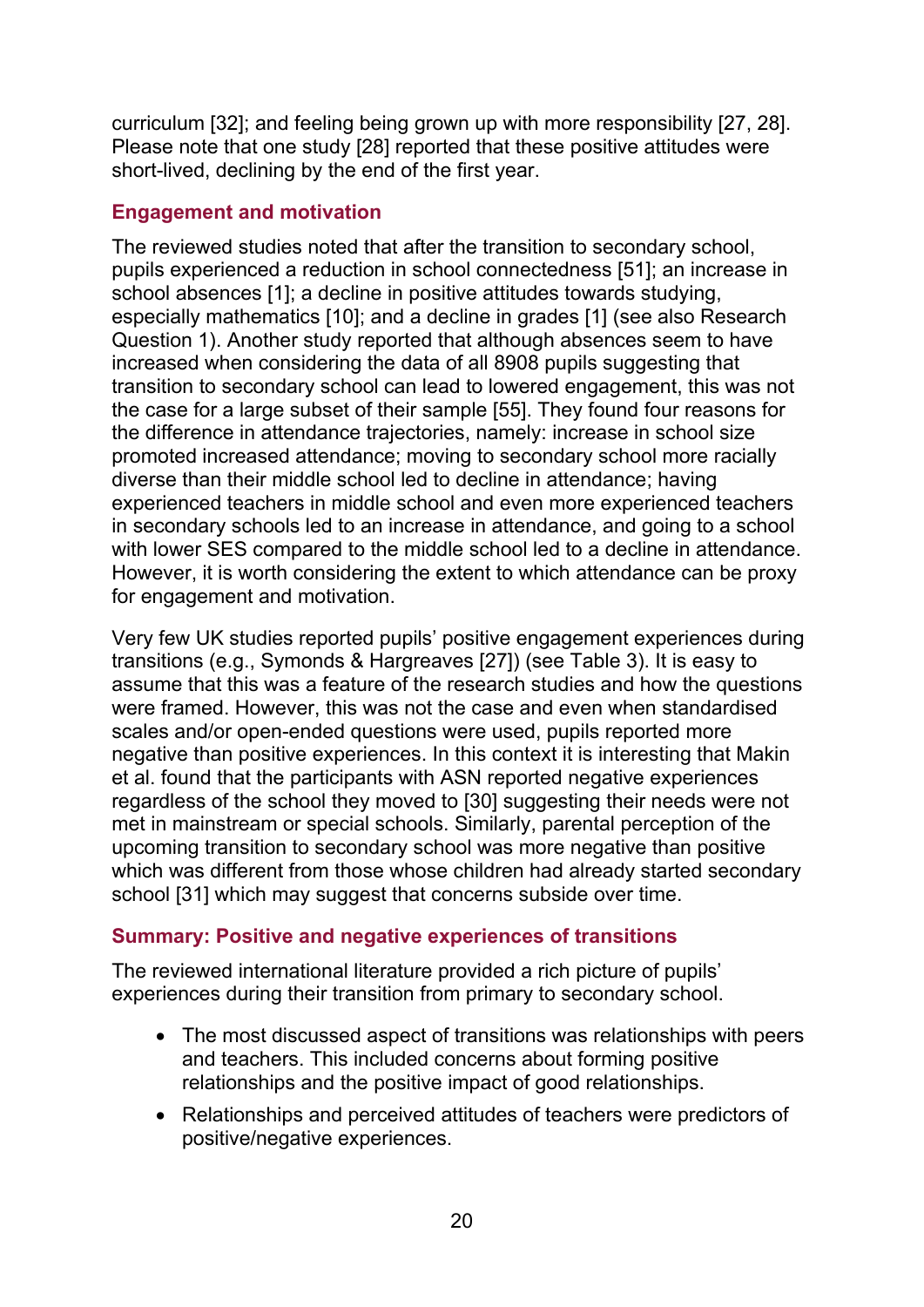curriculum [32]; and feeling being grown up with more responsibility [27, 28]. Please note that one study [28] reported that these positive attitudes were short-lived, declining by the end of the first year.

### Engagement and motivation

The reviewed studies noted that after the transition to secondary school, pupils experienced a reduction in school connectedness [51]; an increase in school absences [1]; a decline in positive attitudes towards studying, especially mathematics [10]; and a decline in grades [1] (see also Research Question 1). Another study reported that although absences seem to have increased when considering the data of all 8908 pupils suggesting that transition to secondary school can lead to lowered engagement, this was not the case for a large subset of their sample [55]. They found four reasons for the difference in attendance trajectories, namely: increase in school size promoted increased attendance; moving to secondary school more racially diverse than their middle school led to decline in attendance; having experienced teachers in middle school and even more experienced teachers in secondary schools led to an increase in attendance, and going to a school with lower SES compared to the middle school led to a decline in attendance. However, it is worth considering the extent to which attendance can be proxy for engagement and motivation.

Very few UK studies reported pupils' positive engagement experiences during transitions (e.g., Symonds & Hargreaves [27]) (see Table 3). It is easy to assume that this was a feature of the research studies and how the questions were framed. However, this was not the case and even when standardised scales and/or open-ended questions were used, pupils reported more negative than positive experiences. In this context it is interesting that Makin et al. found that the participants with ASN reported negative experiences regardless of the school they moved to [30] suggesting their needs were not met in mainstream or special schools. Similarly, parental perception of the upcoming transition to secondary school was more negative than positive which was different from those whose children had already started secondary school [31] which may suggest that concerns subside over time.

### Summary: Positive and negative experiences of transitions

The reviewed international literature provided a rich picture of pupils' experiences during their transition from primary to secondary school.

- The most discussed aspect of transitions was relationships with peers and teachers. This included concerns about forming positive relationships and the positive impact of good relationships.
- Relationships and perceived attitudes of teachers were predictors of positive/negative experiences.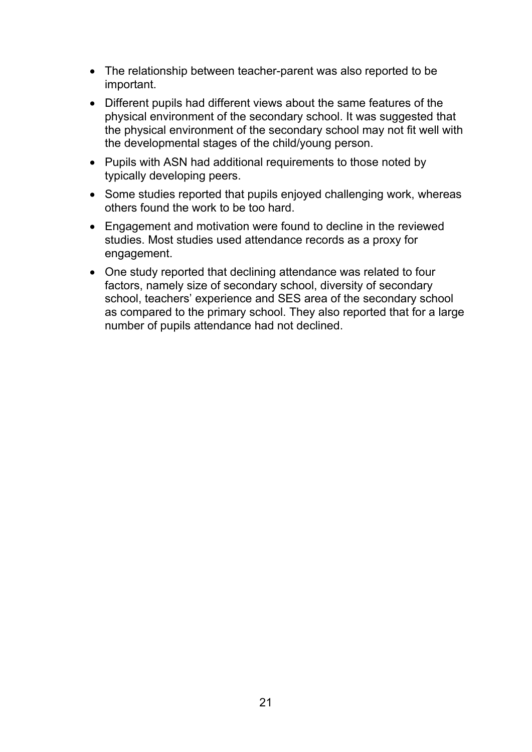- The relationship between teacher-parent was also reported to be important.
- Different pupils had different views about the same features of the physical environment of the secondary school. It was suggested that the physical environment of the secondary school may not fit well with the developmental stages of the child/young person.
- Pupils with ASN had additional requirements to those noted by typically developing peers.
- Some studies reported that pupils enjoyed challenging work, whereas others found the work to be too hard.
- Engagement and motivation were found to decline in the reviewed studies. Most studies used attendance records as a proxy for engagement.
- One study reported that declining attendance was related to four factors, namely size of secondary school, diversity of secondary school, teachers' experience and SES area of the secondary school as compared to the primary school. They also reported that for a large number of pupils attendance had not declined.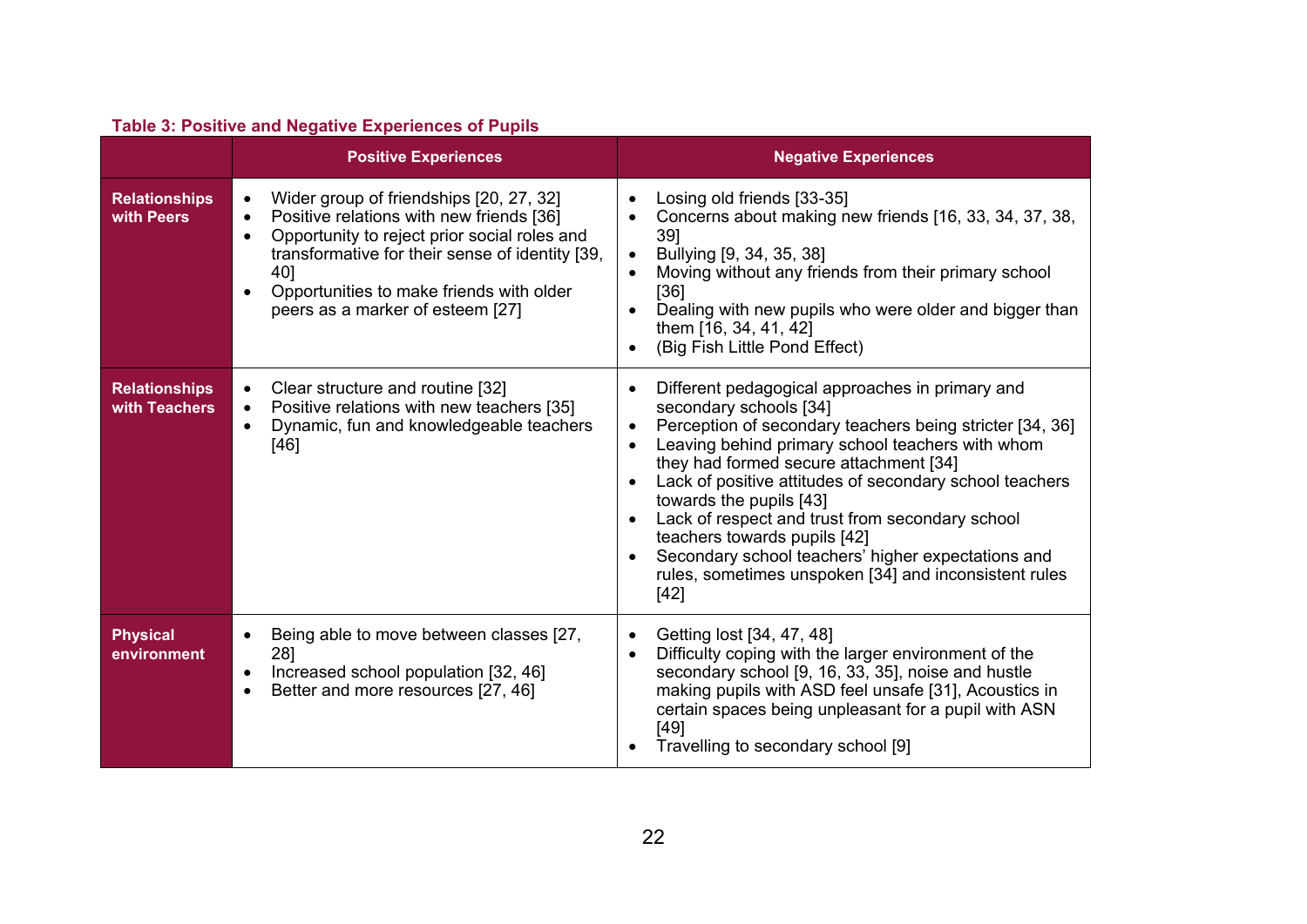**Table 3: Positive and Negative Experiences of Pupils**

| | Positive Experiences | Negative Experiences |
|---|---|---|
| **Relationships with Peers** | • Wider group of friendships [20, 27, 32]<br>• Positive relations with new friends [36]<br>• Opportunity to reject prior social roles and transformative for their sense of identity [39, 40]<br>• Opportunities to make friends with older peers as a marker of esteem [27] | • Losing old friends [33-35]<br>• Concerns about making new friends [16, 33, 34, 37, 38, 39]<br>• Bullying [9, 34, 35, 38]<br>• Moving without any friends from their primary school [36]<br>• Dealing with new pupils who were older and bigger than them [16, 34, 41, 42]<br>• (Big Fish Little Pond Effect) |
| **Relationships with Teachers** | • Clear structure and routine [32]<br>• Positive relations with new teachers [35]<br>• Dynamic, fun and knowledgeable teachers [46] | • Different pedagogical approaches in primary and secondary schools [34]<br>• Perception of secondary teachers being stricter [34, 36]<br>• Leaving behind primary school teachers with whom they had formed secure attachment [34]<br>• Lack of positive attitudes of secondary school teachers towards the pupils [43]<br>• Lack of respect and trust from secondary school teachers towards pupils [42]<br>• Secondary school teachers' higher expectations and rules, sometimes unspoken [34] and inconsistent rules [42] |
| **Physical environment** | • Being able to move between classes [27, 28]<br>• Increased school population [32, 46]<br>• Better and more resources [27, 46] | • Getting lost [34, 47, 48]<br>• Difficulty coping with the larger environment of the secondary school [9, 16, 33, 35], noise and hustle making pupils with ASD feel unsafe [31], Acoustics in certain spaces being unpleasant for a pupil with ASN [49]<br>• Travelling to secondary school [9] |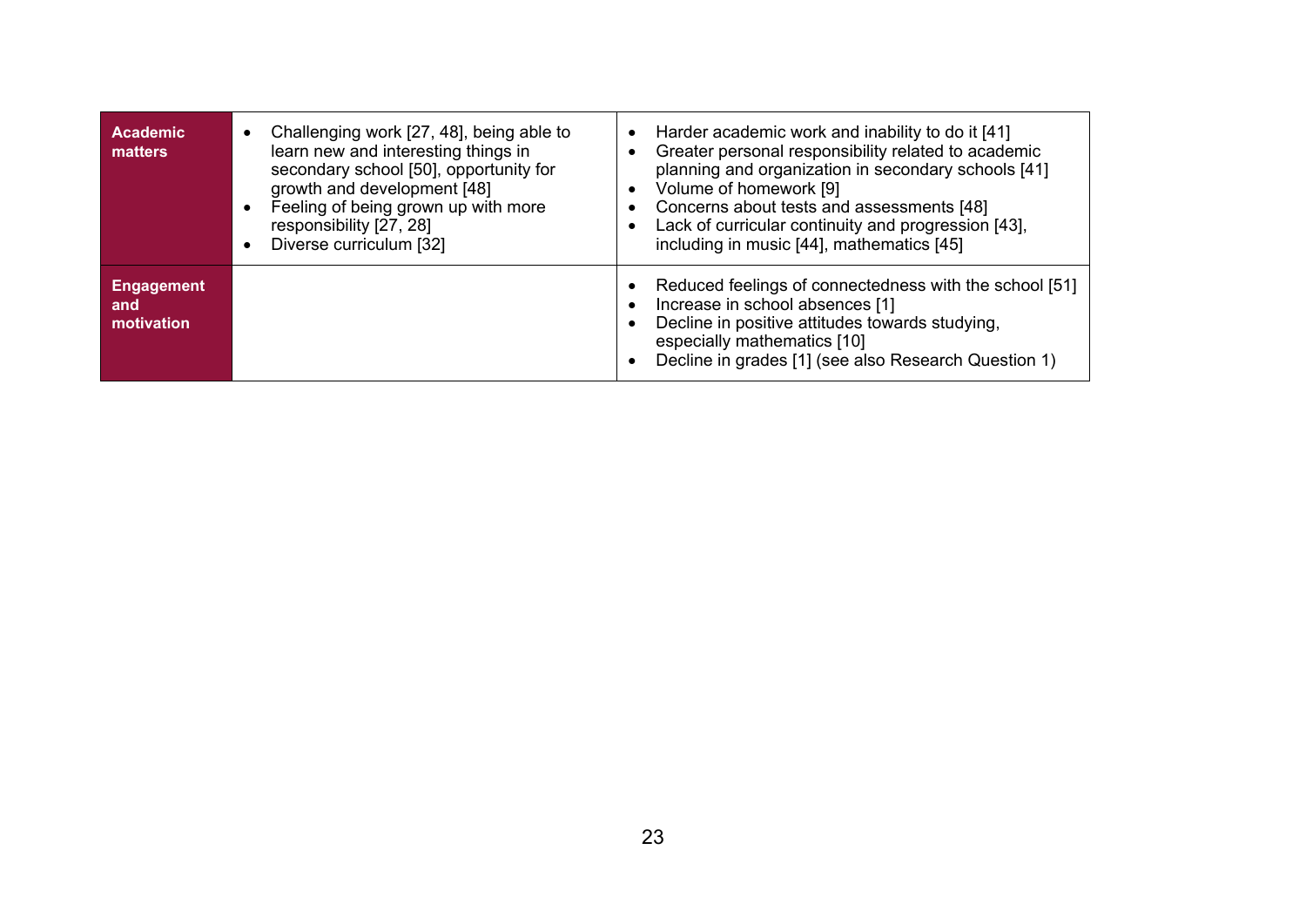| | | |
|---|---|---|
| **Academic matters** | • Challenging work [27, 48], being able to learn new and interesting things in secondary school [50], opportunity for growth and development [48]<br>• Feeling of being grown up with more responsibility [27, 28]<br>• Diverse curriculum [32] | • Harder academic work and inability to do it [41]<br>• Greater personal responsibility related to academic planning and organization in secondary schools [41]<br>• Volume of homework [9]<br>• Concerns about tests and assessments [48]<br>• Lack of curricular continuity and progression [43], including in music [44], mathematics [45] |
| **Engagement and motivation** | | • Reduced feelings of connectedness with the school [51]<br>• Increase in school absences [1]<br>• Decline in positive attitudes towards studying, especially mathematics [10]<br>• Decline in grades [1] (see also Research Question 1) |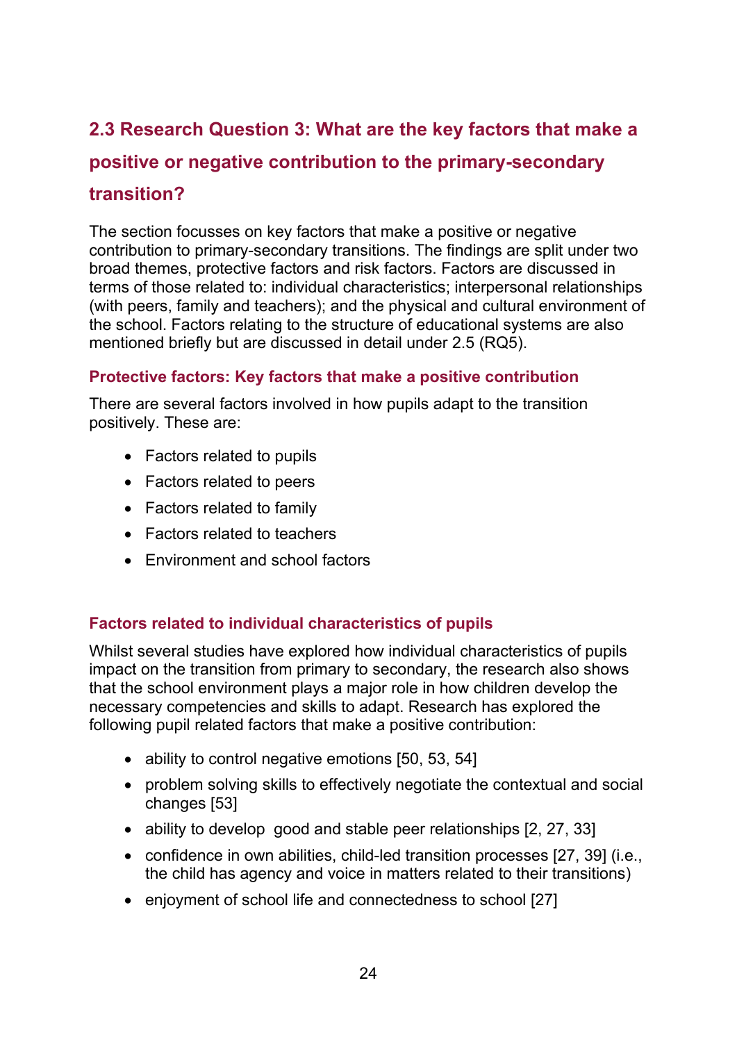## 2.3 Research Question 3: What are the key factors that make a positive or negative contribution to the primary-secondary transition?

The section focusses on key factors that make a positive or negative contribution to primary-secondary transitions. The findings are split under two broad themes, protective factors and risk factors. Factors are discussed in terms of those related to: individual characteristics; interpersonal relationships (with peers, family and teachers); and the physical and cultural environment of the school. Factors relating to the structure of educational systems are also mentioned briefly but are discussed in detail under 2.5 (RQ5).

### Protective factors: Key factors that make a positive contribution

There are several factors involved in how pupils adapt to the transition positively. These are:

- Factors related to pupils
- Factors related to peers
- Factors related to family
- Factors related to teachers
- Environment and school factors

### Factors related to individual characteristics of pupils

Whilst several studies have explored how individual characteristics of pupils impact on the transition from primary to secondary, the research also shows that the school environment plays a major role in how children develop the necessary competencies and skills to adapt. Research has explored the following pupil related factors that make a positive contribution:

- ability to control negative emotions [50, 53, 54]
- problem solving skills to effectively negotiate the contextual and social changes [53]
- ability to develop good and stable peer relationships [2, 27, 33]
- confidence in own abilities, child-led transition processes [27, 39] (i.e., the child has agency and voice in matters related to their transitions)
- enjoyment of school life and connectedness to school [27]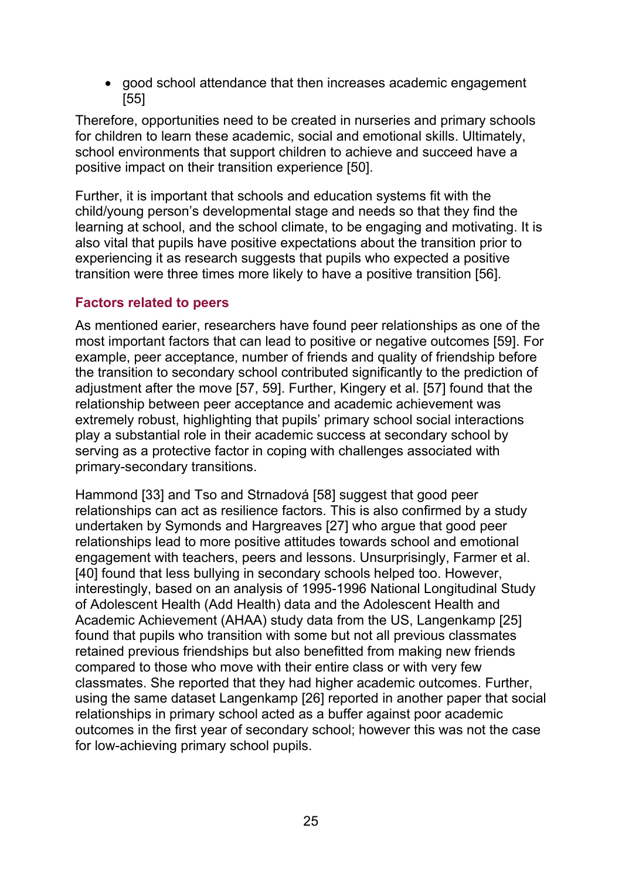- good school attendance that then increases academic engagement [55]

Therefore, opportunities need to be created in nurseries and primary schools for children to learn these academic, social and emotional skills. Ultimately, school environments that support children to achieve and succeed have a positive impact on their transition experience [50].

Further, it is important that schools and education systems fit with the child/young person's developmental stage and needs so that they find the learning at school, and the school climate, to be engaging and motivating. It is also vital that pupils have positive expectations about the transition prior to experiencing it as research suggests that pupils who expected a positive transition were three times more likely to have a positive transition [56].

### Factors related to peers

As mentioned earier, researchers have found peer relationships as one of the most important factors that can lead to positive or negative outcomes [59]. For example, peer acceptance, number of friends and quality of friendship before the transition to secondary school contributed significantly to the prediction of adjustment after the move [57, 59]. Further, Kingery et al. [57] found that the relationship between peer acceptance and academic achievement was extremely robust, highlighting that pupils' primary school social interactions play a substantial role in their academic success at secondary school by serving as a protective factor in coping with challenges associated with primary-secondary transitions.

Hammond [33] and Tso and Strnadová [58] suggest that good peer relationships can act as resilience factors. This is also confirmed by a study undertaken by Symonds and Hargreaves [27] who argue that good peer relationships lead to more positive attitudes towards school and emotional engagement with teachers, peers and lessons. Unsurprisingly, Farmer et al. [40] found that less bullying in secondary schools helped too. However, interestingly, based on an analysis of 1995-1996 National Longitudinal Study of Adolescent Health (Add Health) data and the Adolescent Health and Academic Achievement (AHAA) study data from the US, Langenkamp [25] found that pupils who transition with some but not all previous classmates retained previous friendships but also benefitted from making new friends compared to those who move with their entire class or with very few classmates. She reported that they had higher academic outcomes. Further, using the same dataset Langenkamp [26] reported in another paper that social relationships in primary school acted as a buffer against poor academic outcomes in the first year of secondary school; however this was not the case for low-achieving primary school pupils.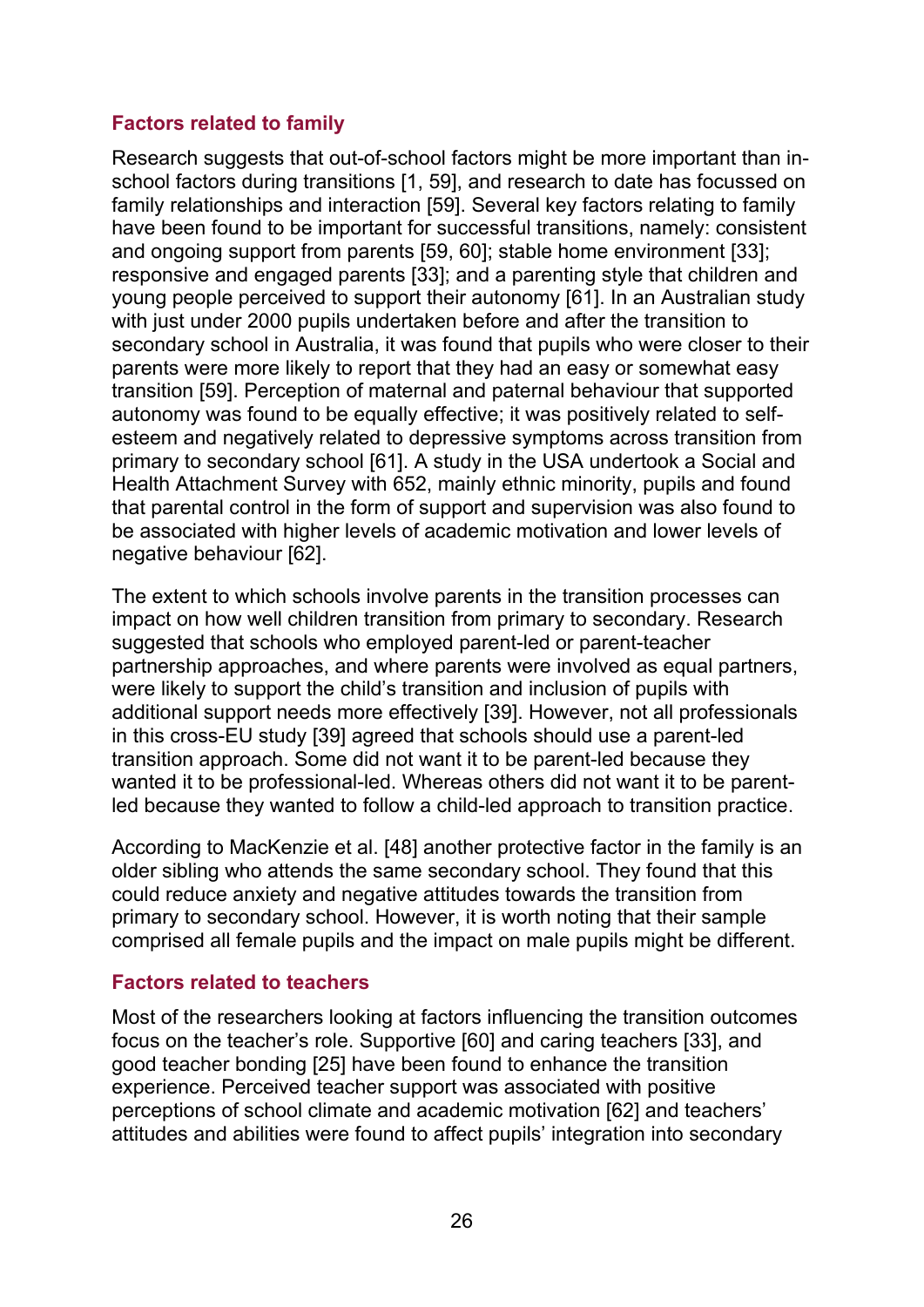### Factors related to family

Research suggests that out-of-school factors might be more important than in-school factors during transitions [1, 59], and research to date has focussed on family relationships and interaction [59]. Several key factors relating to family have been found to be important for successful transitions, namely: consistent and ongoing support from parents [59, 60]; stable home environment [33]; responsive and engaged parents [33]; and a parenting style that children and young people perceived to support their autonomy [61]. In an Australian study with just under 2000 pupils undertaken before and after the transition to secondary school in Australia, it was found that pupils who were closer to their parents were more likely to report that they had an easy or somewhat easy transition [59]. Perception of maternal and paternal behaviour that supported autonomy was found to be equally effective; it was positively related to self-esteem and negatively related to depressive symptoms across transition from primary to secondary school [61]. A study in the USA undertook a Social and Health Attachment Survey with 652, mainly ethnic minority, pupils and found that parental control in the form of support and supervision was also found to be associated with higher levels of academic motivation and lower levels of negative behaviour [62].

The extent to which schools involve parents in the transition processes can impact on how well children transition from primary to secondary. Research suggested that schools who employed parent-led or parent-teacher partnership approaches, and where parents were involved as equal partners, were likely to support the child's transition and inclusion of pupils with additional support needs more effectively [39]. However, not all professionals in this cross-EU study [39] agreed that schools should use a parent-led transition approach. Some did not want it to be parent-led because they wanted it to be professional-led. Whereas others did not want it to be parent-led because they wanted to follow a child-led approach to transition practice.

According to MacKenzie et al. [48] another protective factor in the family is an older sibling who attends the same secondary school. They found that this could reduce anxiety and negative attitudes towards the transition from primary to secondary school. However, it is worth noting that their sample comprised all female pupils and the impact on male pupils might be different.

### Factors related to teachers

Most of the researchers looking at factors influencing the transition outcomes focus on the teacher's role. Supportive [60] and caring teachers [33], and good teacher bonding [25] have been found to enhance the transition experience. Perceived teacher support was associated with positive perceptions of school climate and academic motivation [62] and teachers' attitudes and abilities were found to affect pupils' integration into secondary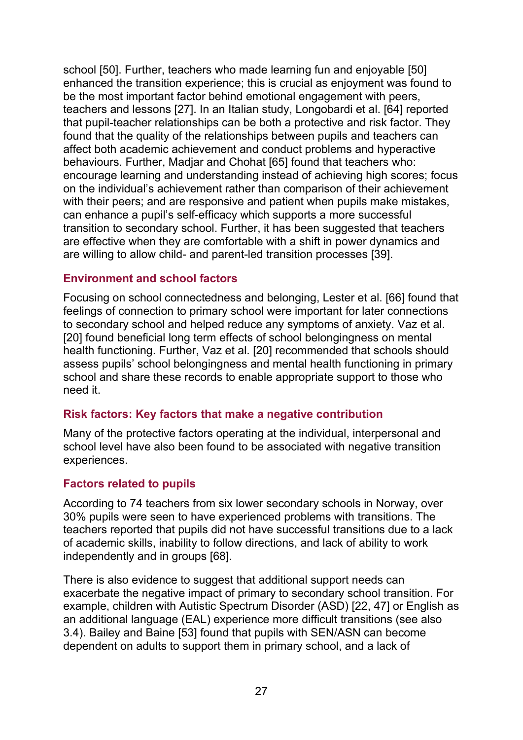school [50]. Further, teachers who made learning fun and enjoyable [50] enhanced the transition experience; this is crucial as enjoyment was found to be the most important factor behind emotional engagement with peers, teachers and lessons [27]. In an Italian study, Longobardi et al. [64] reported that pupil-teacher relationships can be both a protective and risk factor. They found that the quality of the relationships between pupils and teachers can affect both academic achievement and conduct problems and hyperactive behaviours. Further, Madjar and Chohat [65] found that teachers who: encourage learning and understanding instead of achieving high scores; focus on the individual's achievement rather than comparison of their achievement with their peers; and are responsive and patient when pupils make mistakes, can enhance a pupil's self-efficacy which supports a more successful transition to secondary school. Further, it has been suggested that teachers are effective when they are comfortable with a shift in power dynamics and are willing to allow child- and parent-led transition processes [39].

#### Environment and school factors

Focusing on school connectedness and belonging, Lester et al. [66] found that feelings of connection to primary school were important for later connections to secondary school and helped reduce any symptoms of anxiety. Vaz et al. [20] found beneficial long term effects of school belongingness on mental health functioning. Further, Vaz et al. [20] recommended that schools should assess pupils' school belongingness and mental health functioning in primary school and share these records to enable appropriate support to those who need it.

#### Risk factors: Key factors that make a negative contribution

Many of the protective factors operating at the individual, interpersonal and school level have also been found to be associated with negative transition experiences.

#### Factors related to pupils

According to 74 teachers from six lower secondary schools in Norway, over 30% pupils were seen to have experienced problems with transitions. The teachers reported that pupils did not have successful transitions due to a lack of academic skills, inability to follow directions, and lack of ability to work independently and in groups [68].

There is also evidence to suggest that additional support needs can exacerbate the negative impact of primary to secondary school transition. For example, children with Autistic Spectrum Disorder (ASD) [22, 47] or English as an additional language (EAL) experience more difficult transitions (see also 3.4). Bailey and Baine [53] found that pupils with SEN/ASN can become dependent on adults to support them in primary school, and a lack of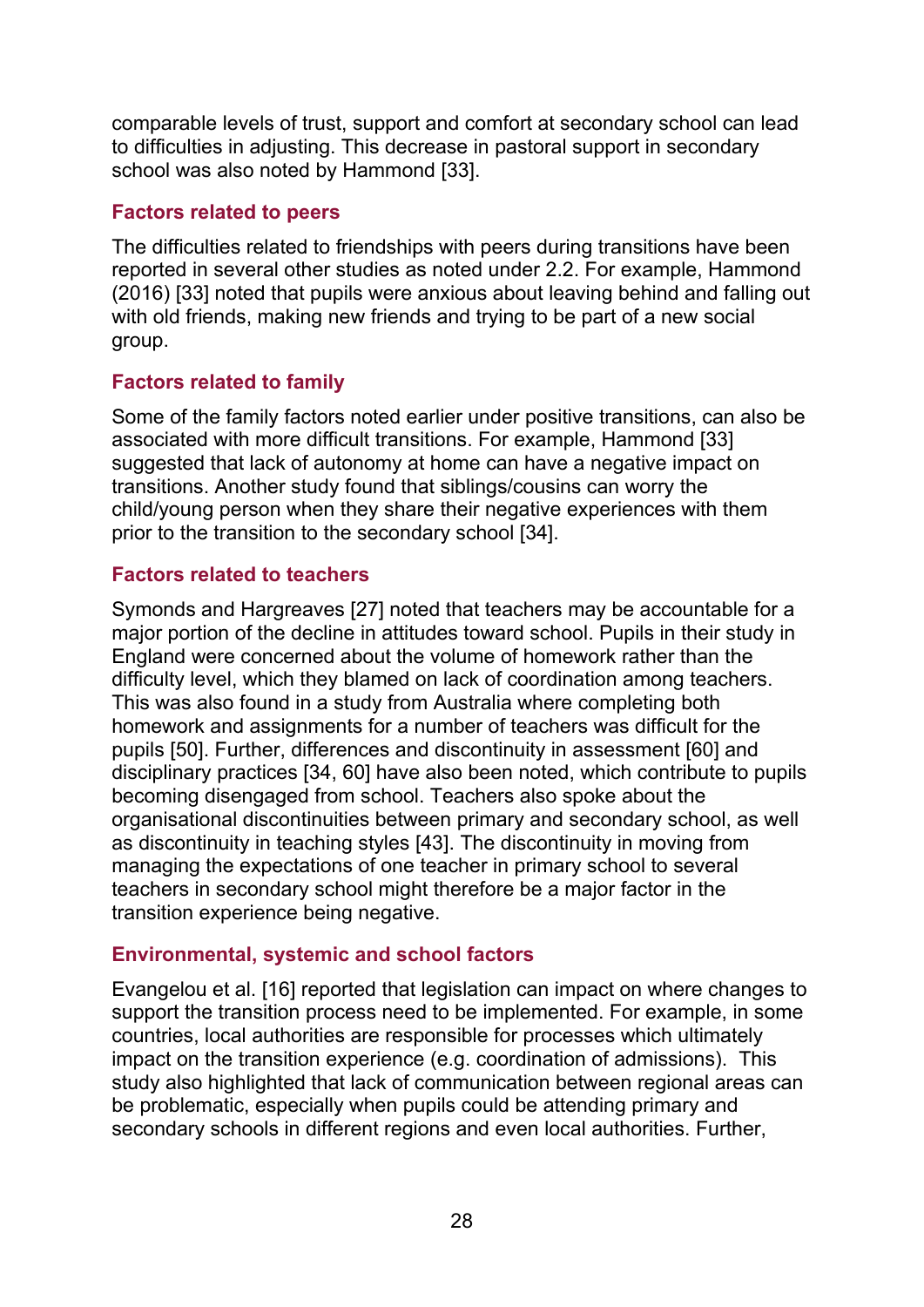comparable levels of trust, support and comfort at secondary school can lead to difficulties in adjusting. This decrease in pastoral support in secondary school was also noted by Hammond [33].

### Factors related to peers

The difficulties related to friendships with peers during transitions have been reported in several other studies as noted under 2.2. For example, Hammond (2016) [33] noted that pupils were anxious about leaving behind and falling out with old friends, making new friends and trying to be part of a new social group.

### Factors related to family

Some of the family factors noted earlier under positive transitions, can also be associated with more difficult transitions. For example, Hammond [33] suggested that lack of autonomy at home can have a negative impact on transitions. Another study found that siblings/cousins can worry the child/young person when they share their negative experiences with them prior to the transition to the secondary school [34].

### Factors related to teachers

Symonds and Hargreaves [27] noted that teachers may be accountable for a major portion of the decline in attitudes toward school. Pupils in their study in England were concerned about the volume of homework rather than the difficulty level, which they blamed on lack of coordination among teachers. This was also found in a study from Australia where completing both homework and assignments for a number of teachers was difficult for the pupils [50]. Further, differences and discontinuity in assessment [60] and disciplinary practices [34, 60] have also been noted, which contribute to pupils becoming disengaged from school. Teachers also spoke about the organisational discontinuities between primary and secondary school, as well as discontinuity in teaching styles [43]. The discontinuity in moving from managing the expectations of one teacher in primary school to several teachers in secondary school might therefore be a major factor in the transition experience being negative.

### Environmental, systemic and school factors

Evangelou et al. [16] reported that legislation can impact on where changes to support the transition process need to be implemented. For example, in some countries, local authorities are responsible for processes which ultimately impact on the transition experience (e.g. coordination of admissions). This study also highlighted that lack of communication between regional areas can be problematic, especially when pupils could be attending primary and secondary schools in different regions and even local authorities. Further,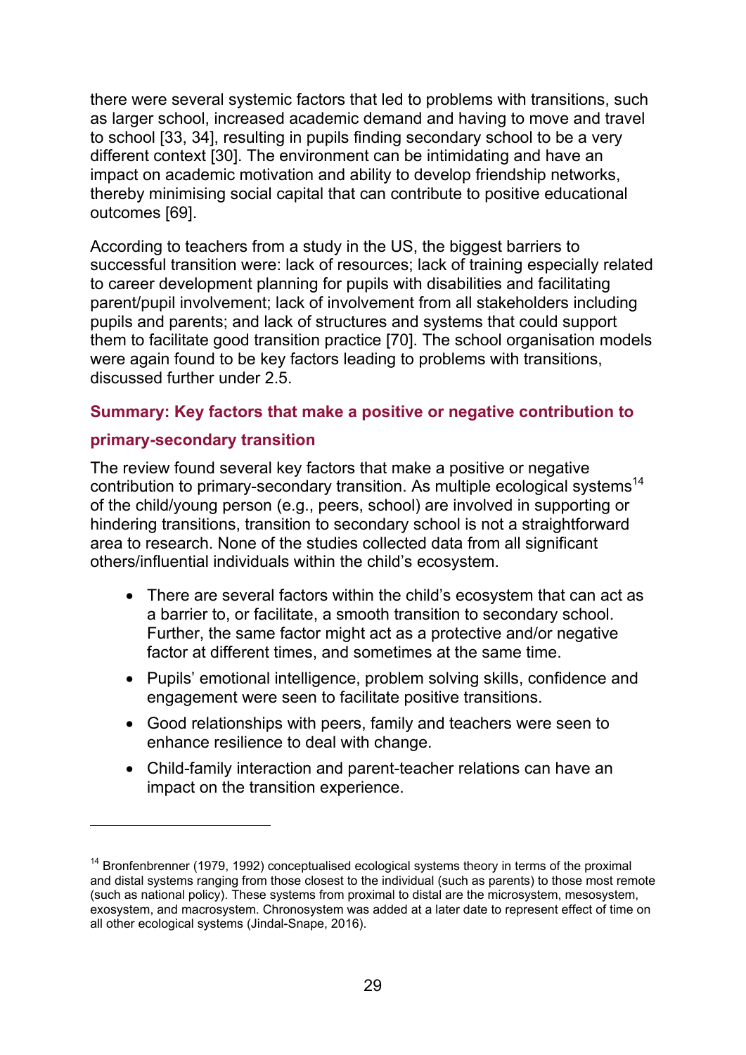there were several systemic factors that led to problems with transitions, such as larger school, increased academic demand and having to move and travel to school [33, 34], resulting in pupils finding secondary school to be a very different context [30]. The environment can be intimidating and have an impact on academic motivation and ability to develop friendship networks, thereby minimising social capital that can contribute to positive educational outcomes [69].

According to teachers from a study in the US, the biggest barriers to successful transition were: lack of resources; lack of training especially related to career development planning for pupils with disabilities and facilitating parent/pupil involvement; lack of involvement from all stakeholders including pupils and parents; and lack of structures and systems that could support them to facilitate good transition practice [70]. The school organisation models were again found to be key factors leading to problems with transitions, discussed further under 2.5.

#### Summary: Key factors that make a positive or negative contribution to primary-secondary transition

The review found several key factors that make a positive or negative contribution to primary-secondary transition. As multiple ecological systems[14] of the child/young person (e.g., peers, school) are involved in supporting or hindering transitions, transition to secondary school is not a straightforward area to research. None of the studies collected data from all significant others/influential individuals within the child's ecosystem.

- There are several factors within the child's ecosystem that can act as a barrier to, or facilitate, a smooth transition to secondary school. Further, the same factor might act as a protective and/or negative factor at different times, and sometimes at the same time.
- Pupils' emotional intelligence, problem solving skills, confidence and engagement were seen to facilitate positive transitions.
- Good relationships with peers, family and teachers were seen to enhance resilience to deal with change.
- Child-family interaction and parent-teacher relations can have an impact on the transition experience.

---

[14] Bronfenbrenner (1979, 1992) conceptualised ecological systems theory in terms of the proximal and distal systems ranging from those closest to the individual (such as parents) to those most remote (such as national policy). These systems from proximal to distal are the microsystem, mesosystem, exosystem, and macrosystem. Chronosystem was added at a later date to represent effect of time on all other ecological systems (Jindal-Snape, 2016).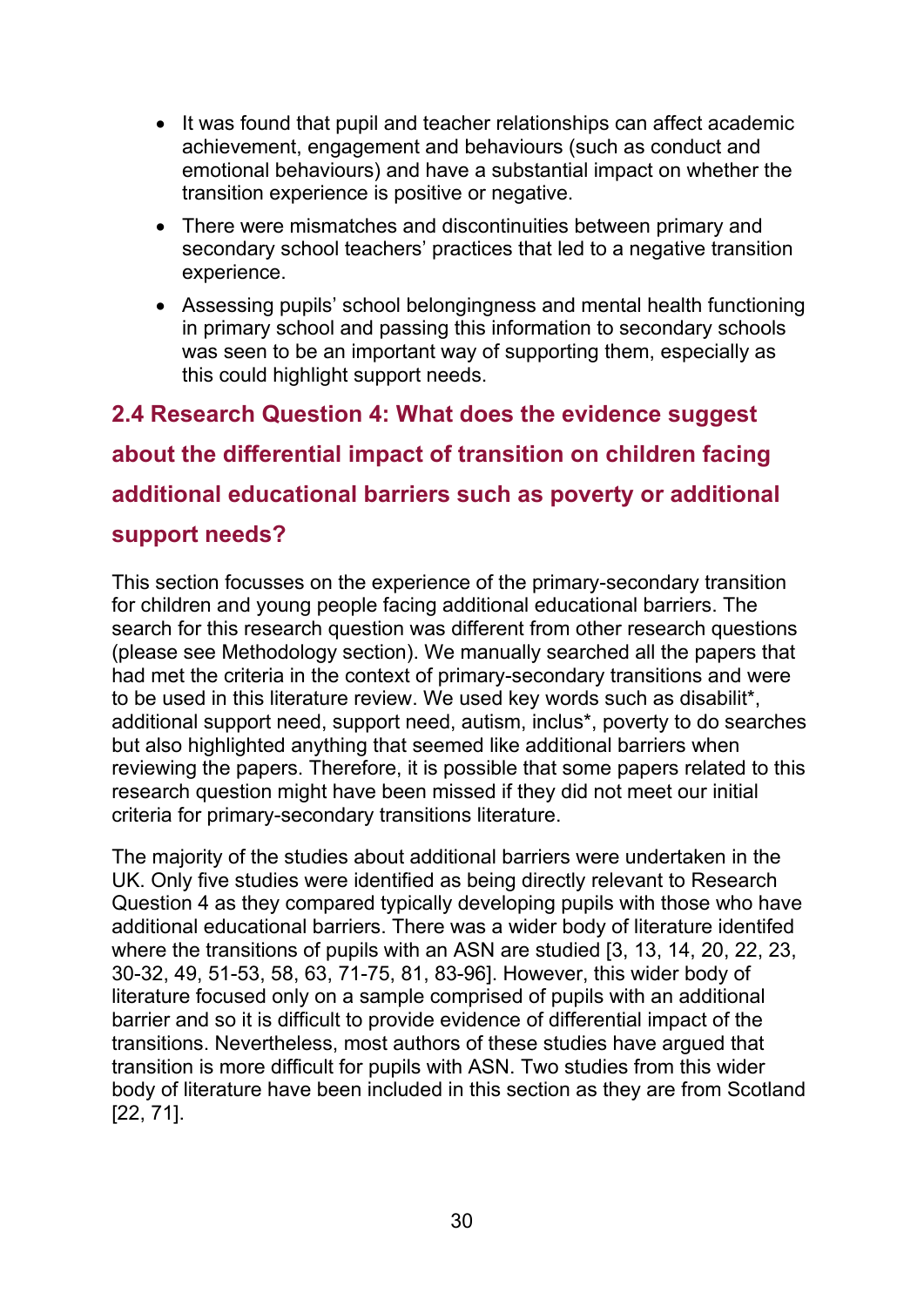- It was found that pupil and teacher relationships can affect academic achievement, engagement and behaviours (such as conduct and emotional behaviours) and have a substantial impact on whether the transition experience is positive or negative.
- There were mismatches and discontinuities between primary and secondary school teachers' practices that led to a negative transition experience.
- Assessing pupils' school belongingness and mental health functioning in primary school and passing this information to secondary schools was seen to be an important way of supporting them, especially as this could highlight support needs.

## 2.4 Research Question 4: What does the evidence suggest about the differential impact of transition on children facing additional educational barriers such as poverty or additional support needs?

This section focusses on the experience of the primary-secondary transition for children and young people facing additional educational barriers. The search for this research question was different from other research questions (please see Methodology section). We manually searched all the papers that had met the criteria in the context of primary-secondary transitions and were to be used in this literature review. We used key words such as disabilit*, additional support need, support need, autism, inclus*, poverty to do searches but also highlighted anything that seemed like additional barriers when reviewing the papers. Therefore, it is possible that some papers related to this research question might have been missed if they did not meet our initial criteria for primary-secondary transitions literature.

The majority of the studies about additional barriers were undertaken in the UK. Only five studies were identified as being directly relevant to Research Question 4 as they compared typically developing pupils with those who have additional educational barriers. There was a wider body of literature identifed where the transitions of pupils with an ASN are studied [3, 13, 14, 20, 22, 23, 30-32, 49, 51-53, 58, 63, 71-75, 81, 83-96]. However, this wider body of literature focused only on a sample comprised of pupils with an additional barrier and so it is difficult to provide evidence of differential impact of the transitions. Nevertheless, most authors of these studies have argued that transition is more difficult for pupils with ASN. Two studies from this wider body of literature have been included in this section as they are from Scotland [22, 71].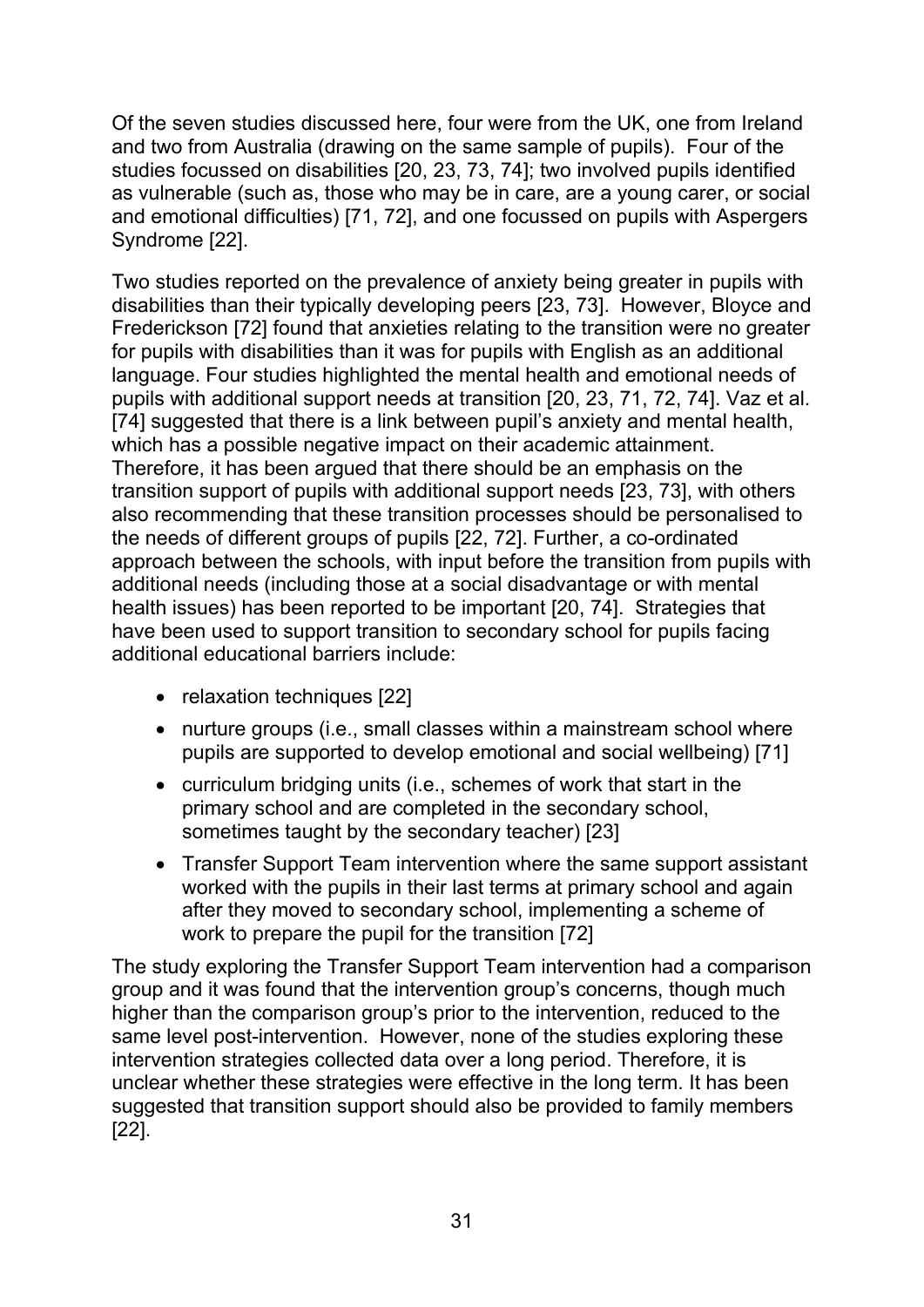Of the seven studies discussed here, four were from the UK, one from Ireland and two from Australia (drawing on the same sample of pupils). Four of the studies focussed on disabilities [20, 23, 73, 74]; two involved pupils identified as vulnerable (such as, those who may be in care, are a young carer, or social and emotional difficulties) [71, 72], and one focussed on pupils with Aspergers Syndrome [22].

Two studies reported on the prevalence of anxiety being greater in pupils with disabilities than their typically developing peers [23, 73]. However, Bloyce and Frederickson [72] found that anxieties relating to the transition were no greater for pupils with disabilities than it was for pupils with English as an additional language. Four studies highlighted the mental health and emotional needs of pupils with additional support needs at transition [20, 23, 71, 72, 74]. Vaz et al. [74] suggested that there is a link between pupil's anxiety and mental health, which has a possible negative impact on their academic attainment. Therefore, it has been argued that there should be an emphasis on the transition support of pupils with additional support needs [23, 73], with others also recommending that these transition processes should be personalised to the needs of different groups of pupils [22, 72]. Further, a co-ordinated approach between the schools, with input before the transition from pupils with additional needs (including those at a social disadvantage or with mental health issues) has been reported to be important [20, 74]. Strategies that have been used to support transition to secondary school for pupils facing additional educational barriers include:

- relaxation techniques [22]
- nurture groups (i.e., small classes within a mainstream school where pupils are supported to develop emotional and social wellbeing) [71]
- curriculum bridging units (i.e., schemes of work that start in the primary school and are completed in the secondary school, sometimes taught by the secondary teacher) [23]
- Transfer Support Team intervention where the same support assistant worked with the pupils in their last terms at primary school and again after they moved to secondary school, implementing a scheme of work to prepare the pupil for the transition [72]

The study exploring the Transfer Support Team intervention had a comparison group and it was found that the intervention group's concerns, though much higher than the comparison group's prior to the intervention, reduced to the same level post-intervention. However, none of the studies exploring these intervention strategies collected data over a long period. Therefore, it is unclear whether these strategies were effective in the long term. It has been suggested that transition support should also be provided to family members [22].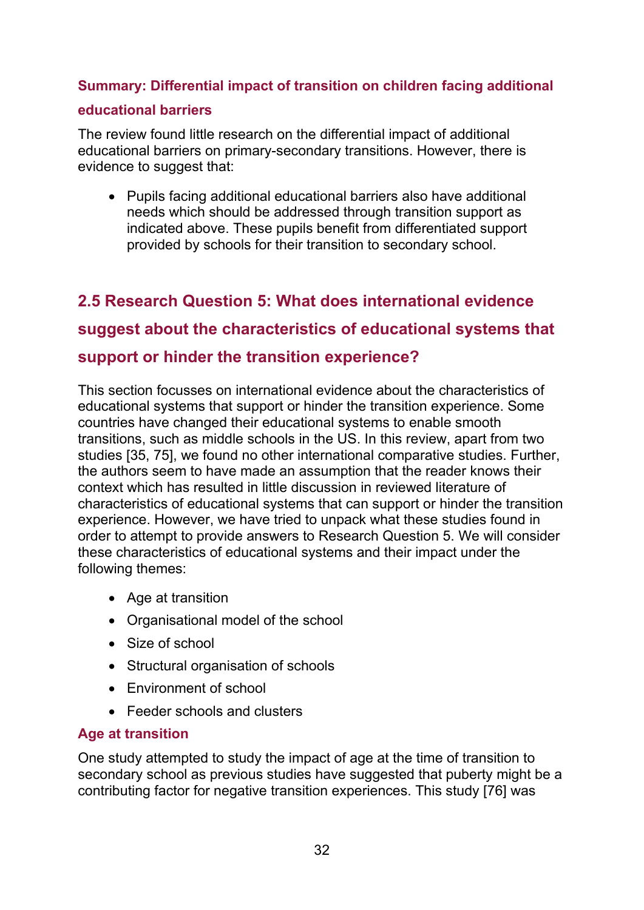### Summary: Differential impact of transition on children facing additional educational barriers

The review found little research on the differential impact of additional educational barriers on primary-secondary transitions. However, there is evidence to suggest that:

- Pupils facing additional educational barriers also have additional needs which should be addressed through transition support as indicated above. These pupils benefit from differentiated support provided by schools for their transition to secondary school.

## 2.5 Research Question 5: What does international evidence suggest about the characteristics of educational systems that support or hinder the transition experience?

This section focusses on international evidence about the characteristics of educational systems that support or hinder the transition experience. Some countries have changed their educational systems to enable smooth transitions, such as middle schools in the US. In this review, apart from two studies [35, 75], we found no other international comparative studies. Further, the authors seem to have made an assumption that the reader knows their context which has resulted in little discussion in reviewed literature of characteristics of educational systems that can support or hinder the transition experience. However, we have tried to unpack what these studies found in order to attempt to provide answers to Research Question 5. We will consider these characteristics of educational systems and their impact under the following themes:

- Age at transition
- Organisational model of the school
- Size of school
- Structural organisation of schools
- Environment of school
- Feeder schools and clusters

### Age at transition

One study attempted to study the impact of age at the time of transition to secondary school as previous studies have suggested that puberty might be a contributing factor for negative transition experiences. This study [76] was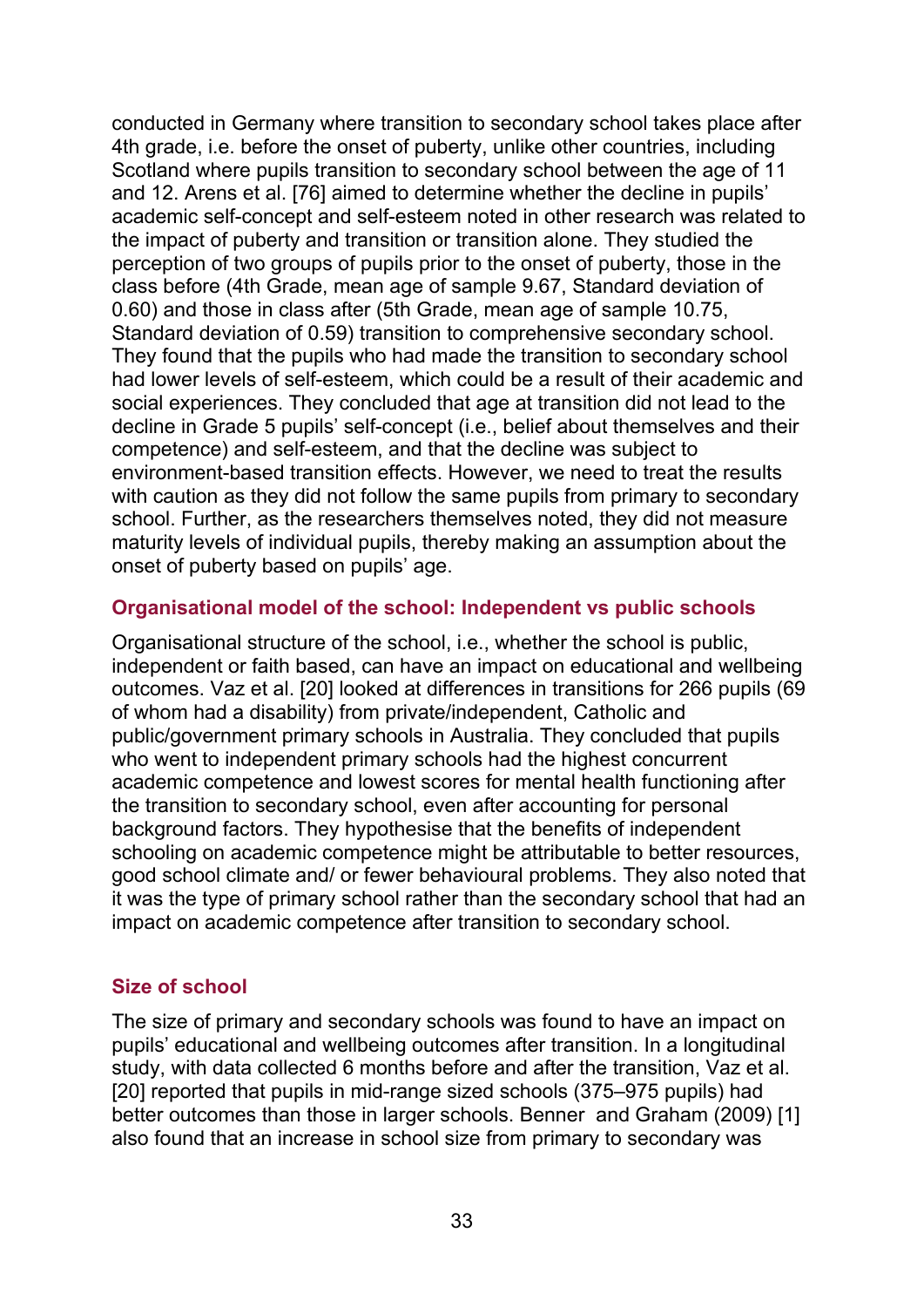conducted in Germany where transition to secondary school takes place after 4th grade, i.e. before the onset of puberty, unlike other countries, including Scotland where pupils transition to secondary school between the age of 11 and 12. Arens et al. [76] aimed to determine whether the decline in pupils' academic self-concept and self-esteem noted in other research was related to the impact of puberty and transition or transition alone. They studied the perception of two groups of pupils prior to the onset of puberty, those in the class before (4th Grade, mean age of sample 9.67, Standard deviation of 0.60) and those in class after (5th Grade, mean age of sample 10.75, Standard deviation of 0.59) transition to comprehensive secondary school. They found that the pupils who had made the transition to secondary school had lower levels of self-esteem, which could be a result of their academic and social experiences. They concluded that age at transition did not lead to the decline in Grade 5 pupils' self-concept (i.e., belief about themselves and their competence) and self-esteem, and that the decline was subject to environment-based transition effects. However, we need to treat the results with caution as they did not follow the same pupils from primary to secondary school. Further, as the researchers themselves noted, they did not measure maturity levels of individual pupils, thereby making an assumption about the onset of puberty based on pupils' age.

### Organisational model of the school: Independent vs public schools

Organisational structure of the school, i.e., whether the school is public, independent or faith based, can have an impact on educational and wellbeing outcomes. Vaz et al. [20] looked at differences in transitions for 266 pupils (69 of whom had a disability) from private/independent, Catholic and public/government primary schools in Australia. They concluded that pupils who went to independent primary schools had the highest concurrent academic competence and lowest scores for mental health functioning after the transition to secondary school, even after accounting for personal background factors. They hypothesise that the benefits of independent schooling on academic competence might be attributable to better resources, good school climate and/ or fewer behavioural problems. They also noted that it was the type of primary school rather than the secondary school that had an impact on academic competence after transition to secondary school.

### Size of school

The size of primary and secondary schools was found to have an impact on pupils' educational and wellbeing outcomes after transition. In a longitudinal study, with data collected 6 months before and after the transition, Vaz et al. [20] reported that pupils in mid-range sized schools (375–975 pupils) had better outcomes than those in larger schools. Benner and Graham (2009) [1] also found that an increase in school size from primary to secondary was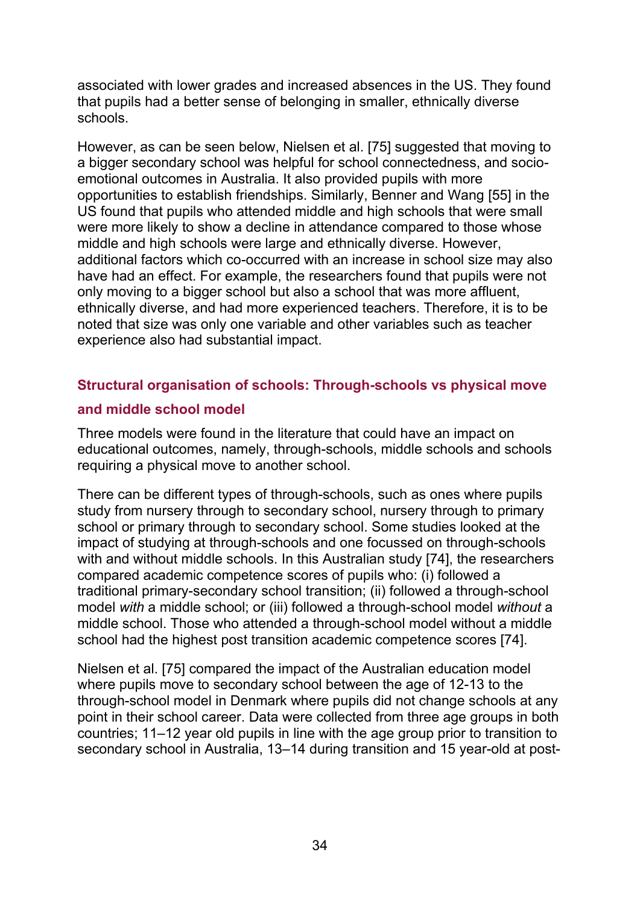associated with lower grades and increased absences in the US. They found that pupils had a better sense of belonging in smaller, ethnically diverse schools.

However, as can be seen below, Nielsen et al. [75] suggested that moving to a bigger secondary school was helpful for school connectedness, and socio-emotional outcomes in Australia. It also provided pupils with more opportunities to establish friendships. Similarly, Benner and Wang [55] in the US found that pupils who attended middle and high schools that were small were more likely to show a decline in attendance compared to those whose middle and high schools were large and ethnically diverse. However, additional factors which co-occurred with an increase in school size may also have had an effect. For example, the researchers found that pupils were not only moving to a bigger school but also a school that was more affluent, ethnically diverse, and had more experienced teachers. Therefore, it is to be noted that size was only one variable and other variables such as teacher experience also had substantial impact.

### Structural organisation of schools: Through-schools vs physical move and middle school model

Three models were found in the literature that could have an impact on educational outcomes, namely, through-schools, middle schools and schools requiring a physical move to another school.

There can be different types of through-schools, such as ones where pupils study from nursery through to secondary school, nursery through to primary school or primary through to secondary school. Some studies looked at the impact of studying at through-schools and one focussed on through-schools with and without middle schools. In this Australian study [74], the researchers compared academic competence scores of pupils who: (i) followed a traditional primary-secondary school transition; (ii) followed a through-school model *with* a middle school; or (iii) followed a through-school model *without* a middle school. Those who attended a through-school model without a middle school had the highest post transition academic competence scores [74].

Nielsen et al. [75] compared the impact of the Australian education model where pupils move to secondary school between the age of 12-13 to the through-school model in Denmark where pupils did not change schools at any point in their school career. Data were collected from three age groups in both countries; 11–12 year old pupils in line with the age group prior to transition to secondary school in Australia, 13–14 during transition and 15 year-old at post-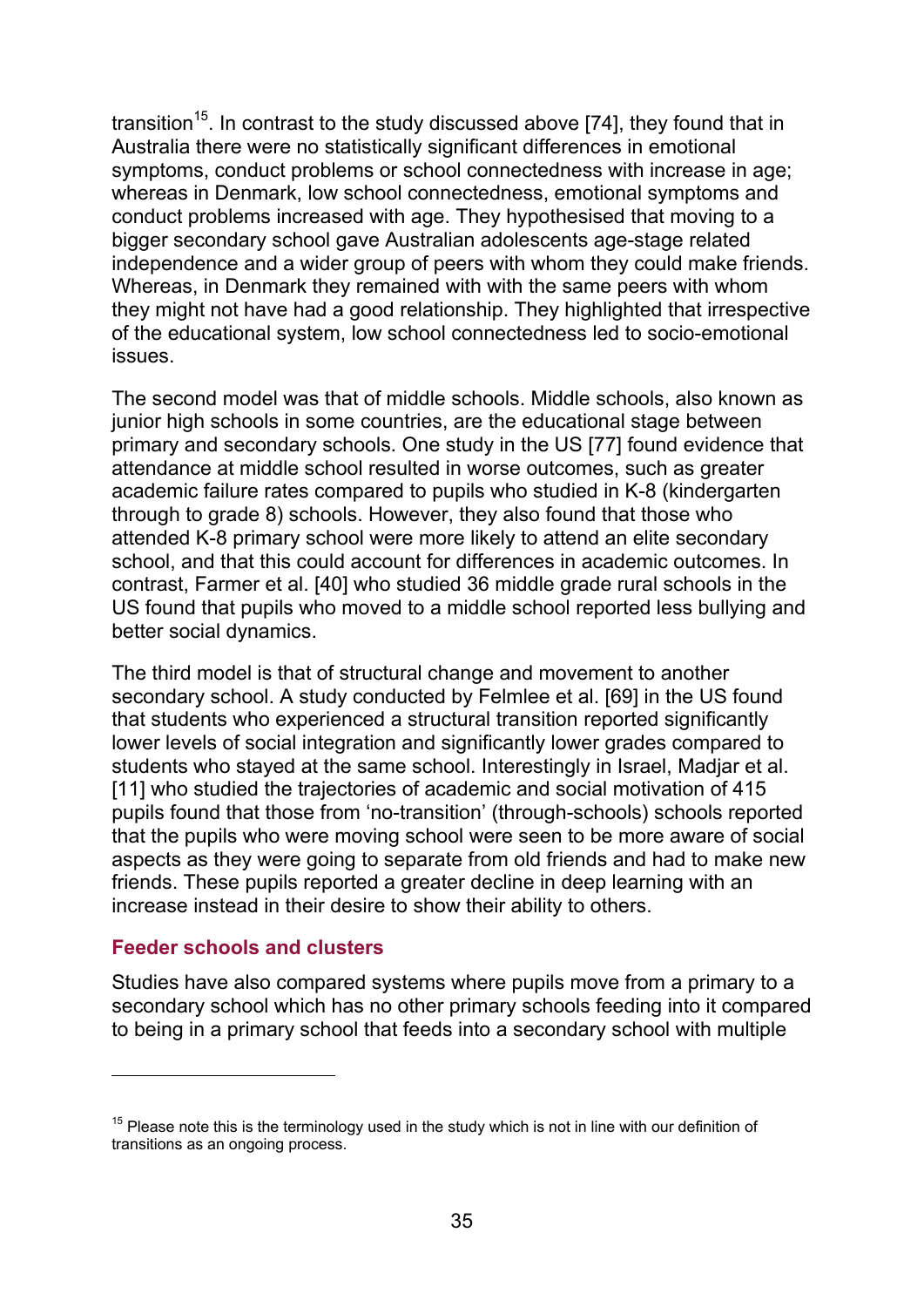transition[15]. In contrast to the study discussed above [74], they found that in Australia there were no statistically significant differences in emotional symptoms, conduct problems or school connectedness with increase in age; whereas in Denmark, low school connectedness, emotional symptoms and conduct problems increased with age. They hypothesised that moving to a bigger secondary school gave Australian adolescents age-stage related independence and a wider group of peers with whom they could make friends. Whereas, in Denmark they remained with with the same peers with whom they might not have had a good relationship. They highlighted that irrespective of the educational system, low school connectedness led to socio-emotional issues.

The second model was that of middle schools. Middle schools, also known as junior high schools in some countries, are the educational stage between primary and secondary schools. One study in the US [77] found evidence that attendance at middle school resulted in worse outcomes, such as greater academic failure rates compared to pupils who studied in K-8 (kindergarten through to grade 8) schools. However, they also found that those who attended K-8 primary school were more likely to attend an elite secondary school, and that this could account for differences in academic outcomes. In contrast, Farmer et al. [40] who studied 36 middle grade rural schools in the US found that pupils who moved to a middle school reported less bullying and better social dynamics.

The third model is that of structural change and movement to another secondary school. A study conducted by Felmlee et al. [69] in the US found that students who experienced a structural transition reported significantly lower levels of social integration and significantly lower grades compared to students who stayed at the same school. Interestingly in Israel, Madjar et al. [11] who studied the trajectories of academic and social motivation of 415 pupils found that those from 'no-transition' (through-schools) schools reported that the pupils who were moving school were seen to be more aware of social aspects as they were going to separate from old friends and had to make new friends. These pupils reported a greater decline in deep learning with an increase instead in their desire to show their ability to others.

### Feeder schools and clusters

Studies have also compared systems where pupils move from a primary to a secondary school which has no other primary schools feeding into it compared to being in a primary school that feeds into a secondary school with multiple

---

[15] Please note this is the terminology used in the study which is not in line with our definition of transitions as an ongoing process.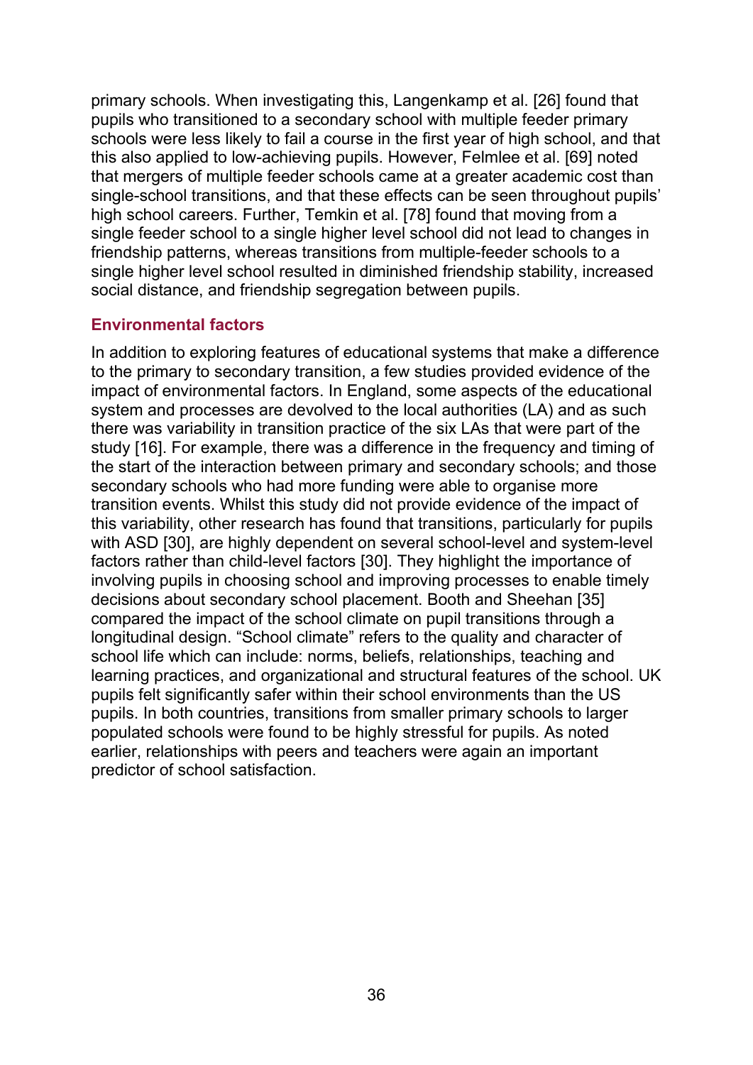primary schools. When investigating this, Langenkamp et al. [26] found that pupils who transitioned to a secondary school with multiple feeder primary schools were less likely to fail a course in the first year of high school, and that this also applied to low-achieving pupils. However, Felmlee et al. [69] noted that mergers of multiple feeder schools came at a greater academic cost than single-school transitions, and that these effects can be seen throughout pupils' high school careers. Further, Temkin et al. [78] found that moving from a single feeder school to a single higher level school did not lead to changes in friendship patterns, whereas transitions from multiple-feeder schools to a single higher level school resulted in diminished friendship stability, increased social distance, and friendship segregation between pupils.

### Environmental factors

In addition to exploring features of educational systems that make a difference to the primary to secondary transition, a few studies provided evidence of the impact of environmental factors. In England, some aspects of the educational system and processes are devolved to the local authorities (LA) and as such there was variability in transition practice of the six LAs that were part of the study [16]. For example, there was a difference in the frequency and timing of the start of the interaction between primary and secondary schools; and those secondary schools who had more funding were able to organise more transition events. Whilst this study did not provide evidence of the impact of this variability, other research has found that transitions, particularly for pupils with ASD [30], are highly dependent on several school-level and system-level factors rather than child-level factors [30]. They highlight the importance of involving pupils in choosing school and improving processes to enable timely decisions about secondary school placement. Booth and Sheehan [35] compared the impact of the school climate on pupil transitions through a longitudinal design. "School climate" refers to the quality and character of school life which can include: norms, beliefs, relationships, teaching and learning practices, and organizational and structural features of the school. UK pupils felt significantly safer within their school environments than the US pupils. In both countries, transitions from smaller primary schools to larger populated schools were found to be highly stressful for pupils. As noted earlier, relationships with peers and teachers were again an important predictor of school satisfaction.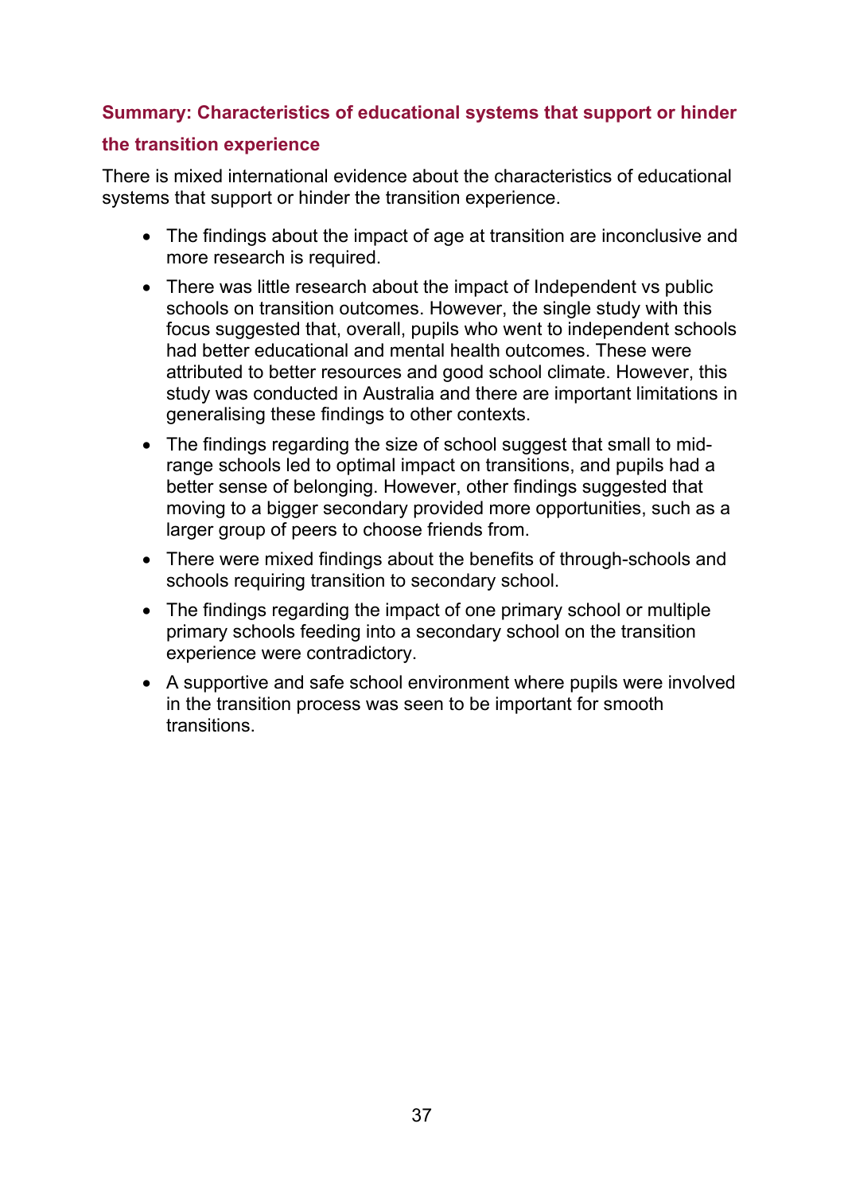### Summary: Characteristics of educational systems that support or hinder the transition experience

There is mixed international evidence about the characteristics of educational systems that support or hinder the transition experience.

- The findings about the impact of age at transition are inconclusive and more research is required.
- There was little research about the impact of Independent vs public schools on transition outcomes. However, the single study with this focus suggested that, overall, pupils who went to independent schools had better educational and mental health outcomes. These were attributed to better resources and good school climate. However, this study was conducted in Australia and there are important limitations in generalising these findings to other contexts.
- The findings regarding the size of school suggest that small to mid-range schools led to optimal impact on transitions, and pupils had a better sense of belonging. However, other findings suggested that moving to a bigger secondary provided more opportunities, such as a larger group of peers to choose friends from.
- There were mixed findings about the benefits of through-schools and schools requiring transition to secondary school.
- The findings regarding the impact of one primary school or multiple primary schools feeding into a secondary school on the transition experience were contradictory.
- A supportive and safe school environment where pupils were involved in the transition process was seen to be important for smooth transitions.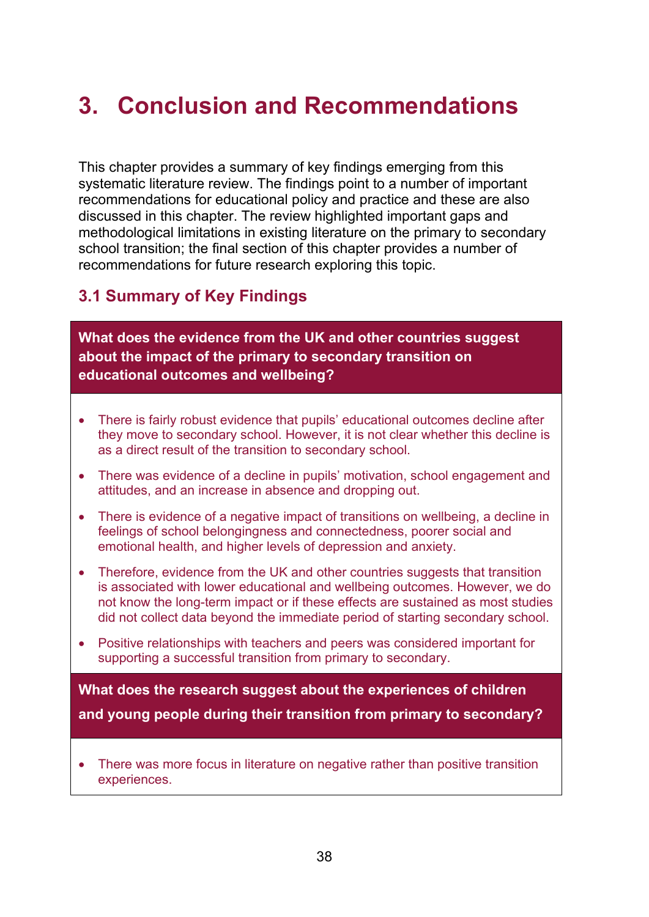# 3. Conclusion and Recommendations

This chapter provides a summary of key findings emerging from this systematic literature review. The findings point to a number of important recommendations for educational policy and practice and these are also discussed in this chapter. The review highlighted important gaps and methodological limitations in existing literature on the primary to secondary school transition; the final section of this chapter provides a number of recommendations for future research exploring this topic.

## 3.1 Summary of Key Findings

**What does the evidence from the UK and other countries suggest about the impact of the primary to secondary transition on educational outcomes and wellbeing?**

- There is fairly robust evidence that pupils' educational outcomes decline after they move to secondary school. However, it is not clear whether this decline is as a direct result of the transition to secondary school.
- There was evidence of a decline in pupils' motivation, school engagement and attitudes, and an increase in absence and dropping out.
- There is evidence of a negative impact of transitions on wellbeing, a decline in feelings of school belongingness and connectedness, poorer social and emotional health, and higher levels of depression and anxiety.
- Therefore, evidence from the UK and other countries suggests that transition is associated with lower educational and wellbeing outcomes. However, we do not know the long-term impact or if these effects are sustained as most studies did not collect data beyond the immediate period of starting secondary school.
- Positive relationships with teachers and peers was considered important for supporting a successful transition from primary to secondary.

**What does the research suggest about the experiences of children and young people during their transition from primary to secondary?**

- There was more focus in literature on negative rather than positive transition experiences.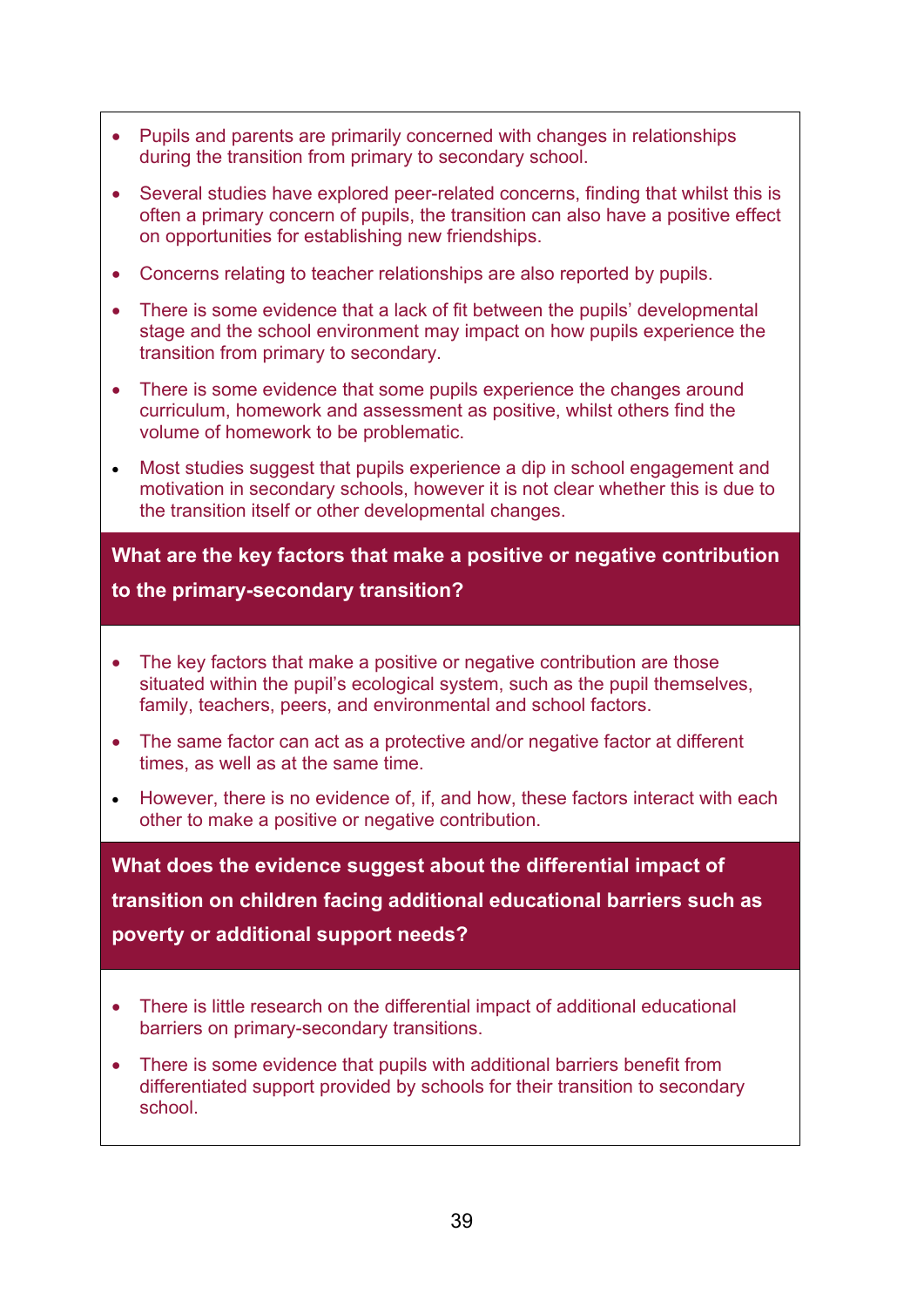- Pupils and parents are primarily concerned with changes in relationships during the transition from primary to secondary school.
- Several studies have explored peer-related concerns, finding that whilst this is often a primary concern of pupils, the transition can also have a positive effect on opportunities for establishing new friendships.
- Concerns relating to teacher relationships are also reported by pupils.
- There is some evidence that a lack of fit between the pupils' developmental stage and the school environment may impact on how pupils experience the transition from primary to secondary.
- There is some evidence that some pupils experience the changes around curriculum, homework and assessment as positive, whilst others find the volume of homework to be problematic.
- Most studies suggest that pupils experience a dip in school engagement and motivation in secondary schools, however it is not clear whether this is due to the transition itself or other developmental changes.

**What are the key factors that make a positive or negative contribution to the primary-secondary transition?**

- The key factors that make a positive or negative contribution are those situated within the pupil's ecological system, such as the pupil themselves, family, teachers, peers, and environmental and school factors.
- The same factor can act as a protective and/or negative factor at different times, as well as at the same time.
- However, there is no evidence of, if, and how, these factors interact with each other to make a positive or negative contribution.

**What does the evidence suggest about the differential impact of transition on children facing additional educational barriers such as poverty or additional support needs?**

- There is little research on the differential impact of additional educational barriers on primary-secondary transitions.
- There is some evidence that pupils with additional barriers benefit from differentiated support provided by schools for their transition to secondary school.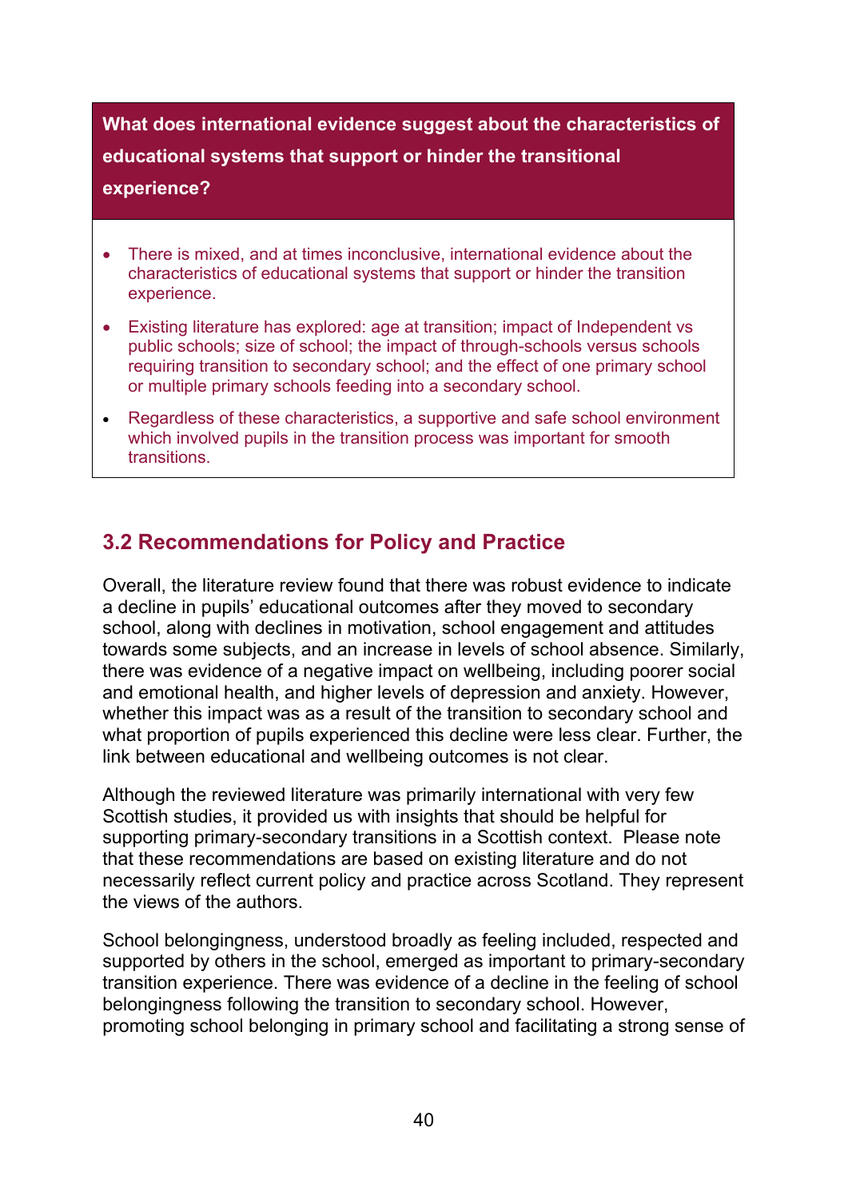**What does international evidence suggest about the characteristics of educational systems that support or hinder the transitional experience?**

- There is mixed, and at times inconclusive, international evidence about the characteristics of educational systems that support or hinder the transition experience.
- Existing literature has explored: age at transition; impact of Independent vs public schools; size of school; the impact of through-schools versus schools requiring transition to secondary school; and the effect of one primary school or multiple primary schools feeding into a secondary school.
- Regardless of these characteristics, a supportive and safe school environment which involved pupils in the transition process was important for smooth transitions.

## 3.2 Recommendations for Policy and Practice

Overall, the literature review found that there was robust evidence to indicate a decline in pupils' educational outcomes after they moved to secondary school, along with declines in motivation, school engagement and attitudes towards some subjects, and an increase in levels of school absence. Similarly, there was evidence of a negative impact on wellbeing, including poorer social and emotional health, and higher levels of depression and anxiety. However, whether this impact was as a result of the transition to secondary school and what proportion of pupils experienced this decline were less clear. Further, the link between educational and wellbeing outcomes is not clear.

Although the reviewed literature was primarily international with very few Scottish studies, it provided us with insights that should be helpful for supporting primary-secondary transitions in a Scottish context. Please note that these recommendations are based on existing literature and do not necessarily reflect current policy and practice across Scotland. They represent the views of the authors.

School belongingness, understood broadly as feeling included, respected and supported by others in the school, emerged as important to primary-secondary transition experience. There was evidence of a decline in the feeling of school belongingness following the transition to secondary school. However, promoting school belonging in primary school and facilitating a strong sense of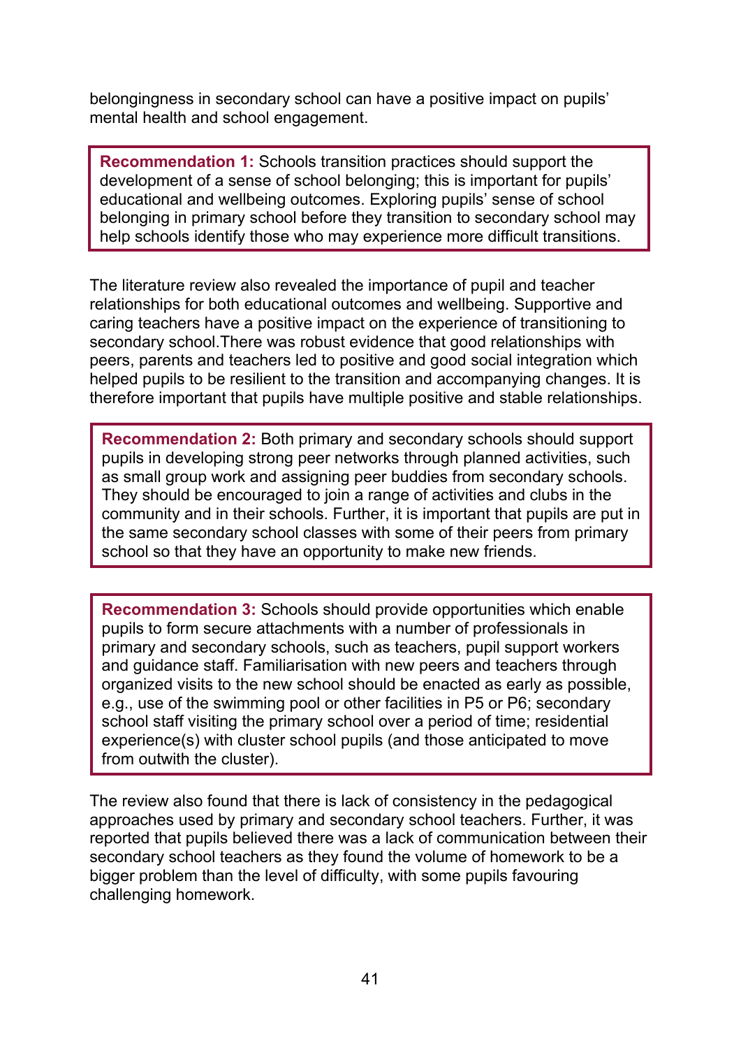belongingness in secondary school can have a positive impact on pupils' mental health and school engagement.

> **Recommendation 1:** Schools transition practices should support the development of a sense of school belonging; this is important for pupils' educational and wellbeing outcomes. Exploring pupils' sense of school belonging in primary school before they transition to secondary school may help schools identify those who may experience more difficult transitions.

The literature review also revealed the importance of pupil and teacher relationships for both educational outcomes and wellbeing. Supportive and caring teachers have a positive impact on the experience of transitioning to secondary school.There was robust evidence that good relationships with peers, parents and teachers led to positive and good social integration which helped pupils to be resilient to the transition and accompanying changes. It is therefore important that pupils have multiple positive and stable relationships.

> **Recommendation 2:** Both primary and secondary schools should support pupils in developing strong peer networks through planned activities, such as small group work and assigning peer buddies from secondary schools. They should be encouraged to join a range of activities and clubs in the community and in their schools. Further, it is important that pupils are put in the same secondary school classes with some of their peers from primary school so that they have an opportunity to make new friends.

> **Recommendation 3:** Schools should provide opportunities which enable pupils to form secure attachments with a number of professionals in primary and secondary schools, such as teachers, pupil support workers and guidance staff. Familiarisation with new peers and teachers through organized visits to the new school should be enacted as early as possible, e.g., use of the swimming pool or other facilities in P5 or P6; secondary school staff visiting the primary school over a period of time; residential experience(s) with cluster school pupils (and those anticipated to move from outwith the cluster).

The review also found that there is lack of consistency in the pedagogical approaches used by primary and secondary school teachers. Further, it was reported that pupils believed there was a lack of communication between their secondary school teachers as they found the volume of homework to be a bigger problem than the level of difficulty, with some pupils favouring challenging homework.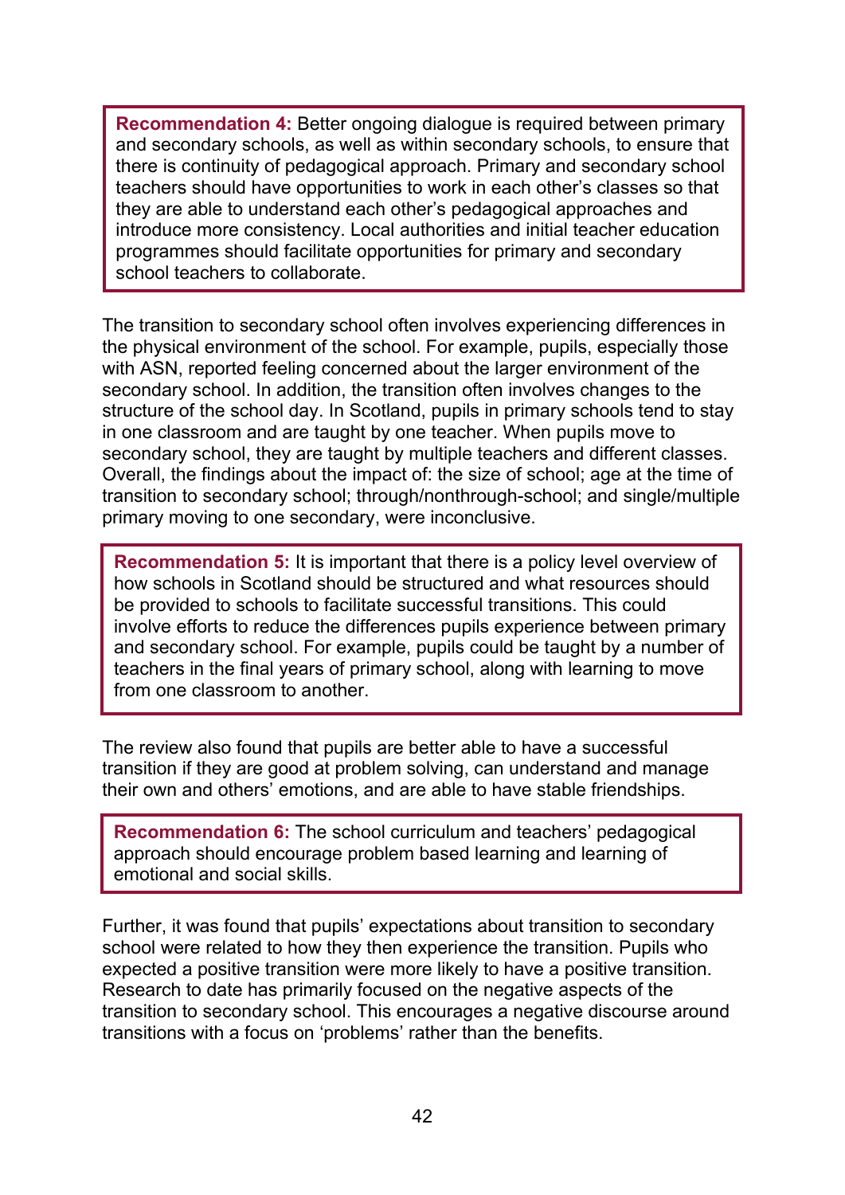> **Recommendation 4:** Better ongoing dialogue is required between primary and secondary schools, as well as within secondary schools, to ensure that there is continuity of pedagogical approach. Primary and secondary school teachers should have opportunities to work in each other's classes so that they are able to understand each other's pedagogical approaches and introduce more consistency. Local authorities and initial teacher education programmes should facilitate opportunities for primary and secondary school teachers to collaborate.

The transition to secondary school often involves experiencing differences in the physical environment of the school. For example, pupils, especially those with ASN, reported feeling concerned about the larger environment of the secondary school. In addition, the transition often involves changes to the structure of the school day. In Scotland, pupils in primary schools tend to stay in one classroom and are taught by one teacher. When pupils move to secondary school, they are taught by multiple teachers and different classes. Overall, the findings about the impact of: the size of school; age at the time of transition to secondary school; through/nonthrough-school; and single/multiple primary moving to one secondary, were inconclusive.

> **Recommendation 5:** It is important that there is a policy level overview of how schools in Scotland should be structured and what resources should be provided to schools to facilitate successful transitions. This could involve efforts to reduce the differences pupils experience between primary and secondary school. For example, pupils could be taught by a number of teachers in the final years of primary school, along with learning to move from one classroom to another.

The review also found that pupils are better able to have a successful transition if they are good at problem solving, can understand and manage their own and others' emotions, and are able to have stable friendships.

> **Recommendation 6:** The school curriculum and teachers' pedagogical approach should encourage problem based learning and learning of emotional and social skills.

Further, it was found that pupils' expectations about transition to secondary school were related to how they then experience the transition. Pupils who expected a positive transition were more likely to have a positive transition. Research to date has primarily focused on the negative aspects of the transition to secondary school. This encourages a negative discourse around transitions with a focus on 'problems' rather than the benefits.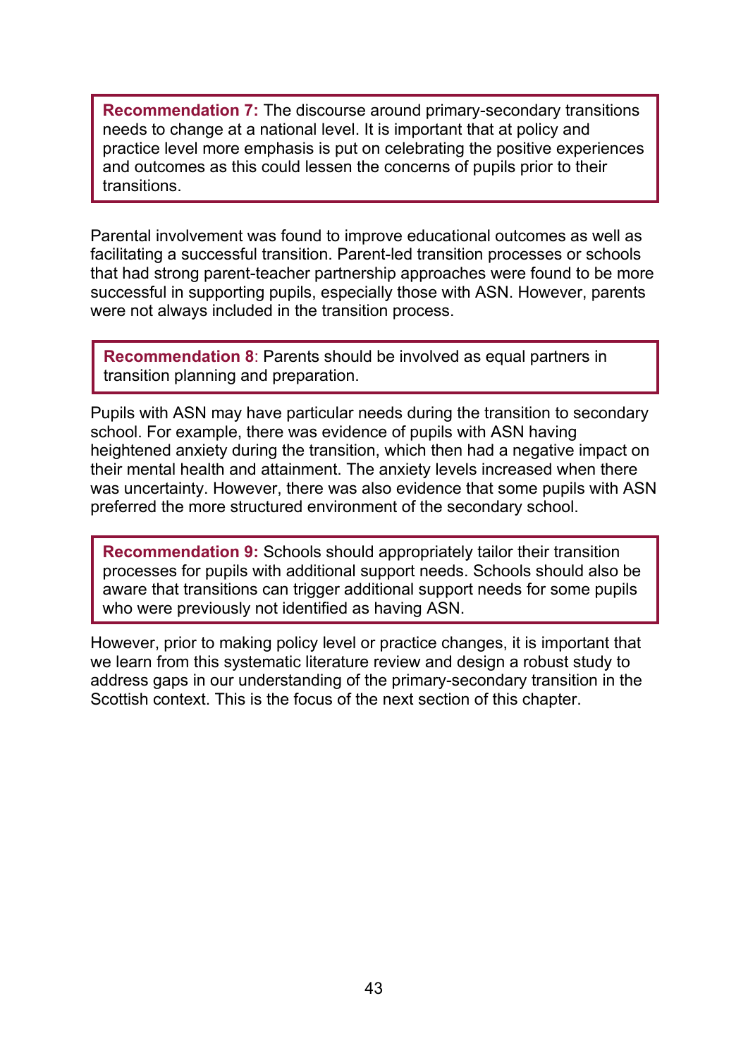> **Recommendation 7:** The discourse around primary-secondary transitions needs to change at a national level. It is important that at policy and practice level more emphasis is put on celebrating the positive experiences and outcomes as this could lessen the concerns of pupils prior to their transitions.

Parental involvement was found to improve educational outcomes as well as facilitating a successful transition. Parent-led transition processes or schools that had strong parent-teacher partnership approaches were found to be more successful in supporting pupils, especially those with ASN. However, parents were not always included in the transition process.

> **Recommendation 8**: Parents should be involved as equal partners in transition planning and preparation.

Pupils with ASN may have particular needs during the transition to secondary school. For example, there was evidence of pupils with ASN having heightened anxiety during the transition, which then had a negative impact on their mental health and attainment. The anxiety levels increased when there was uncertainty. However, there was also evidence that some pupils with ASN preferred the more structured environment of the secondary school.

> **Recommendation 9:** Schools should appropriately tailor their transition processes for pupils with additional support needs. Schools should also be aware that transitions can trigger additional support needs for some pupils who were previously not identified as having ASN.

However, prior to making policy level or practice changes, it is important that we learn from this systematic literature review and design a robust study to address gaps in our understanding of the primary-secondary transition in the Scottish context. This is the focus of the next section of this chapter.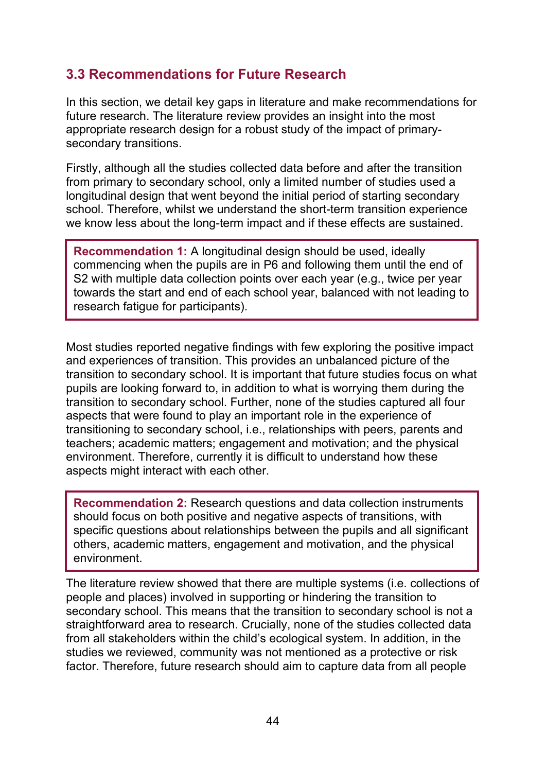## 3.3 Recommendations for Future Research

In this section, we detail key gaps in literature and make recommendations for future research. The literature review provides an insight into the most appropriate research design for a robust study of the impact of primary-secondary transitions.

Firstly, although all the studies collected data before and after the transition from primary to secondary school, only a limited number of studies used a longitudinal design that went beyond the initial period of starting secondary school. Therefore, whilst we understand the short-term transition experience we know less about the long-term impact and if these effects are sustained.

> **Recommendation 1:** A longitudinal design should be used, ideally commencing when the pupils are in P6 and following them until the end of S2 with multiple data collection points over each year (e.g., twice per year towards the start and end of each school year, balanced with not leading to research fatigue for participants).

Most studies reported negative findings with few exploring the positive impact and experiences of transition. This provides an unbalanced picture of the transition to secondary school. It is important that future studies focus on what pupils are looking forward to, in addition to what is worrying them during the transition to secondary school. Further, none of the studies captured all four aspects that were found to play an important role in the experience of transitioning to secondary school, i.e., relationships with peers, parents and teachers; academic matters; engagement and motivation; and the physical environment. Therefore, currently it is difficult to understand how these aspects might interact with each other.

> **Recommendation 2:** Research questions and data collection instruments should focus on both positive and negative aspects of transitions, with specific questions about relationships between the pupils and all significant others, academic matters, engagement and motivation, and the physical environment.

The literature review showed that there are multiple systems (i.e. collections of people and places) involved in supporting or hindering the transition to secondary school. This means that the transition to secondary school is not a straightforward area to research. Crucially, none of the studies collected data from all stakeholders within the child's ecological system. In addition, in the studies we reviewed, community was not mentioned as a protective or risk factor. Therefore, future research should aim to capture data from all people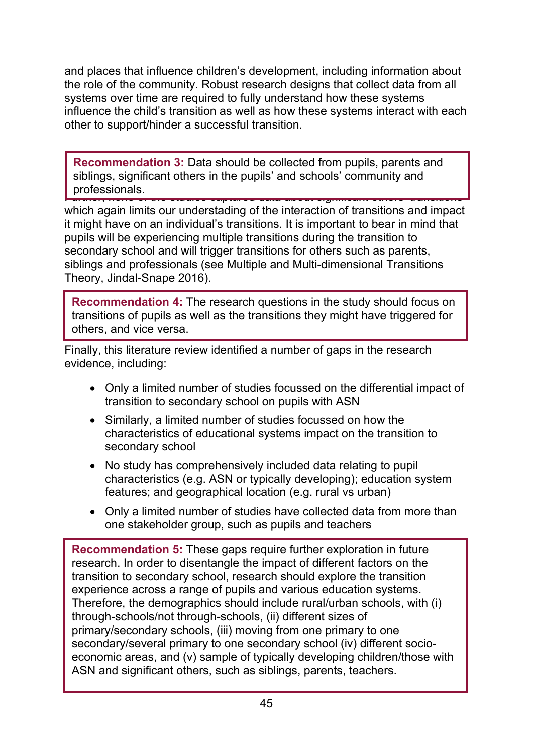and places that influence children's development, including information about the role of the community. Robust research designs that collect data from all systems over time are required to fully understand how these systems influence the child's transition as well as how these systems interact with each other to support/hinder a successful transition.

> **Recommendation 3:** Data should be collected from pupils, parents and siblings, significant others in the pupils' and schools' community and professionals.

Further, none of the studies captured data about significant others' transitions which again limits our understading of the interaction of transitions and impact it might have on an individual's transitions. It is important to bear in mind that pupils will be experiencing multiple transitions during the transition to secondary school and will trigger transitions for others such as parents, siblings and professionals (see Multiple and Multi-dimensional Transitions Theory, Jindal-Snape 2016).

> **Recommendation 4:** The research questions in the study should focus on transitions of pupils as well as the transitions they might have triggered for others, and vice versa.

Finally, this literature review identified a number of gaps in the research evidence, including:

- Only a limited number of studies focussed on the differential impact of transition to secondary school on pupils with ASN
- Similarly, a limited number of studies focussed on how the characteristics of educational systems impact on the transition to secondary school
- No study has comprehensively included data relating to pupil characteristics (e.g. ASN or typically developing); education system features; and geographical location (e.g. rural vs urban)
- Only a limited number of studies have collected data from more than one stakeholder group, such as pupils and teachers

> **Recommendation 5:** These gaps require further exploration in future research. In order to disentangle the impact of different factors on the transition to secondary school, research should explore the transition experience across a range of pupils and various education systems. Therefore, the demographics should include rural/urban schools, with (i) through-schools/not through-schools, (ii) different sizes of primary/secondary schools, (iii) moving from one primary to one secondary/several primary to one secondary school (iv) different socio-economic areas, and (v) sample of typically developing children/those with ASN and significant others, such as siblings, parents, teachers.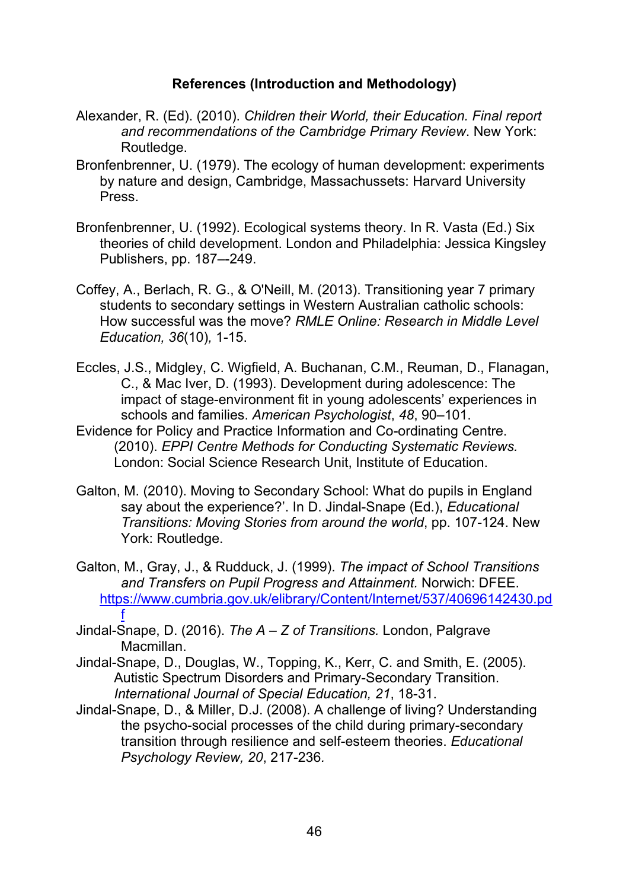**References (Introduction and Methodology)**

Alexander, R. (Ed). (2010). *Children their World, their Education. Final report and recommendations of the Cambridge Primary Review*. New York: Routledge.

Bronfenbrenner, U. (1979). The ecology of human development: experiments by nature and design, Cambridge, Massachussets: Harvard University Press.

Bronfenbrenner, U. (1992). Ecological systems theory. In R. Vasta (Ed.) Six theories of child development. London and Philadelphia: Jessica Kingsley Publishers, pp. 187—249.

Coffey, A., Berlach, R. G., & O'Neill, M. (2013). Transitioning year 7 primary students to secondary settings in Western Australian catholic schools: How successful was the move? *RMLE Online: Research in Middle Level Education, 36*(10)*,* 1-15.

Eccles, J.S., Midgley, C. Wigfield, A. Buchanan, C.M., Reuman, D., Flanagan, C., & Mac Iver, D. (1993). Development during adolescence: The impact of stage-environment fit in young adolescents' experiences in schools and families. *American Psychologist*, *48*, 90–101.

Evidence for Policy and Practice Information and Co-ordinating Centre. (2010). *EPPI Centre Methods for Conducting Systematic Reviews.* London: Social Science Research Unit, Institute of Education.

Galton, M. (2010). Moving to Secondary School: What do pupils in England say about the experience?'. In D. Jindal-Snape (Ed.), *Educational Transitions: Moving Stories from around the world*, pp. 107-124. New York: Routledge.

Galton, M., Gray, J., & Rudduck, J. (1999). *The impact of School Transitions and Transfers on Pupil Progress and Attainment.* Norwich: DFEE. https://www.cumbria.gov.uk/elibrary/Content/Internet/537/40696142430.pdf

Jindal-Snape, D. (2016). *The A – Z of Transitions.* London, Palgrave Macmillan.

Jindal-Snape, D., Douglas, W., Topping, K., Kerr, C. and Smith, E. (2005). Autistic Spectrum Disorders and Primary-Secondary Transition. *International Journal of Special Education, 21*, 18-31.

Jindal-Snape, D., & Miller, D.J. (2008). A challenge of living? Understanding the psycho-social processes of the child during primary-secondary transition through resilience and self-esteem theories. *Educational Psychology Review, 20*, 217-236.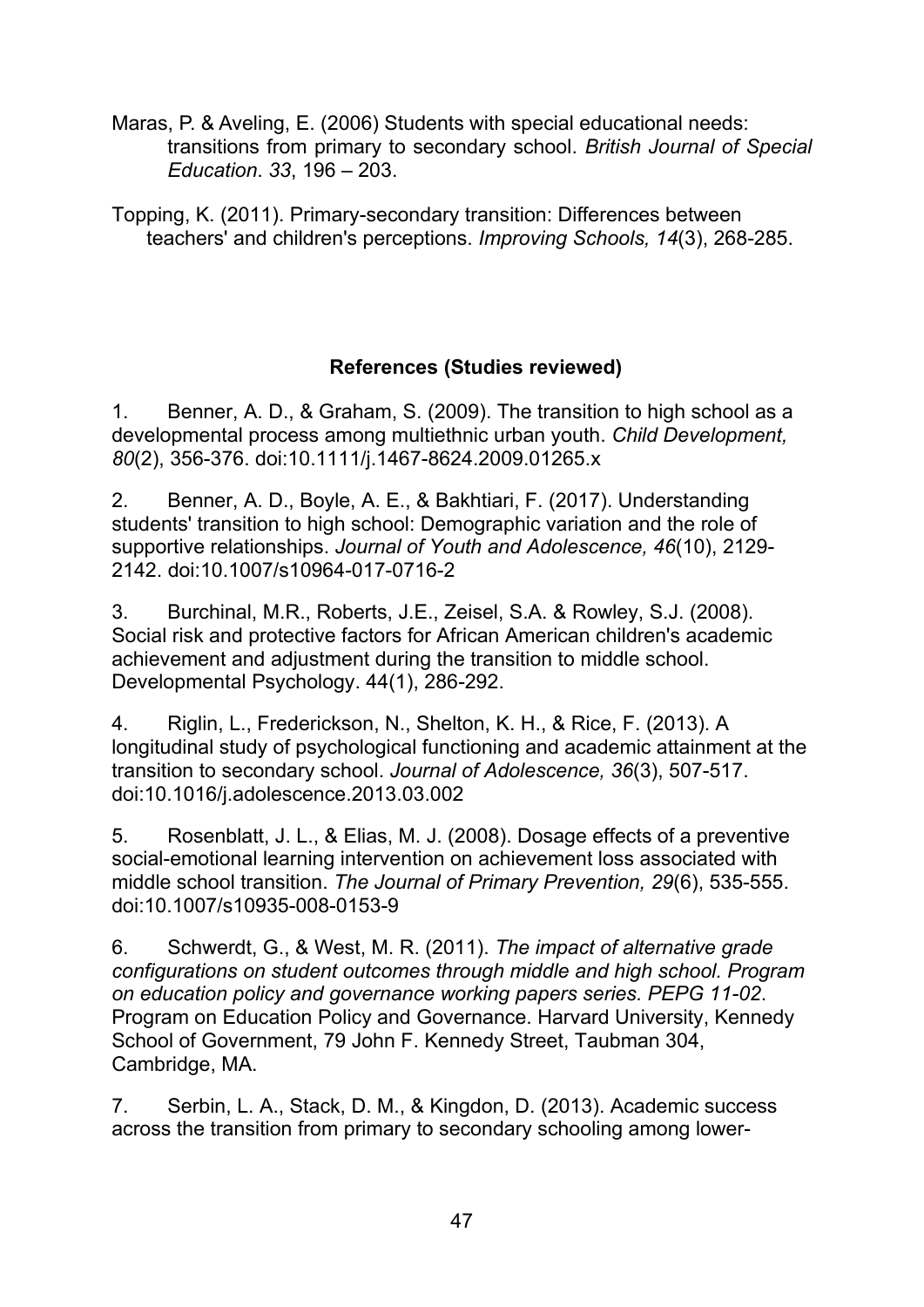Maras, P. & Aveling, E. (2006) Students with special educational needs: transitions from primary to secondary school. *British Journal of Special Education*. *33*, 196 – 203.

Topping, K. (2011). Primary-secondary transition: Differences between teachers' and children's perceptions. *Improving Schools, 14*(3), 268-285.

## References (Studies reviewed)

1. Benner, A. D., & Graham, S. (2009). The transition to high school as a developmental process among multiethnic urban youth. *Child Development, 80*(2), 356-376. doi:10.1111/j.1467-8624.2009.01265.x

2. Benner, A. D., Boyle, A. E., & Bakhtiari, F. (2017). Understanding students' transition to high school: Demographic variation and the role of supportive relationships. *Journal of Youth and Adolescence, 46*(10), 2129-2142. doi:10.1007/s10964-017-0716-2

3. Burchinal, M.R., Roberts, J.E., Zeisel, S.A. & Rowley, S.J. (2008). Social risk and protective factors for African American children's academic achievement and adjustment during the transition to middle school. Developmental Psychology. 44(1), 286-292.

4. Riglin, L., Frederickson, N., Shelton, K. H., & Rice, F. (2013). A longitudinal study of psychological functioning and academic attainment at the transition to secondary school. *Journal of Adolescence, 36*(3), 507-517. doi:10.1016/j.adolescence.2013.03.002

5. Rosenblatt, J. L., & Elias, M. J. (2008). Dosage effects of a preventive social-emotional learning intervention on achievement loss associated with middle school transition. *The Journal of Primary Prevention, 29*(6), 535-555. doi:10.1007/s10935-008-0153-9

6. Schwerdt, G., & West, M. R. (2011). *The impact of alternative grade configurations on student outcomes through middle and high school. Program on education policy and governance working papers series. PEPG 11-02*. Program on Education Policy and Governance. Harvard University, Kennedy School of Government, 79 John F. Kennedy Street, Taubman 304, Cambridge, MA.

7. Serbin, L. A., Stack, D. M., & Kingdon, D. (2013). Academic success across the transition from primary to secondary schooling among lower-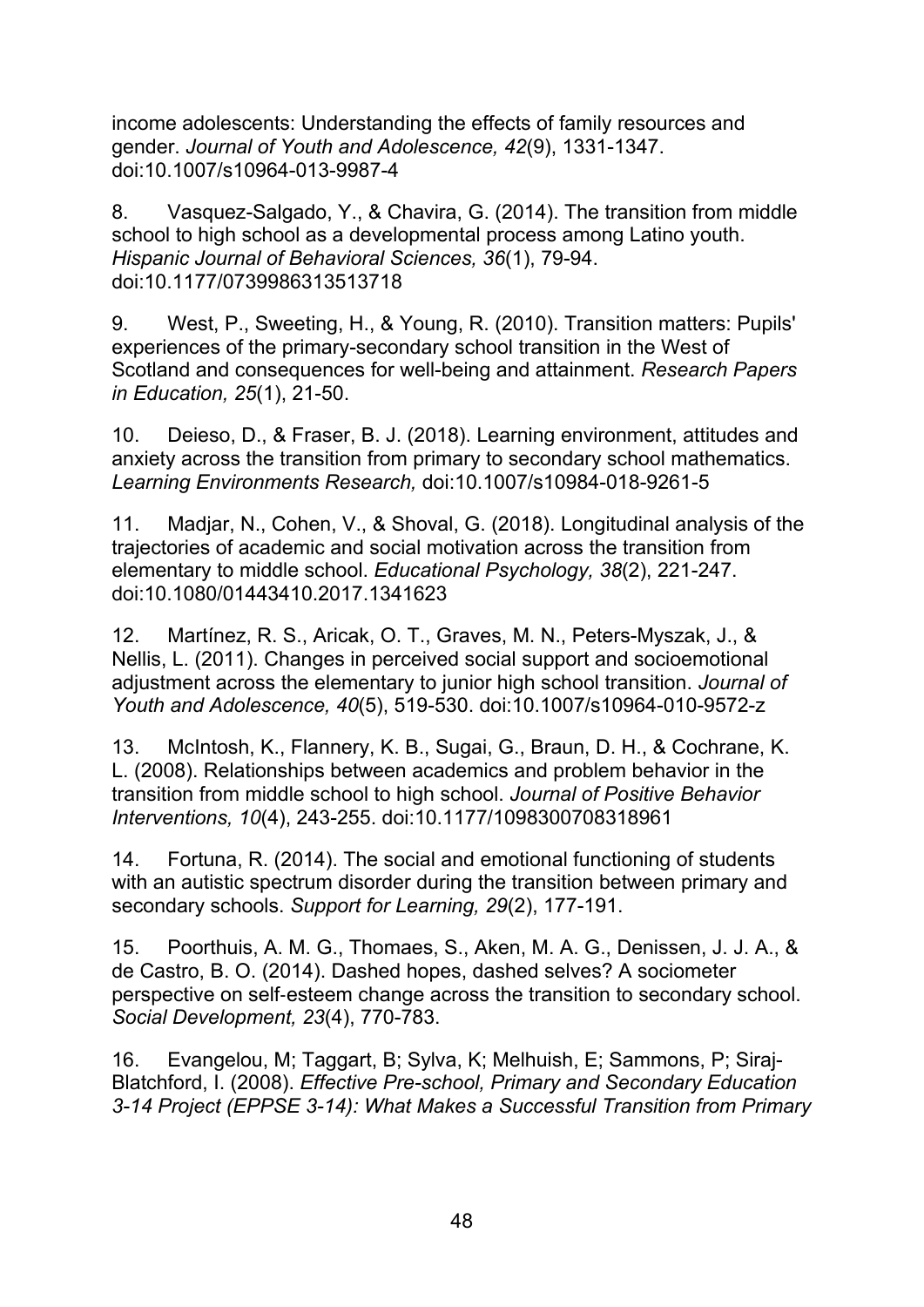income adolescents: Understanding the effects of family resources and gender. *Journal of Youth and Adolescence, 42*(9), 1331-1347. doi:10.1007/s10964-013-9987-4

8. Vasquez-Salgado, Y., & Chavira, G. (2014). The transition from middle school to high school as a developmental process among Latino youth. *Hispanic Journal of Behavioral Sciences, 36*(1), 79-94. doi:10.1177/0739986313513718

9. West, P., Sweeting, H., & Young, R. (2010). Transition matters: Pupils' experiences of the primary-secondary school transition in the West of Scotland and consequences for well-being and attainment. *Research Papers in Education, 25*(1), 21-50.

10. Deieso, D., & Fraser, B. J. (2018). Learning environment, attitudes and anxiety across the transition from primary to secondary school mathematics. *Learning Environments Research,* doi:10.1007/s10984-018-9261-5

11. Madjar, N., Cohen, V., & Shoval, G. (2018). Longitudinal analysis of the trajectories of academic and social motivation across the transition from elementary to middle school. *Educational Psychology, 38*(2), 221-247. doi:10.1080/01443410.2017.1341623

12. Martínez, R. S., Aricak, O. T., Graves, M. N., Peters-Myszak, J., & Nellis, L. (2011). Changes in perceived social support and socioemotional adjustment across the elementary to junior high school transition. *Journal of Youth and Adolescence, 40*(5), 519-530. doi:10.1007/s10964-010-9572-z

13. McIntosh, K., Flannery, K. B., Sugai, G., Braun, D. H., & Cochrane, K. L. (2008). Relationships between academics and problem behavior in the transition from middle school to high school. *Journal of Positive Behavior Interventions, 10*(4), 243-255. doi:10.1177/1098300708318961

14. Fortuna, R. (2014). The social and emotional functioning of students with an autistic spectrum disorder during the transition between primary and secondary schools. *Support for Learning, 29*(2), 177-191.

15. Poorthuis, A. M. G., Thomaes, S., Aken, M. A. G., Denissen, J. J. A., & de Castro, B. O. (2014). Dashed hopes, dashed selves? A sociometer perspective on self-esteem change across the transition to secondary school. *Social Development, 23*(4), 770-783.

16. Evangelou, M; Taggart, B; Sylva, K; Melhuish, E; Sammons, P; Siraj-Blatchford, I. (2008). *Effective Pre-school, Primary and Secondary Education 3-14 Project (EPPSE 3-14): What Makes a Successful Transition from Primary*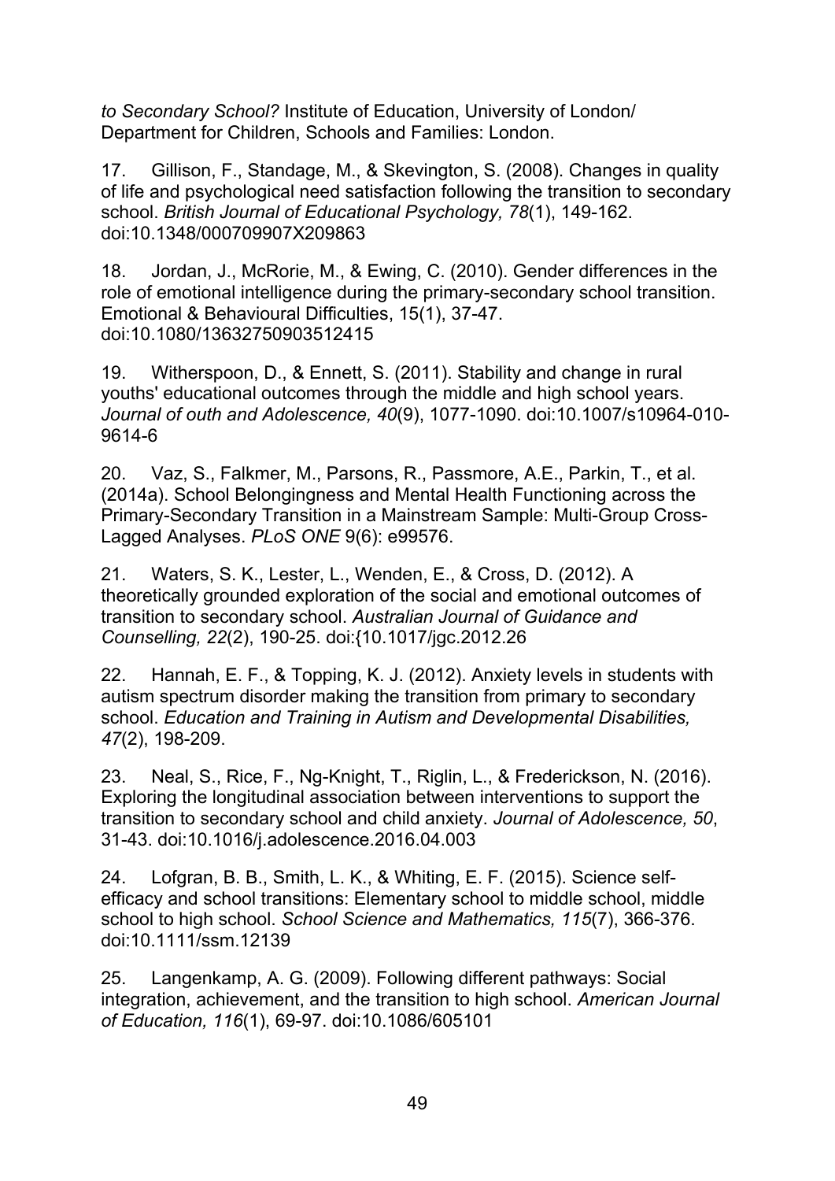*to Secondary School?* Institute of Education, University of London/ Department for Children, Schools and Families: London.

17. Gillison, F., Standage, M., & Skevington, S. (2008). Changes in quality of life and psychological need satisfaction following the transition to secondary school. *British Journal of Educational Psychology, 78*(1), 149-162. doi:10.1348/000709907X209863

18. Jordan, J., McRorie, M., & Ewing, C. (2010). Gender differences in the role of emotional intelligence during the primary-secondary school transition. Emotional & Behavioural Difficulties, 15(1), 37-47. doi:10.1080/13632750903512415

19. Witherspoon, D., & Ennett, S. (2011). Stability and change in rural youths' educational outcomes through the middle and high school years. *Journal of outh and Adolescence, 40*(9), 1077-1090. doi:10.1007/s10964-010-9614-6

20. Vaz, S., Falkmer, M., Parsons, R., Passmore, A.E., Parkin, T., et al. (2014a). School Belongingness and Mental Health Functioning across the Primary-Secondary Transition in a Mainstream Sample: Multi-Group Cross-Lagged Analyses. *PLoS ONE* 9(6): e99576.

21. Waters, S. K., Lester, L., Wenden, E., & Cross, D. (2012). A theoretically grounded exploration of the social and emotional outcomes of transition to secondary school. *Australian Journal of Guidance and Counselling, 22*(2), 190-25. doi:{10.1017/jgc.2012.26

22. Hannah, E. F., & Topping, K. J. (2012). Anxiety levels in students with autism spectrum disorder making the transition from primary to secondary school. *Education and Training in Autism and Developmental Disabilities, 47*(2), 198-209.

23. Neal, S., Rice, F., Ng-Knight, T., Riglin, L., & Frederickson, N. (2016). Exploring the longitudinal association between interventions to support the transition to secondary school and child anxiety. *Journal of Adolescence, 50*, 31-43. doi:10.1016/j.adolescence.2016.04.003

24. Lofgran, B. B., Smith, L. K., & Whiting, E. F. (2015). Science self-efficacy and school transitions: Elementary school to middle school, middle school to high school. *School Science and Mathematics, 115*(7), 366-376. doi:10.1111/ssm.12139

25. Langenkamp, A. G. (2009). Following different pathways: Social integration, achievement, and the transition to high school. *American Journal of Education, 116*(1), 69-97. doi:10.1086/605101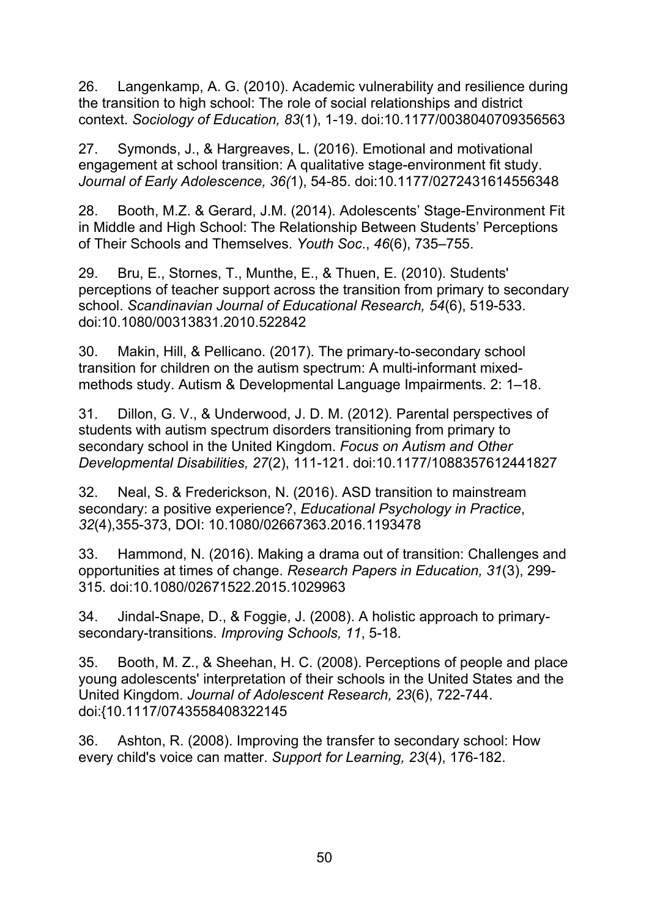26. Langenkamp, A. G. (2010). Academic vulnerability and resilience during the transition to high school: The role of social relationships and district context. *Sociology of Education, 83*(1), 1-19. doi:10.1177/0038040709356563

27. Symonds, J., & Hargreaves, L. (2016). Emotional and motivational engagement at school transition: A qualitative stage-environment fit study. *Journal of Early Adolescence, 36(*1), 54-85. doi:10.1177/0272431614556348

28. Booth, M.Z. & Gerard, J.M. (2014). Adolescents' Stage-Environment Fit in Middle and High School: The Relationship Between Students' Perceptions of Their Schools and Themselves. *Youth Soc*., *46*(6), 735–755.

29. Bru, E., Stornes, T., Munthe, E., & Thuen, E. (2010). Students' perceptions of teacher support across the transition from primary to secondary school. *Scandinavian Journal of Educational Research, 54*(6), 519-533. doi:10.1080/00313831.2010.522842

30. Makin, Hill, & Pellicano. (2017). The primary-to-secondary school transition for children on the autism spectrum: A multi-informant mixed-methods study. Autism & Developmental Language Impairments. 2: 1–18.

31. Dillon, G. V., & Underwood, J. D. M. (2012). Parental perspectives of students with autism spectrum disorders transitioning from primary to secondary school in the United Kingdom. *Focus on Autism and Other Developmental Disabilities, 27*(2), 111-121. doi:10.1177/1088357612441827

32. Neal, S. & Frederickson, N. (2016). ASD transition to mainstream secondary: a positive experience?, *Educational Psychology in Practice*, *32*(4),355-373, DOI: 10.1080/02667363.2016.1193478

33. Hammond, N. (2016). Making a drama out of transition: Challenges and opportunities at times of change. *Research Papers in Education, 31*(3), 299-315. doi:10.1080/02671522.2015.1029963

34. Jindal-Snape, D., & Foggie, J. (2008). A holistic approach to primary-secondary-transitions. *Improving Schools, 11*, 5-18.

35. Booth, M. Z., & Sheehan, H. C. (2008). Perceptions of people and place young adolescents' interpretation of their schools in the United States and the United Kingdom. *Journal of Adolescent Research, 23*(6), 722-744. doi:{10.1117/0743558408322145

36. Ashton, R. (2008). Improving the transfer to secondary school: How every child's voice can matter. *Support for Learning, 23*(4), 176-182.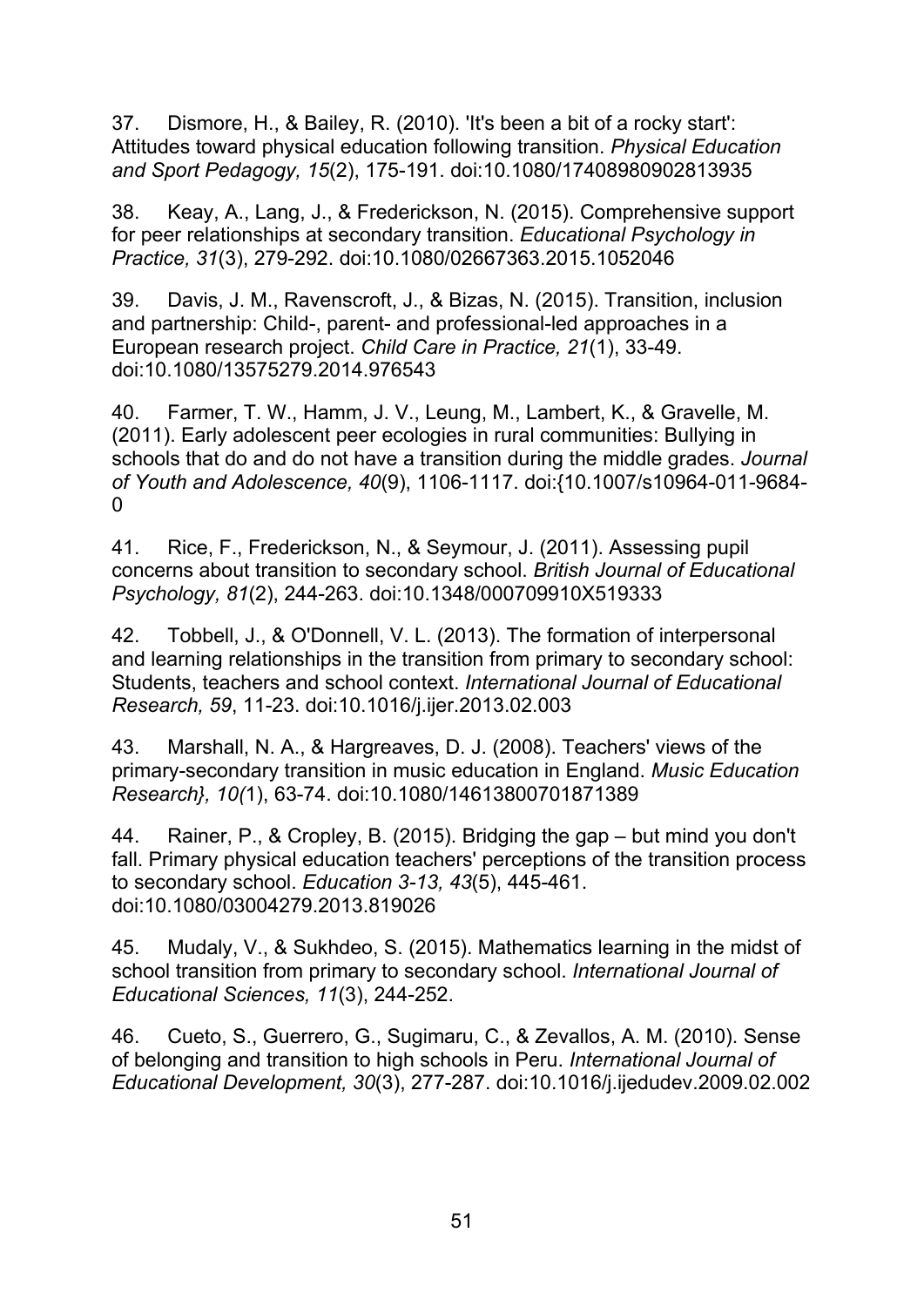37. Dismore, H., & Bailey, R. (2010). 'It's been a bit of a rocky start': Attitudes toward physical education following transition. *Physical Education and Sport Pedagogy, 15*(2), 175-191. doi:10.1080/17408980902813935

38. Keay, A., Lang, J., & Frederickson, N. (2015). Comprehensive support for peer relationships at secondary transition. *Educational Psychology in Practice, 31*(3), 279-292. doi:10.1080/02667363.2015.1052046

39. Davis, J. M., Ravenscroft, J., & Bizas, N. (2015). Transition, inclusion and partnership: Child-, parent- and professional-led approaches in a European research project. *Child Care in Practice, 21*(1), 33-49. doi:10.1080/13575279.2014.976543

40. Farmer, T. W., Hamm, J. V., Leung, M., Lambert, K., & Gravelle, M. (2011). Early adolescent peer ecologies in rural communities: Bullying in schools that do and do not have a transition during the middle grades. *Journal of Youth and Adolescence, 40*(9), 1106-1117. doi:{10.1007/s10964-011-9684-0

41. Rice, F., Frederickson, N., & Seymour, J. (2011). Assessing pupil concerns about transition to secondary school. *British Journal of Educational Psychology, 81*(2), 244-263. doi:10.1348/000709910X519333

42. Tobbell, J., & O'Donnell, V. L. (2013). The formation of interpersonal and learning relationships in the transition from primary to secondary school: Students, teachers and school context. *International Journal of Educational Research, 59*, 11-23. doi:10.1016/j.ijer.2013.02.003

43. Marshall, N. A., & Hargreaves, D. J. (2008). Teachers' views of the primary-secondary transition in music education in England. *Music Education Research}, 10(*1), 63-74. doi:10.1080/14613800701871389

44. Rainer, P., & Cropley, B. (2015). Bridging the gap – but mind you don't fall. Primary physical education teachers' perceptions of the transition process to secondary school. *Education 3-13, 43*(5), 445-461. doi:10.1080/03004279.2013.819026

45. Mudaly, V., & Sukhdeo, S. (2015). Mathematics learning in the midst of school transition from primary to secondary school. *International Journal of Educational Sciences, 11*(3), 244-252.

46. Cueto, S., Guerrero, G., Sugimaru, C., & Zevallos, A. M. (2010). Sense of belonging and transition to high schools in Peru. *International Journal of Educational Development, 30*(3), 277-287. doi:10.1016/j.ijedudev.2009.02.002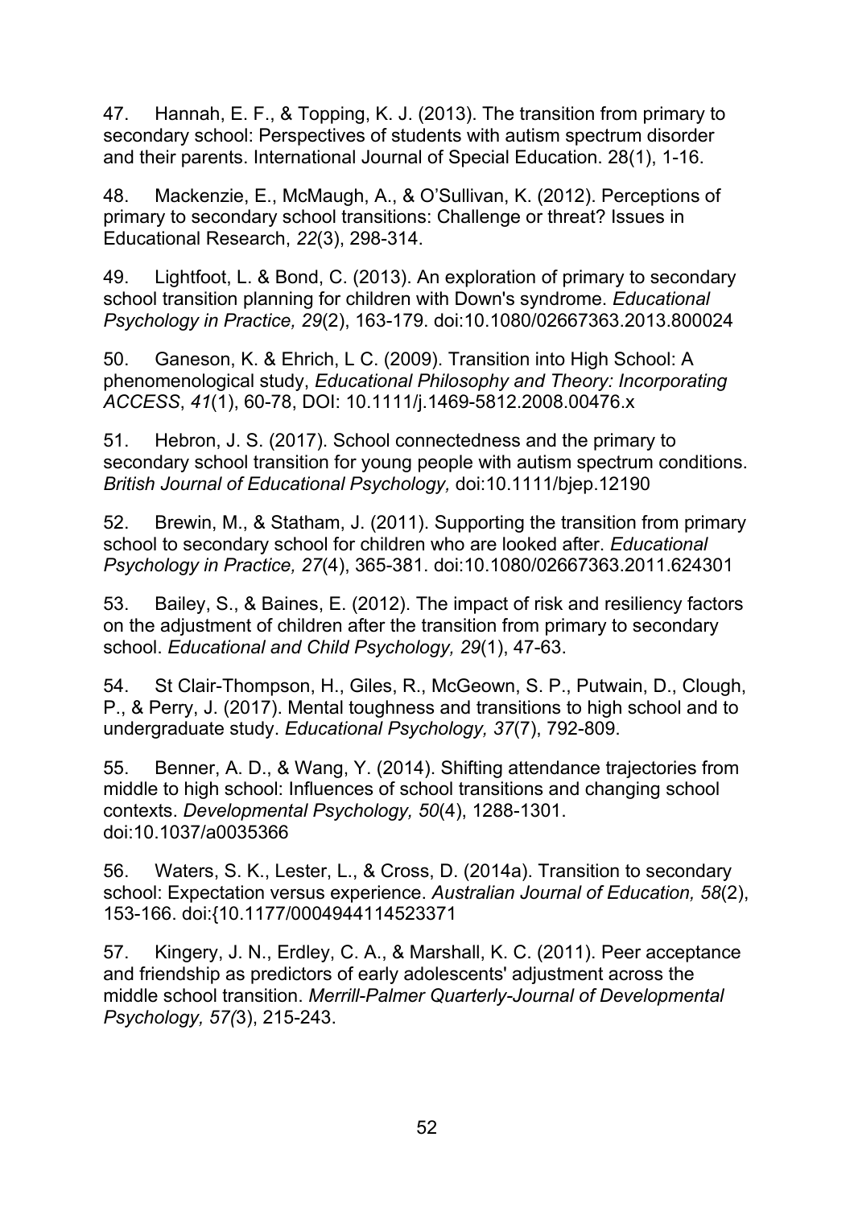47. Hannah, E. F., & Topping, K. J. (2013). The transition from primary to secondary school: Perspectives of students with autism spectrum disorder and their parents. International Journal of Special Education. 28(1), 1-16.

48. Mackenzie, E., McMaugh, A., & O'Sullivan, K. (2012). Perceptions of primary to secondary school transitions: Challenge or threat? Issues in Educational Research, *22*(3), 298-314.

49. Lightfoot, L. & Bond, C. (2013). An exploration of primary to secondary school transition planning for children with Down's syndrome. *Educational Psychology in Practice, 29*(2), 163-179. doi:10.1080/02667363.2013.800024

50. Ganeson, K. & Ehrich, L C. (2009). Transition into High School: A phenomenological study, *Educational Philosophy and Theory: Incorporating ACCESS*, *41*(1), 60-78, DOI: 10.1111/j.1469-5812.2008.00476.x

51. Hebron, J. S. (2017). School connectedness and the primary to secondary school transition for young people with autism spectrum conditions. *British Journal of Educational Psychology,* doi:10.1111/bjep.12190

52. Brewin, M., & Statham, J. (2011). Supporting the transition from primary school to secondary school for children who are looked after. *Educational Psychology in Practice, 27*(4), 365-381. doi:10.1080/02667363.2011.624301

53. Bailey, S., & Baines, E. (2012). The impact of risk and resiliency factors on the adjustment of children after the transition from primary to secondary school. *Educational and Child Psychology, 29*(1), 47-63.

54. St Clair-Thompson, H., Giles, R., McGeown, S. P., Putwain, D., Clough, P., & Perry, J. (2017). Mental toughness and transitions to high school and to undergraduate study. *Educational Psychology, 37*(7), 792-809.

55. Benner, A. D., & Wang, Y. (2014). Shifting attendance trajectories from middle to high school: Influences of school transitions and changing school contexts. *Developmental Psychology, 50*(4), 1288-1301. doi:10.1037/a0035366

56. Waters, S. K., Lester, L., & Cross, D. (2014a). Transition to secondary school: Expectation versus experience. *Australian Journal of Education, 58*(2), 153-166. doi:{10.1177/0004944114523371

57. Kingery, J. N., Erdley, C. A., & Marshall, K. C. (2011). Peer acceptance and friendship as predictors of early adolescents' adjustment across the middle school transition. *Merrill-Palmer Quarterly-Journal of Developmental Psychology, 57(*3), 215-243.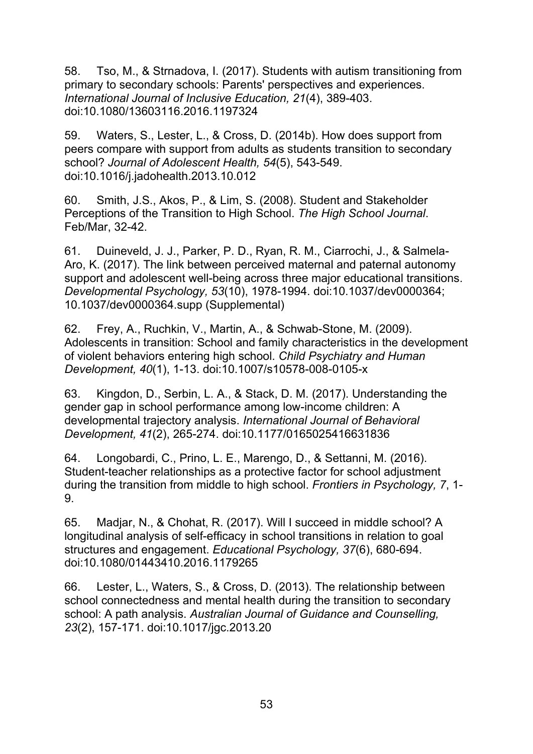58. Tso, M., & Strnadova, I. (2017). Students with autism transitioning from primary to secondary schools: Parents' perspectives and experiences. *International Journal of Inclusive Education, 21*(4), 389-403. doi:10.1080/13603116.2016.1197324

59. Waters, S., Lester, L., & Cross, D. (2014b). How does support from peers compare with support from adults as students transition to secondary school? *Journal of Adolescent Health, 54*(5), 543-549. doi:10.1016/j.jadohealth.2013.10.012

60. Smith, J.S., Akos, P., & Lim, S. (2008). Student and Stakeholder Perceptions of the Transition to High School. *The High School Journal*. Feb/Mar, 32-42.

61. Duineveld, J. J., Parker, P. D., Ryan, R. M., Ciarrochi, J., & Salmela-Aro, K. (2017). The link between perceived maternal and paternal autonomy support and adolescent well-being across three major educational transitions. *Developmental Psychology, 53*(10), 1978-1994. doi:10.1037/dev0000364; 10.1037/dev0000364.supp (Supplemental)

62. Frey, A., Ruchkin, V., Martin, A., & Schwab-Stone, M. (2009). Adolescents in transition: School and family characteristics in the development of violent behaviors entering high school. *Child Psychiatry and Human Development, 40*(1), 1-13. doi:10.1007/s10578-008-0105-x

63. Kingdon, D., Serbin, L. A., & Stack, D. M. (2017). Understanding the gender gap in school performance among low-income children: A developmental trajectory analysis. *International Journal of Behavioral Development, 41*(2), 265-274. doi:10.1177/0165025416631836

64. Longobardi, C., Prino, L. E., Marengo, D., & Settanni, M. (2016). Student-teacher relationships as a protective factor for school adjustment during the transition from middle to high school. *Frontiers in Psychology, 7*, 1-9.

65. Madjar, N., & Chohat, R. (2017). Will I succeed in middle school? A longitudinal analysis of self-efficacy in school transitions in relation to goal structures and engagement. *Educational Psychology, 37*(6), 680-694. doi:10.1080/01443410.2016.1179265

66. Lester, L., Waters, S., & Cross, D. (2013). The relationship between school connectedness and mental health during the transition to secondary school: A path analysis. *Australian Journal of Guidance and Counselling, 23*(2), 157-171. doi:10.1017/jgc.2013.20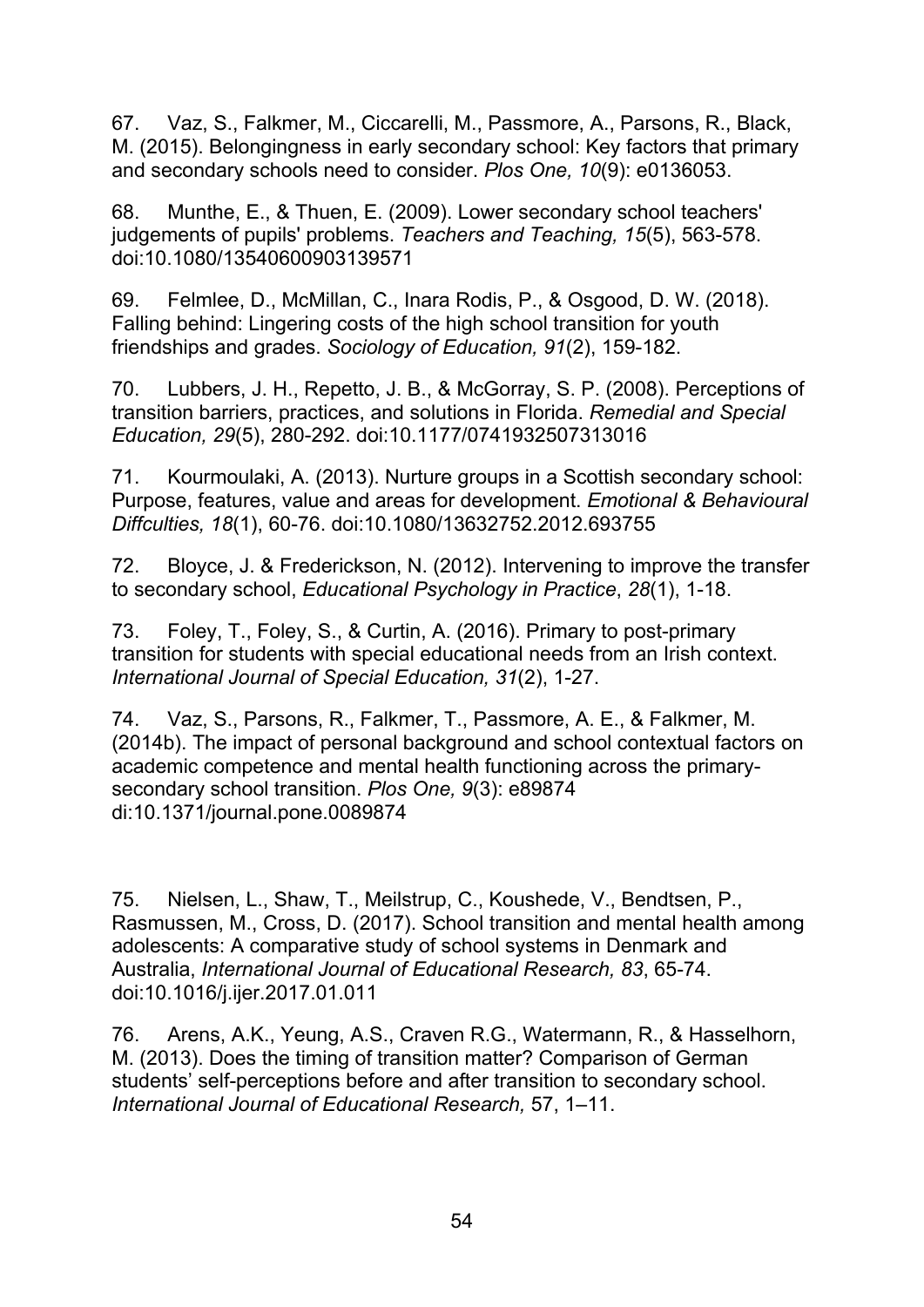67. Vaz, S., Falkmer, M., Ciccarelli, M., Passmore, A., Parsons, R., Black, M. (2015). Belongingness in early secondary school: Key factors that primary and secondary schools need to consider. *Plos One, 10*(9): e0136053.

68. Munthe, E., & Thuen, E. (2009). Lower secondary school teachers' judgements of pupils' problems. *Teachers and Teaching, 15*(5), 563-578. doi:10.1080/13540600903139571

69. Felmlee, D., McMillan, C., Inara Rodis, P., & Osgood, D. W. (2018). Falling behind: Lingering costs of the high school transition for youth friendships and grades. *Sociology of Education, 91*(2), 159-182.

70. Lubbers, J. H., Repetto, J. B., & McGorray, S. P. (2008). Perceptions of transition barriers, practices, and solutions in Florida. *Remedial and Special Education, 29*(5), 280-292. doi:10.1177/0741932507313016

71. Kourmoulaki, A. (2013). Nurture groups in a Scottish secondary school: Purpose, features, value and areas for development. *Emotional & Behavioural Diffculties, 18*(1), 60-76. doi:10.1080/13632752.2012.693755

72. Bloyce, J. & Frederickson, N. (2012). Intervening to improve the transfer to secondary school, *Educational Psychology in Practice*, *28*(1), 1-18.

73. Foley, T., Foley, S., & Curtin, A. (2016). Primary to post-primary transition for students with special educational needs from an Irish context. *International Journal of Special Education, 31*(2), 1-27.

74. Vaz, S., Parsons, R., Falkmer, T., Passmore, A. E., & Falkmer, M. (2014b). The impact of personal background and school contextual factors on academic competence and mental health functioning across the primary-secondary school transition. *Plos One, 9*(3): e89874 di:10.1371/journal.pone.0089874

75. Nielsen, L., Shaw, T., Meilstrup, C., Koushede, V., Bendtsen, P., Rasmussen, M., Cross, D. (2017). School transition and mental health among adolescents: A comparative study of school systems in Denmark and Australia, *International Journal of Educational Research, 83*, 65-74. doi:10.1016/j.ijer.2017.01.011

76. Arens, A.K., Yeung, A.S., Craven R.G., Watermann, R., & Hasselhorn, M. (2013). Does the timing of transition matter? Comparison of German students' self-perceptions before and after transition to secondary school. *International Journal of Educational Research,* 57, 1–11.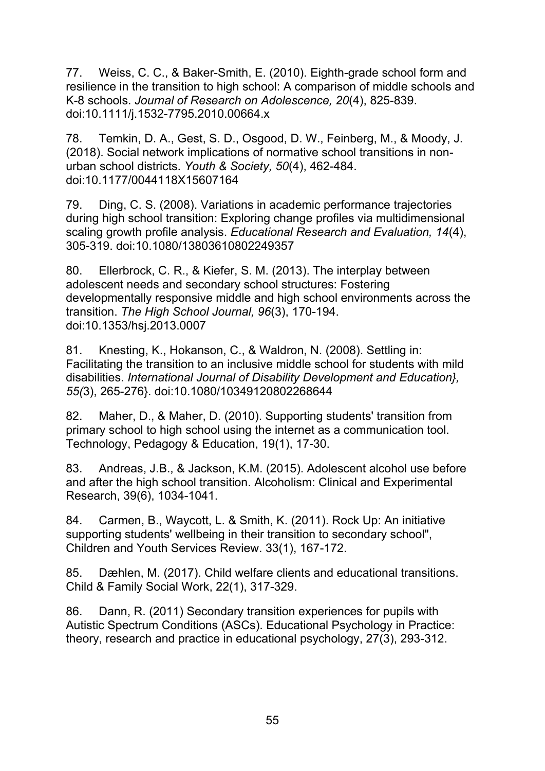77. Weiss, C. C., & Baker-Smith, E. (2010). Eighth-grade school form and resilience in the transition to high school: A comparison of middle schools and K-8 schools. *Journal of Research on Adolescence, 20*(4), 825-839. doi:10.1111/j.1532-7795.2010.00664.x

78. Temkin, D. A., Gest, S. D., Osgood, D. W., Feinberg, M., & Moody, J. (2018). Social network implications of normative school transitions in non-urban school districts. *Youth & Society, 50*(4), 462-484. doi:10.1177/0044118X15607164

79. Ding, C. S. (2008). Variations in academic performance trajectories during high school transition: Exploring change profiles via multidimensional scaling growth profile analysis. *Educational Research and Evaluation, 14*(4), 305-319. doi:10.1080/13803610802249357

80. Ellerbrock, C. R., & Kiefer, S. M. (2013). The interplay between adolescent needs and secondary school structures: Fostering developmentally responsive middle and high school environments across the transition. *The High School Journal, 96*(3), 170-194. doi:10.1353/hsj.2013.0007

81. Knesting, K., Hokanson, C., & Waldron, N. (2008). Settling in: Facilitating the transition to an inclusive middle school for students with mild disabilities. *International Journal of Disability Development and Education}, 55(*3), 265-276}. doi:10.1080/10349120802268644

82. Maher, D., & Maher, D. (2010). Supporting students' transition from primary school to high school using the internet as a communication tool. Technology, Pedagogy & Education, 19(1), 17-30.

83. Andreas, J.B., & Jackson, K.M. (2015). Adolescent alcohol use before and after the high school transition. Alcoholism: Clinical and Experimental Research, 39(6), 1034-1041.

84. Carmen, B., Waycott, L. & Smith, K. (2011). Rock Up: An initiative supporting students' wellbeing in their transition to secondary school", Children and Youth Services Review. 33(1), 167-172.

85. Dæhlen, M. (2017). Child welfare clients and educational transitions. Child & Family Social Work, 22(1), 317-329.

86. Dann, R. (2011) Secondary transition experiences for pupils with Autistic Spectrum Conditions (ASCs). Educational Psychology in Practice: theory, research and practice in educational psychology, 27(3), 293-312.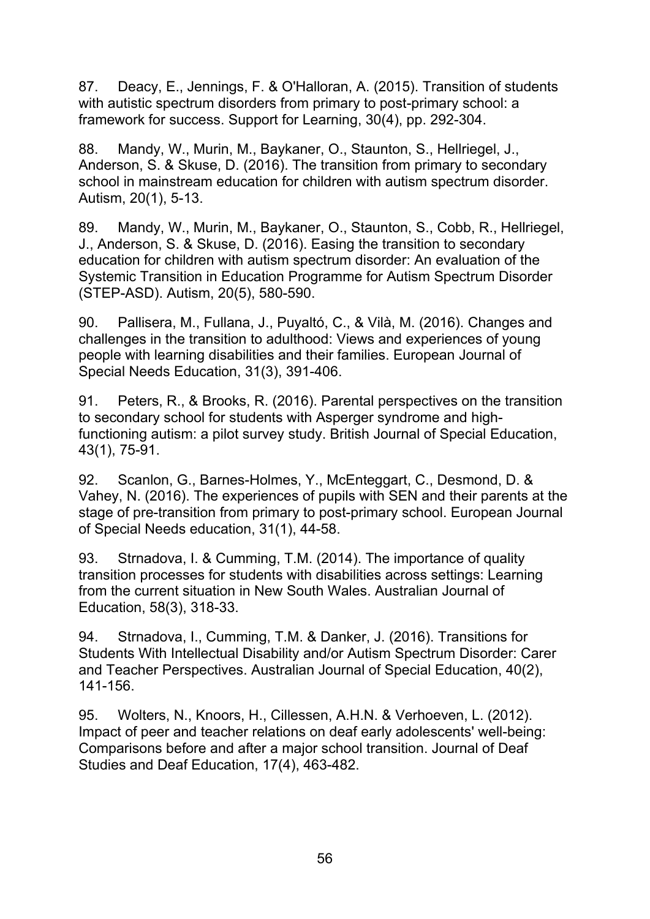87. Deacy, E., Jennings, F. & O'Halloran, A. (2015). Transition of students with autistic spectrum disorders from primary to post-primary school: a framework for success. Support for Learning, 30(4), pp. 292-304.

88. Mandy, W., Murin, M., Baykaner, O., Staunton, S., Hellriegel, J., Anderson, S. & Skuse, D. (2016). The transition from primary to secondary school in mainstream education for children with autism spectrum disorder. Autism, 20(1), 5-13.

89. Mandy, W., Murin, M., Baykaner, O., Staunton, S., Cobb, R., Hellriegel, J., Anderson, S. & Skuse, D. (2016). Easing the transition to secondary education for children with autism spectrum disorder: An evaluation of the Systemic Transition in Education Programme for Autism Spectrum Disorder (STEP-ASD). Autism, 20(5), 580-590.

90. Pallisera, M., Fullana, J., Puyaltó, C., & Vilà, M. (2016). Changes and challenges in the transition to adulthood: Views and experiences of young people with learning disabilities and their families. European Journal of Special Needs Education, 31(3), 391-406.

91. Peters, R., & Brooks, R. (2016). Parental perspectives on the transition to secondary school for students with Asperger syndrome and high-functioning autism: a pilot survey study. British Journal of Special Education, 43(1), 75-91.

92. Scanlon, G., Barnes-Holmes, Y., McEnteggart, C., Desmond, D. & Vahey, N. (2016). The experiences of pupils with SEN and their parents at the stage of pre-transition from primary to post-primary school. European Journal of Special Needs education, 31(1), 44-58.

93. Strnadova, I. & Cumming, T.M. (2014). The importance of quality transition processes for students with disabilities across settings: Learning from the current situation in New South Wales. Australian Journal of Education, 58(3), 318-33.

94. Strnadova, I., Cumming, T.M. & Danker, J. (2016). Transitions for Students With Intellectual Disability and/or Autism Spectrum Disorder: Carer and Teacher Perspectives. Australian Journal of Special Education, 40(2), 141-156.

95. Wolters, N., Knoors, H., Cillessen, A.H.N. & Verhoeven, L. (2012). Impact of peer and teacher relations on deaf early adolescents' well-being: Comparisons before and after a major school transition. Journal of Deaf Studies and Deaf Education, 17(4), 463-482.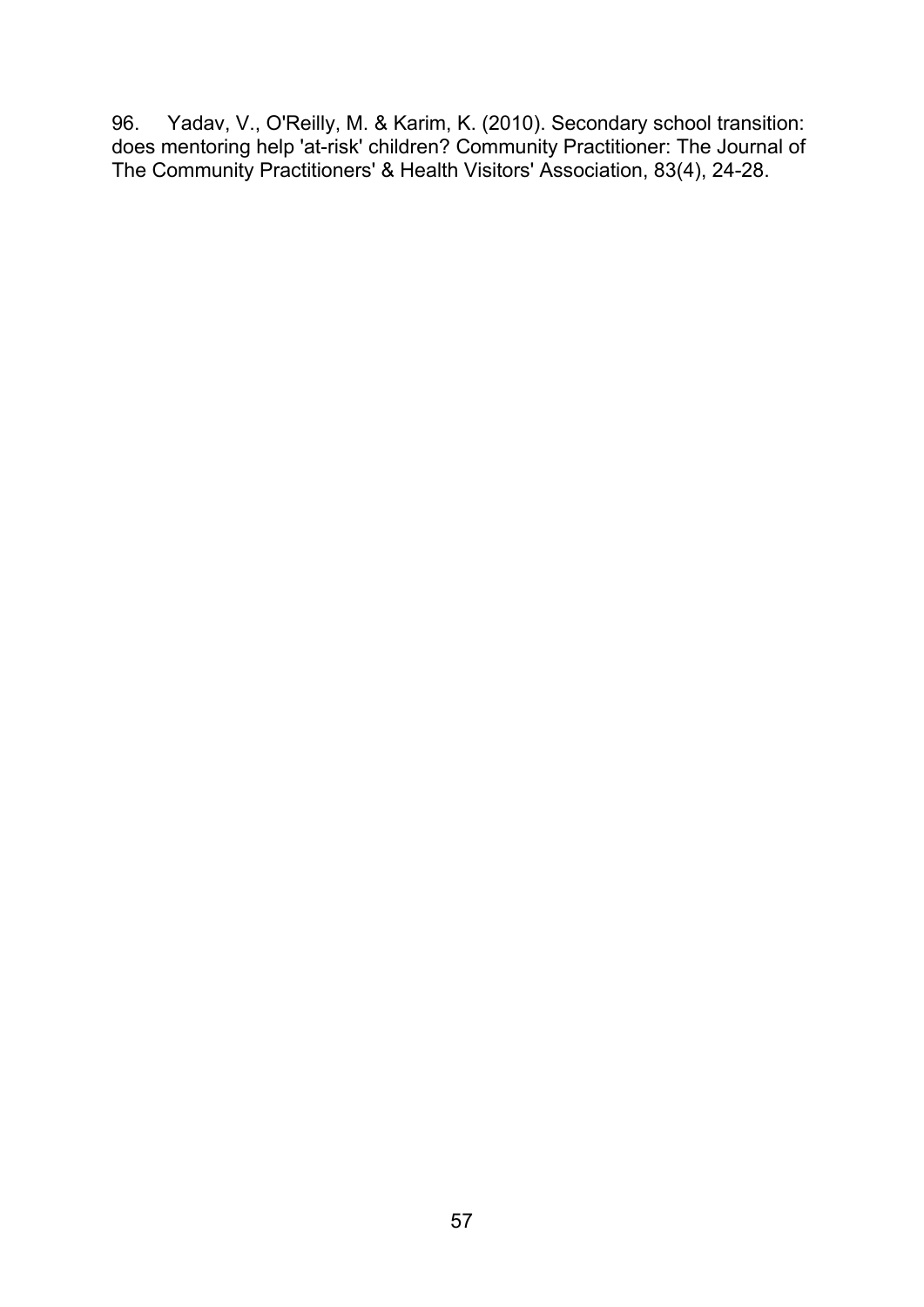96. Yadav, V., O'Reilly, M. & Karim, K. (2010). Secondary school transition: does mentoring help 'at-risk' children? Community Practitioner: The Journal of The Community Practitioners' & Health Visitors' Association, 83(4), 24-28.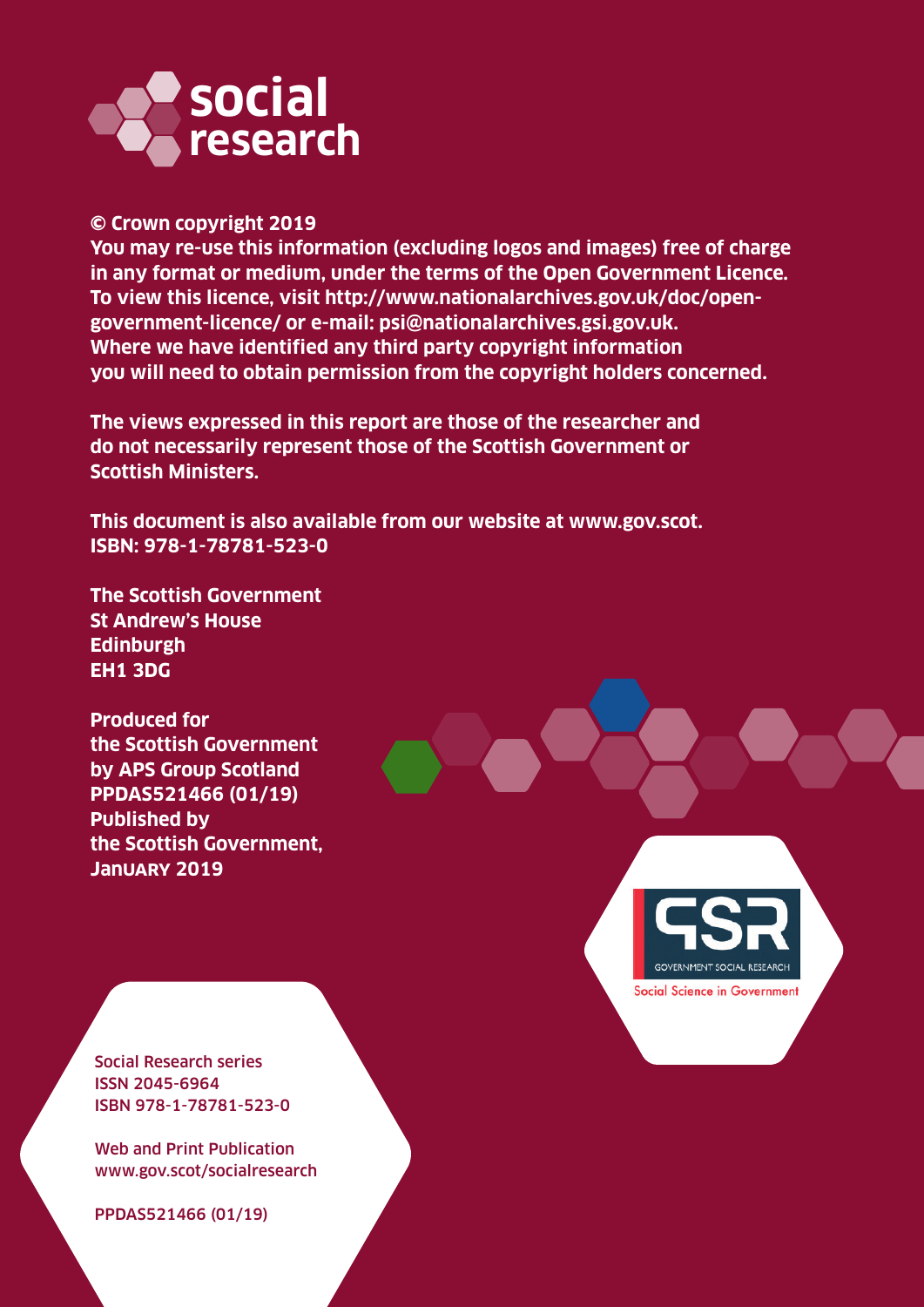social research

**© Crown copyright 2019**
**You may re-use this information (excluding logos and images) free of charge in any format or medium, under the terms of the Open Government Licence. To view this licence, visit http://www.nationalarchives.gov.uk/doc/open-government-licence/ or e-mail: psi@nationalarchives.gsi.gov.uk. Where we have identified any third party copyright information you will need to obtain permission from the copyright holders concerned.**

**The views expressed in this report are those of the researcher and do not necessarily represent those of the Scottish Government or Scottish Ministers.**

**This document is also available from our website at www.gov.scot.**
**ISBN: 978-1-78781-523-0**

**The Scottish Government**
**St Andrew's House**
**Edinburgh**
**EH1 3DG**

**Produced for**
**the Scottish Government**
**by APS Group Scotland**
**PPDAS521466 (01/19)**
**Published by**
**the Scottish Government,**
**January 2019**

GSR
GOVERNMENT SOCIAL RESEARCH
Social Science in Government

Social Research series
ISSN 2045-6964
ISBN 978-1-78781-523-0

Web and Print Publication
www.gov.scot/socialresearch

PPDAS521466 (01/19)